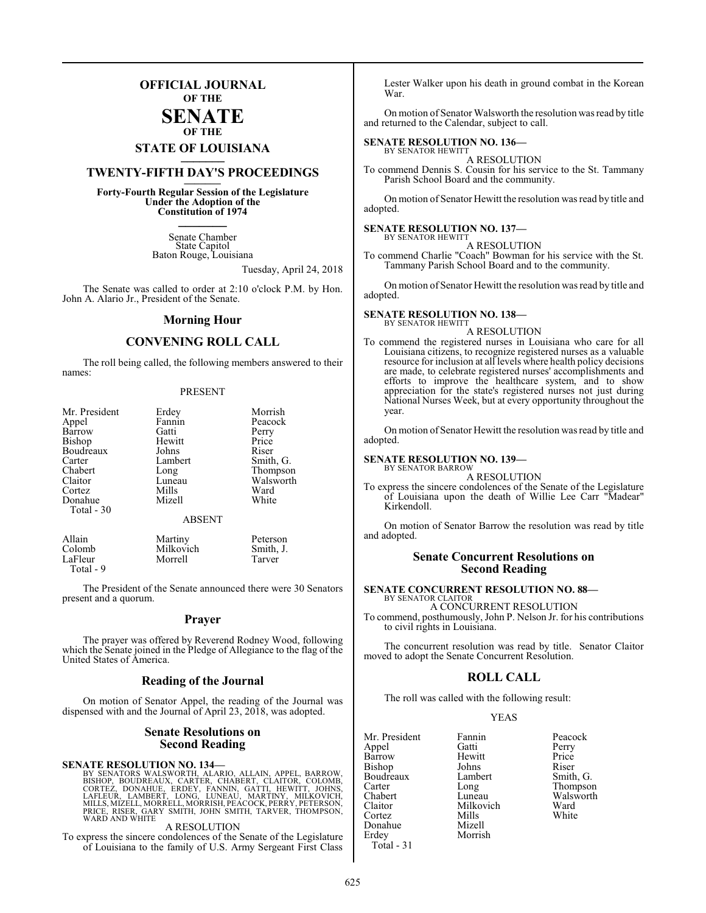# OFFICIAL JOURNAL
## OF THE
# SENATE
## OF THE
## STATE OF LOUISIANA

## TWENTY-FIFTH DAY'S PROCEEDINGS

**Forty-Fourth Regular Session of the Legislature Under the Adoption of the Constitution of 1974**

Senate Chamber
State Capitol
Baton Rouge, Louisiana

Tuesday, April 24, 2018

The Senate was called to order at 2:10 o'clock P.M. by Hon. John A. Alario Jr., President of the Senate.

## Morning Hour

## CONVENING ROLL CALL

The roll being called, the following members answered to their names:

PRESENT

| | | |
|---|---|---|
| Mr. President | Erdey | Morrish |
| Appel | Fannin | Peacock |
| Barrow | Gatti | Perry |
| Bishop | Hewitt | Price |
| Boudreaux | Johns | Riser |
| Carter | Lambert | Smith, G. |
| Chabert | Long | Thompson |
| Claitor | Luneau | Walsworth |
| Cortez | Mills | Ward |
| Donahue | Mizell | White |

Total - 30

ABSENT

| | | |
|---|---|---|
| Allain | Martiny | Peterson |
| Colomb | Milkovich | Smith, J. |
| LaFleur | Morrell | Tarver |

Total - 9

The President of the Senate announced there were 30 Senators present and a quorum.

## Prayer

The prayer was offered by Reverend Rodney Wood, following which the Senate joined in the Pledge of Allegiance to the flag of the United States of America.

## Reading of the Journal

On motion of Senator Appel, the reading of the Journal was dispensed with and the Journal of April 23, 2018, was adopted.

## Senate Resolutions on Second Reading

**SENATE RESOLUTION NO. 134—**
BY SENATORS WALSWORTH, ALARIO, ALLAIN, APPEL, BARROW, BISHOP, BOUDREAUX, CARTER, CHABERT, CLAITOR, COLOMB, CORTEZ, DONAHUE, ERDEY, FANNIN, GATTI, HEWITT, JOHNS, LAFLEUR, LAMBERT, LONG, LUNEAU, MARTINY, MILKOVICH, MILLS, MIZELL, MORRELL, MORRISH, PEACOCK, PERRY, PETERSON, PRICE, RISER, GARY SMITH, JOHN SMITH, TARVER, THOMPSON, WARD AND WHITE

A RESOLUTION

To express the sincere condolences of the Senate of the Legislature of Louisiana to the family of U.S. Army Sergeant First Class Lester Walker upon his death in ground combat in the Korean War.

On motion of Senator Walsworth the resolution was read by title and returned to the Calendar, subject to call.

**SENATE RESOLUTION NO. 136—**
BY SENATOR HEWITT

A RESOLUTION

To commend Dennis S. Cousin for his service to the St. Tammany Parish School Board and the community.

On motion of Senator Hewitt the resolution was read by title and adopted.

**SENATE RESOLUTION NO. 137—**
BY SENATOR HEWITT

A RESOLUTION

To commend Charlie "Coach" Bowman for his service with the St. Tammany Parish School Board and to the community.

On motion of Senator Hewitt the resolution was read by title and adopted.

**SENATE RESOLUTION NO. 138—**
BY SENATOR HEWITT

A RESOLUTION

To commend the registered nurses in Louisiana who care for all Louisiana citizens, to recognize registered nurses as a valuable resource for inclusion at all levels where health policy decisions are made, to celebrate registered nurses' accomplishments and efforts to improve the healthcare system, and to show appreciation for the state's registered nurses not just during National Nurses Week, but at every opportunity throughout the year.

On motion of Senator Hewitt the resolution was read by title and adopted.

**SENATE RESOLUTION NO. 139—**
BY SENATOR BARROW

A RESOLUTION

To express the sincere condolences of the Senate of the Legislature of Louisiana upon the death of Willie Lee Carr "Madear" Kirkendoll.

On motion of Senator Barrow the resolution was read by title and adopted.

## Senate Concurrent Resolutions on Second Reading

**SENATE CONCURRENT RESOLUTION NO. 88—**
BY SENATOR CLAITOR

A CONCURRENT RESOLUTION

To commend, posthumously, John P. Nelson Jr. for his contributions to civil rights in Louisiana.

The concurrent resolution was read by title. Senator Claitor moved to adopt the Senate Concurrent Resolution.

## ROLL CALL

The roll was called with the following result:

YEAS

| | | |
|---|---|---|
| Mr. President | Fannin | Peacock |
| Appel | Gatti | Perry |
| Barrow | Hewitt | Price |
| Bishop | Johns | Riser |
| Boudreaux | Lambert | Smith, G. |
| Carter | Long | Thompson |
| Chabert | Luneau | Walsworth |
| Claitor | Milkovich | Ward |
| Cortez | Mills | White |
| Donahue | Mizell | |
| Erdey | Morrish | |

Total - 31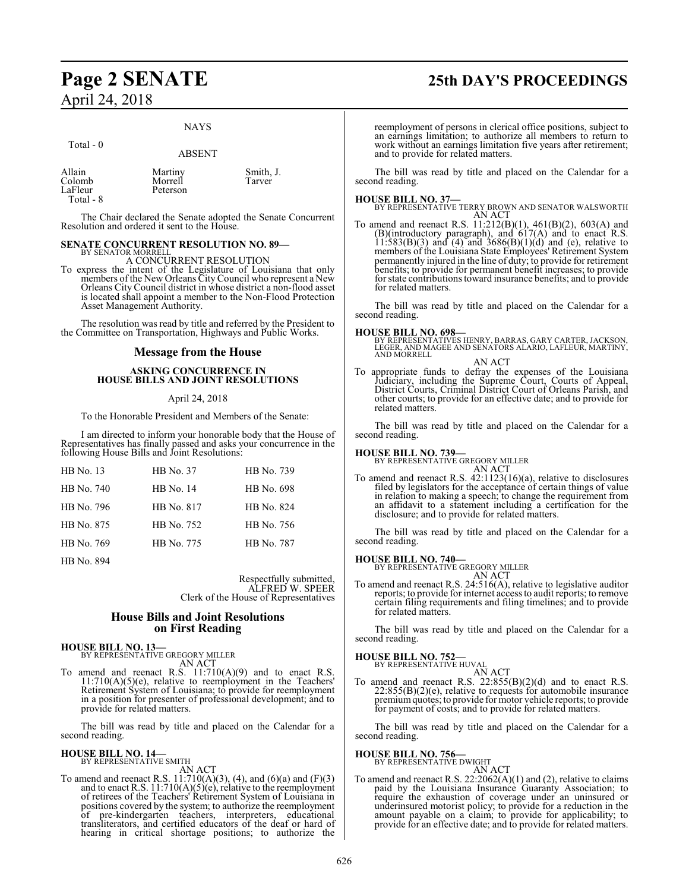NAYS

Total - 0

ABSENT

| | | |
|---|---|---|
| Allain | Martiny | Smith, J. |
| Colomb | Morrell | Tarver |
| LaFleur | Peterson | |
| Total - 8 | | |

The Chair declared the Senate adopted the Senate Concurrent Resolution and ordered it sent to the House.

**SENATE CONCURRENT RESOLUTION NO. 89—**
BY SENATOR MORRELL

A CONCURRENT RESOLUTION

To express the intent of the Legislature of Louisiana that only members of the New Orleans City Council who represent a New Orleans City Council district in whose district a non-flood asset is located shall appoint a member to the Non-Flood Protection Asset Management Authority.

The resolution was read by title and referred by the President to the Committee on Transportation, Highways and Public Works.

## Message from the House

### ASKING CONCURRENCE IN HOUSE BILLS AND JOINT RESOLUTIONS

April 24, 2018

To the Honorable President and Members of the Senate:

I am directed to inform your honorable body that the House of Representatives has finally passed and asks your concurrence in the following House Bills and Joint Resolutions:

| | | |
|---|---|---|
| HB No. 13 | HB No. 37 | HB No. 739 |
| HB No. 740 | HB No. 14 | HB No. 698 |
| HB No. 796 | HB No. 817 | HB No. 824 |
| HB No. 875 | HB No. 752 | HB No. 756 |
| HB No. 769 | HB No. 775 | HB No. 787 |
| HB No. 894 | | |

Respectfully submitted,
ALFRED W. SPEER
Clerk of the House of Representatives

## House Bills and Joint Resolutions on First Reading

**HOUSE BILL NO. 13—**
BY REPRESENTATIVE GREGORY MILLER

AN ACT

To amend and reenact R.S. 11:710(A)(9) and to enact R.S. 11:710(A)(5)(e), relative to reemployment in the Teachers' Retirement System of Louisiana; to provide for reemployment in a position for presenter of professional development; and to provide for related matters.

The bill was read by title and placed on the Calendar for a second reading.

**HOUSE BILL NO. 14—**
BY REPRESENTATIVE SMITH

AN ACT

To amend and reenact R.S. 11:710(A)(3), (4), and (6)(a) and (F)(3) and to enact R.S. 11:710(A)(5)(e), relative to the reemployment of retirees of the Teachers' Retirement System of Louisiana in positions covered by the system; to authorize the reemployment of pre-kindergarten teachers, interpreters, educational transliterators, and certified educators of the deaf or hard of hearing in critical shortage positions; to authorize the reemployment of persons in clerical office positions, subject to an earnings limitation; to authorize all members to return to work without an earnings limitation five years after retirement; and to provide for related matters.

The bill was read by title and placed on the Calendar for a second reading.

**HOUSE BILL NO. 37—**
BY REPRESENTATIVE TERRY BROWN AND SENATOR WALSWORTH

AN ACT

To amend and reenact R.S. 11:212(B)(1), 461(B)(2), 603(A) and (B)(introductory paragraph), and 617(A) and to enact R.S. 11:583(B)(3) and (4) and 3686(B)(1)(d) and (e), relative to members of the Louisiana State Employees' Retirement System permanently injured in the line of duty; to provide for retirement benefits; to provide for permanent benefit increases; to provide for state contributions toward insurance benefits; and to provide for related matters.

The bill was read by title and placed on the Calendar for a second reading.

**HOUSE BILL NO. 698—**
BY REPRESENTATIVES HENRY, BARRAS, GARY CARTER, JACKSON, LEGER, AND MAGEE AND SENATORS ALARIO, LAFLEUR, MARTINY, AND MORRELL

AN ACT

To appropriate funds to defray the expenses of the Louisiana Judiciary, including the Supreme Court, Courts of Appeal, District Courts, Criminal District Court of Orleans Parish, and other courts; to provide for an effective date; and to provide for related matters.

The bill was read by title and placed on the Calendar for a second reading.

**HOUSE BILL NO. 739—**
BY REPRESENTATIVE GREGORY MILLER

AN ACT

To amend and reenact R.S. 42:1123(16)(a), relative to disclosures filed by legislators for the acceptance of certain things of value in relation to making a speech; to change the requirement from an affidavit to a statement including a certification for the disclosure; and to provide for related matters.

The bill was read by title and placed on the Calendar for a second reading.

**HOUSE BILL NO. 740—**
BY REPRESENTATIVE GREGORY MILLER

AN ACT

To amend and reenact R.S. 24:516(A), relative to legislative auditor reports; to provide for internet access to audit reports; to remove certain filing requirements and filing timelines; and to provide for related matters.

The bill was read by title and placed on the Calendar for a second reading.

**HOUSE BILL NO. 752—**
BY REPRESENTATIVE HUVAL

AN ACT

To amend and reenact R.S. 22:855(B)(2)(d) and to enact R.S. 22:855(B)(2)(e), relative to requests for automobile insurance premium quotes; to provide for motor vehicle reports; to provide for payment of costs; and to provide for related matters.

The bill was read by title and placed on the Calendar for a second reading.

**HOUSE BILL NO. 756—**
BY REPRESENTATIVE DWIGHT

AN ACT

To amend and reenact R.S. 22:2062(A)(1) and (2), relative to claims paid by the Louisiana Insurance Guaranty Association; to require the exhaustion of coverage under an uninsured or underinsured motorist policy; to provide for a reduction in the amount payable on a claim; to provide for applicability; to provide for an effective date; and to provide for related matters.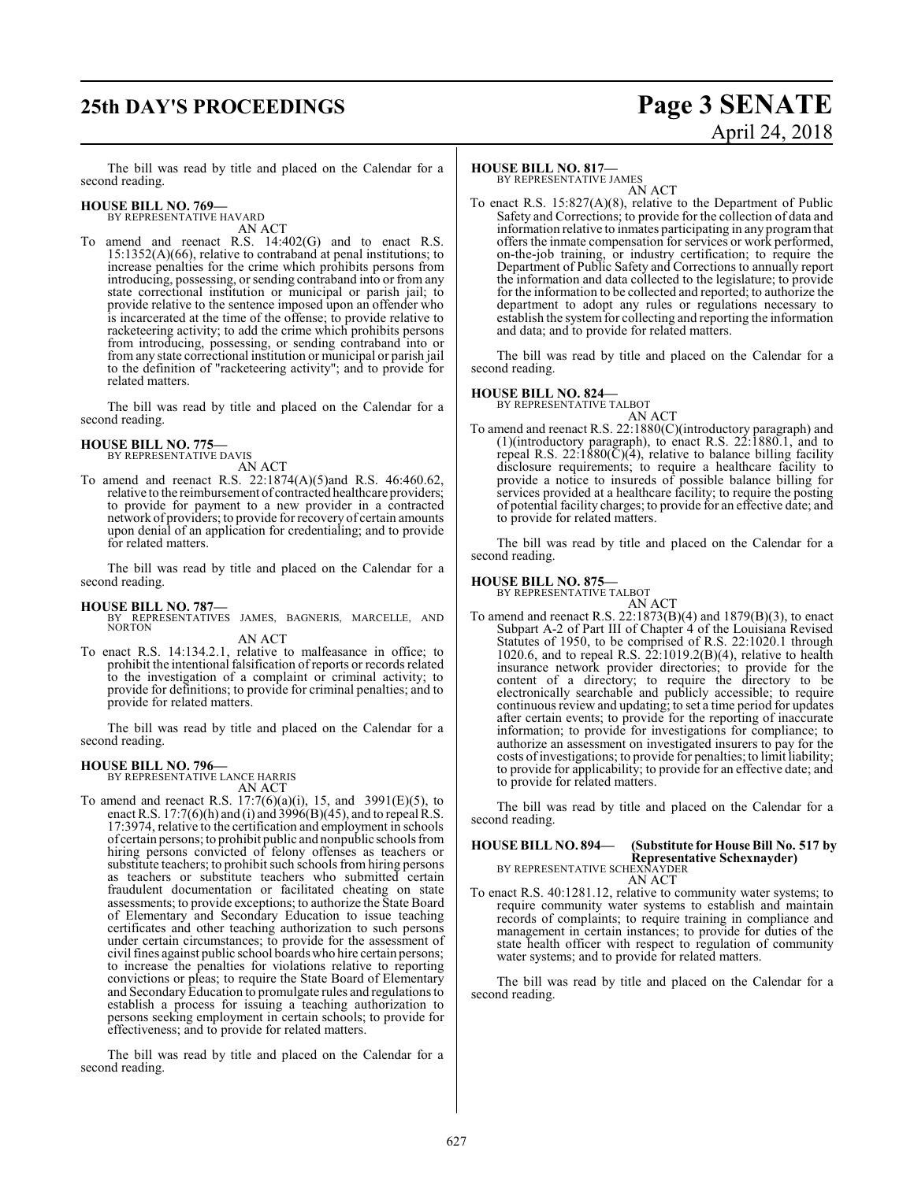The bill was read by title and placed on the Calendar for a second reading.

**HOUSE BILL NO. 769—**
BY REPRESENTATIVE HAVARD
AN ACT

To amend and reenact R.S. 14:402(G) and to enact R.S. 15:1352(A)(66), relative to contraband at penal institutions; to increase penalties for the crime which prohibits persons from introducing, possessing, or sending contraband into or from any state correctional institution or municipal or parish jail; to provide relative to the sentence imposed upon an offender who is incarcerated at the time of the offense; to provide relative to racketeering activity; to add the crime which prohibits persons from introducing, possessing, or sending contraband into or from any state correctional institution or municipal or parish jail to the definition of "racketeering activity"; and to provide for related matters.

The bill was read by title and placed on the Calendar for a second reading.

**HOUSE BILL NO. 775—**
BY REPRESENTATIVE DAVIS
AN ACT

To amend and reenact R.S. 22:1874(A)(5)and R.S. 46:460.62, relative to the reimbursement of contracted healthcare providers; to provide for payment to a new provider in a contracted network of providers; to provide for recovery of certain amounts upon denial of an application for credentialing; and to provide for related matters.

The bill was read by title and placed on the Calendar for a second reading.

**HOUSE BILL NO. 787—**
BY REPRESENTATIVES JAMES, BAGNERIS, MARCELLE, AND NORTON
AN ACT

To enact R.S. 14:134.2.1, relative to malfeasance in office; to prohibit the intentional falsification of reports or records related to the investigation of a complaint or criminal activity; to provide for definitions; to provide for criminal penalties; and to provide for related matters.

The bill was read by title and placed on the Calendar for a second reading.

**HOUSE BILL NO. 796—**
BY REPRESENTATIVE LANCE HARRIS
AN ACT

To amend and reenact R.S. 17:7(6)(a)(i), 15, and 3991(E)(5), to enact R.S. 17:7(6)(h) and (i) and 3996(B)(45), and to repeal R.S. 17:3974, relative to the certification and employment in schools of certain persons; to prohibit public and nonpublic schools from hiring persons convicted of felony offenses as teachers or substitute teachers; to prohibit such schools from hiring persons as teachers or substitute teachers who submitted certain fraudulent documentation or facilitated cheating on state assessments; to provide exceptions; to authorize the State Board of Elementary and Secondary Education to issue teaching certificates and other teaching authorization to such persons under certain circumstances; to provide for the assessment of civil fines against public school boards who hire certain persons; to increase the penalties for violations relative to reporting convictions or pleas; to require the State Board of Elementary and Secondary Education to promulgate rules and regulations to establish a process for issuing a teaching authorization to persons seeking employment in certain schools; to provide for effectiveness; and to provide for related matters.

The bill was read by title and placed on the Calendar for a second reading.

**HOUSE BILL NO. 817—**
BY REPRESENTATIVE JAMES
AN ACT

To enact R.S. 15:827(A)(8), relative to the Department of Public Safety and Corrections; to provide for the collection of data and information relative to inmates participating in any program that offers the inmate compensation for services or work performed, on-the-job training, or industry certification; to require the Department of Public Safety and Corrections to annually report the information and data collected to the legislature; to provide for the information to be collected and reported; to authorize the department to adopt any rules or regulations necessary to establish the system for collecting and reporting the information and data; and to provide for related matters.

The bill was read by title and placed on the Calendar for a second reading.

**HOUSE BILL NO. 824—**
BY REPRESENTATIVE TALBOT
AN ACT

To amend and reenact R.S. 22:1880(C)(introductory paragraph) and (1)(introductory paragraph), to enact R.S. 22:1880.1, and to repeal R.S. 22:1880(C)(4), relative to balance billing facility disclosure requirements; to require a healthcare facility to provide a notice to insureds of possible balance billing for services provided at a healthcare facility; to require the posting of potential facility charges; to provide for an effective date; and to provide for related matters.

The bill was read by title and placed on the Calendar for a second reading.

**HOUSE BILL NO. 875—**
BY REPRESENTATIVE TALBOT
AN ACT

To amend and reenact R.S. 22:1873(B)(4) and 1879(B)(3), to enact Subpart A-2 of Part III of Chapter 4 of the Louisiana Revised Statutes of 1950, to be comprised of R.S. 22:1020.1 through 1020.6, and to repeal R.S. 22:1019.2(B)(4), relative to health insurance network provider directories; to provide for the content of a directory; to require the directory to be electronically searchable and publicly accessible; to require continuous review and updating; to set a time period for updates after certain events; to provide for the reporting of inaccurate information; to provide for investigations for compliance; to authorize an assessment on investigated insurers to pay for the costs of investigations; to provide for penalties; to limit liability; to provide for applicability; to provide for an effective date; and to provide for related matters.

The bill was read by title and placed on the Calendar for a second reading.

**HOUSE BILL NO. 894— (Substitute for House Bill No. 517 by Representative Schexnayder)**
BY REPRESENTATIVE SCHEXNAYDER
AN ACT

To enact R.S. 40:1281.12, relative to community water systems; to require community water systems to establish and maintain records of complaints; to require training in compliance and management in certain instances; to provide for duties of the state health officer with respect to regulation of community water systems; and to provide for related matters.

The bill was read by title and placed on the Calendar for a second reading.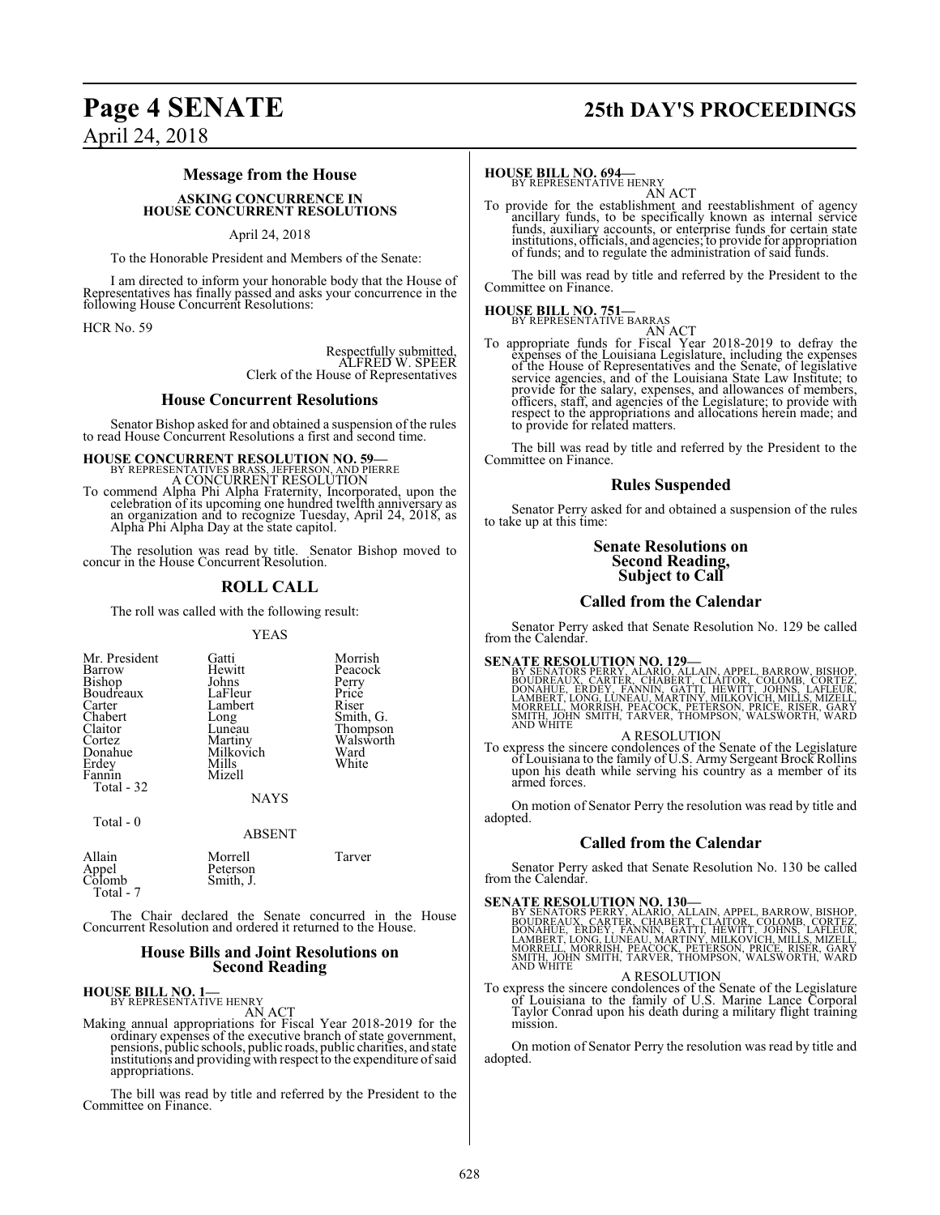## Message from the House

### ASKING CONCURRENCE IN HOUSE CONCURRENT RESOLUTIONS

April 24, 2018

To the Honorable President and Members of the Senate:

I am directed to inform your honorable body that the House of Representatives has finally passed and asks your concurrence in the following House Concurrent Resolutions:

HCR No. 59

Respectfully submitted,
ALFRED W. SPEER
Clerk of the House of Representatives

## House Concurrent Resolutions

Senator Bishop asked for and obtained a suspension of the rules to read House Concurrent Resolutions a first and second time.

**HOUSE CONCURRENT RESOLUTION NO. 59—**
BY REPRESENTATIVES BRASS, JEFFERSON, AND PIERRE
A CONCURRENT RESOLUTION

To commend Alpha Phi Alpha Fraternity, Incorporated, upon the celebration of its upcoming one hundred twelfth anniversary as an organization and to recognize Tuesday, April 24, 2018, as Alpha Phi Alpha Day at the state capitol.

The resolution was read by title. Senator Bishop moved to concur in the House Concurrent Resolution.

## ROLL CALL

The roll was called with the following result:

YEAS

| | | |
|---|---|---|
| Mr. President | Gatti | Morrish |
| Barrow | Hewitt | Peacock |
| Bishop | Johns | Perry |
| Boudreaux | LaFleur | Price |
| Carter | Lambert | Riser |
| Chabert | Long | Smith, G. |
| Claitor | Luneau | Thompson |
| Cortez | Martiny | Walsworth |
| Donahue | Milkovich | Ward |
| Erdey | Mills | White |
| Fannin | Mizell | |

Total - 32

NAYS

Total - 0

ABSENT

| | | |
|---|---|---|
| Allain | Morrell | Tarver |
| Appel | Peterson | |
| Colomb | Smith, J. | |

Total - 7

The Chair declared the Senate concurred in the House Concurrent Resolution and ordered it returned to the House.

## House Bills and Joint Resolutions on Second Reading

**HOUSE BILL NO. 1—**
BY REPRESENTATIVE HENRY
AN ACT

Making annual appropriations for Fiscal Year 2018-2019 for the ordinary expenses of the executive branch of state government, pensions, public schools, public roads, public charities, and state institutions and providing with respect to the expenditure of said appropriations.

The bill was read by title and referred by the President to the Committee on Finance.

**HOUSE BILL NO. 694—**
BY REPRESENTATIVE HENRY
AN ACT

To provide for the establishment and reestablishment of agency ancillary funds, to be specifically known as internal service funds, auxiliary accounts, or enterprise funds for certain state institutions, officials, and agencies; to provide for appropriation of funds; and to regulate the administration of said funds.

The bill was read by title and referred by the President to the Committee on Finance.

**HOUSE BILL NO. 751—**
BY REPRESENTATIVE BARRAS
AN ACT

To appropriate funds for Fiscal Year 2018-2019 to defray the expenses of the Louisiana Legislature, including the expenses of the House of Representatives and the Senate, of legislative service agencies, and of the Louisiana State Law Institute; to provide for the salary, expenses, and allowances of members, officers, staff, and agencies of the Legislature; to provide with respect to the appropriations and allocations herein made; and to provide for related matters.

The bill was read by title and referred by the President to the Committee on Finance.

## Rules Suspended

Senator Perry asked for and obtained a suspension of the rules to take up at this time:

## Senate Resolutions on Second Reading, Subject to Call

## Called from the Calendar

Senator Perry asked that Senate Resolution No. 129 be called from the Calendar.

**SENATE RESOLUTION NO. 129—**
BY SENATORS PERRY, ALARIO, ALLAIN, APPEL, BARROW, BISHOP, BOUDREAUX, CARTER, CHABERT, CLAITOR, COLOMB, CORTEZ, DONAHUE, ERDEY, FANNIN, GATTI, HEWITT, JOHNS, LAFLEUR, LAMBERT, LONG, LUNEAU, MARTINY, MILKOVICH, MILLS, MIZELL, MORRELL, MORRISH, PEACOCK, PETERSON, PRICE, RISER, GARY SMITH, JOHN SMITH, TARVER, THOMPSON, WALSWORTH, WARD AND WHITE
A RESOLUTION

To express the sincere condolences of the Senate of the Legislature of Louisiana to the family of U.S. Army Sergeant Brock Rollins upon his death while serving his country as a member of its armed forces.

On motion of Senator Perry the resolution was read by title and adopted.

## Called from the Calendar

Senator Perry asked that Senate Resolution No. 130 be called from the Calendar.

**SENATE RESOLUTION NO. 130—**
BY SENATORS PERRY, ALARIO, ALLAIN, APPEL, BARROW, BISHOP, BOUDREAUX, CARTER, CHABERT, CLAITOR, COLOMB, CORTEZ, DONAHUE, ERDEY, FANNIN, GATTI, HEWITT, JOHNS, LAFLEUR, LAMBERT, LONG, LUNEAU, MARTINY, MILKOVICH, MILLS, MIZELL, MORRELL, MORRISH, PEACOCK, PETERSON, PRICE, RISER, GARY SMITH, JOHN SMITH, TARVER, THOMPSON, WALSWORTH, WARD AND WHITE
A RESOLUTION

To express the sincere condolences of the Senate of the Legislature of Louisiana to the family of U.S. Marine Lance Corporal Taylor Conrad upon his death during a military flight training mission.

On motion of Senator Perry the resolution was read by title and adopted.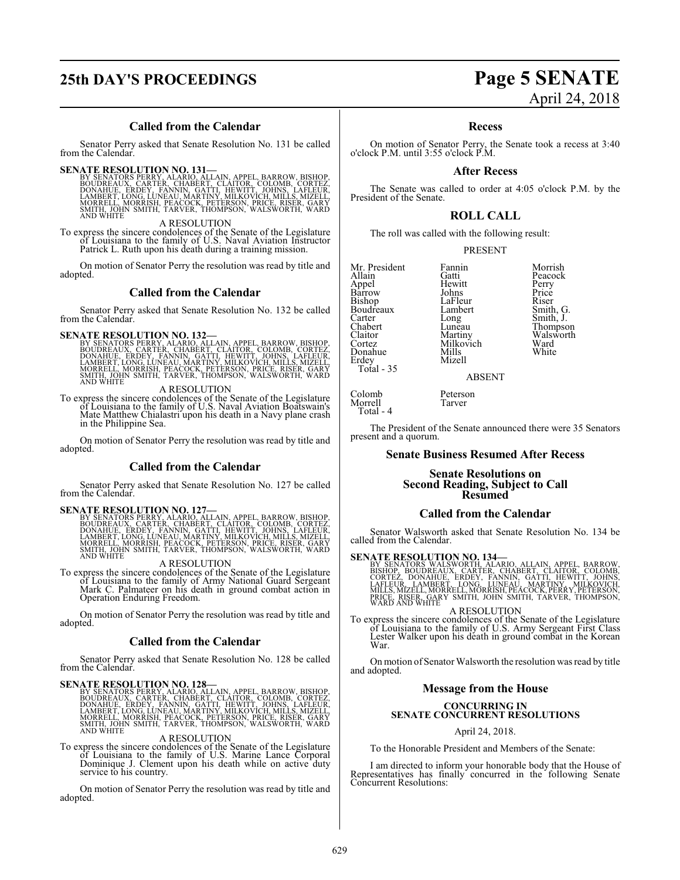### Called from the Calendar

Senator Perry asked that Senate Resolution No. 131 be called from the Calendar.

**SENATE RESOLUTION NO. 131—**
BY SENATORS PERRY, ALARIO, ALLAIN, APPEL, BARROW, BISHOP, BOUDREAUX, CARTER, CHABERT, CLAITOR, COLOMB, CORTEZ, DONAHUE, ERDEY, FANNIN, GATTI, HEWITT, JOHNS, LAFLEUR, LAMBERT, LONG, LUNEAU, MARTINY, MILKOVICH, MILLS, MIZELL, MORRELL, MORRISH, PEACOCK, PETERSON, PRICE, RISER, GARY SMITH, JOHN SMITH, TARVER, THOMPSON, WALSWORTH, WARD AND WHITE

A RESOLUTION

To express the sincere condolences of the Senate of the Legislature of Louisiana to the family of U.S. Naval Aviation Instructor Patrick L. Ruth upon his death during a training mission.

On motion of Senator Perry the resolution was read by title and adopted.

### Called from the Calendar

Senator Perry asked that Senate Resolution No. 132 be called from the Calendar.

**SENATE RESOLUTION NO. 132—**
BY SENATORS PERRY, ALARIO, ALLAIN, APPEL, BARROW, BISHOP, BOUDREAUX, CARTER, CHABERT, CLAITOR, COLOMB, CORTEZ, DONAHUE, ERDEY, FANNIN, GATTI, HEWITT, JOHNS, LAFLEUR, LAMBERT, LONG, LUNEAU, MARTINY, MILKOVICH, MILLS, MIZELL, MORRELL, MORRISH, PEACOCK, PETERSON, PRICE, RISER, GARY SMITH, JOHN SMITH, TARVER, THOMPSON, WALSWORTH, WARD AND WHITE

A RESOLUTION

To express the sincere condolences of the Senate of the Legislature of Louisiana to the family of U.S. Naval Aviation Boatswain's Mate Matthew Chialastri upon his death in a Navy plane crash in the Philippine Sea.

On motion of Senator Perry the resolution was read by title and adopted.

### Called from the Calendar

Senator Perry asked that Senate Resolution No. 127 be called from the Calendar.

**SENATE RESOLUTION NO. 127—**
BY SENATORS PERRY, ALARIO, ALLAIN, APPEL, BARROW, BISHOP, BOUDREAUX, CARTER, CHABERT, CLAITOR, COLOMB, CORTEZ, DONAHUE, ERDEY, FANNIN, GATTI, HEWITT, JOHNS, LAFLEUR, LAMBERT, LONG, LUNEAU, MARTINY, MILKOVICH, MILLS, MIZELL, MORRELL, MORRISH, PEACOCK, PETERSON, PRICE, RISER, GARY SMITH, JOHN SMITH, TARVER, THOMPSON, WALSWORTH, WARD AND WHITE

A RESOLUTION

To express the sincere condolences of the Senate of the Legislature of Louisiana to the family of Army National Guard Sergeant Mark C. Palmateer on his death in ground combat action in Operation Enduring Freedom.

On motion of Senator Perry the resolution was read by title and adopted.

### Called from the Calendar

Senator Perry asked that Senate Resolution No. 128 be called from the Calendar.

**SENATE RESOLUTION NO. 128—**
BY SENATORS PERRY, ALARIO, ALLAIN, APPEL, BARROW, BISHOP, BOUDREAUX, CARTER, CHABERT, CLAITOR, COLOMB, CORTEZ, DONAHUE, ERDEY, FANNIN, GATTI, HEWITT, JOHNS, LAFLEUR, LAMBERT, LONG, LUNEAU, MARTINY, MILKOVICH, MILLS, MIZELL, MORRELL, MORRISH, PEACOCK, PETERSON, PRICE, RISER, GARY SMITH, JOHN SMITH, TARVER, THOMPSON, WALSWORTH, WARD AND WHITE

A RESOLUTION

To express the sincere condolences of the Senate of the Legislature of Louisiana to the family of U.S. Marine Lance Corporal Dominique J. Clement upon his death while on active duty service to his country.

On motion of Senator Perry the resolution was read by title and adopted.

### Recess

On motion of Senator Perry, the Senate took a recess at 3:40 o'clock P.M. until 3:55 o'clock P.M.

### After Recess

The Senate was called to order at 4:05 o'clock P.M. by the President of the Senate.

## ROLL CALL

The roll was called with the following result:

PRESENT

| | | |
|---|---|---|
| Mr. President | Fannin | Morrish |
| Allain | Gatti | Peacock |
| Appel | Hewitt | Perry |
| Barrow | Johns | Price |
| Bishop | LaFleur | Riser |
| Boudreaux | Lambert | Smith, G. |
| Carter | Long | Smith, J. |
| Chabert | Luneau | Thompson |
| Claitor | Martiny | Walsworth |
| Cortez | Milkovich | Ward |
| Donahue | Mills | White |
| Erdey | Mizell | |

Total - 35

ABSENT

| | |
|---|---|
| Colomb | Peterson |
| Morrell | Tarver |

Total - 4

The President of the Senate announced there were 35 Senators present and a quorum.

### Senate Business Resumed After Recess

### Senate Resolutions on Second Reading, Subject to Call Resumed

### Called from the Calendar

Senator Walsworth asked that Senate Resolution No. 134 be called from the Calendar.

**SENATE RESOLUTION NO. 134—**
BY SENATORS WALSWORTH, ALARIO, ALLAIN, APPEL, BARROW, BISHOP, BOUDREAUX, CARTER, CHABERT, CLAITOR, COLOMB, CORTEZ, DONAHUE, ERDEY, FANNIN, GATTI, HEWITT, JOHNS, LAFLEUR, LAMBERT, LONG, LUNEAU, MARTINY, MILKOVICH, MILLS, MIZELL, MORRELL, MORRISH, PEACOCK, PERRY, PETERSON, PRICE, RISER, GARY SMITH, JOHN SMITH, TARVER, THOMPSON, WARD AND WHITE

A RESOLUTION

To express the sincere condolences of the Senate of the Legislature of Louisiana to the family of U.S. Army Sergeant First Class Lester Walker upon his death in ground combat in the Korean War.

On motion of Senator Walsworth the resolution was read by title and adopted.

### Message from the House

**CONCURRING IN SENATE CONCURRENT RESOLUTIONS**

April 24, 2018.

To the Honorable President and Members of the Senate:

I am directed to inform your honorable body that the House of Representatives has finally concurred in the following Senate Concurrent Resolutions: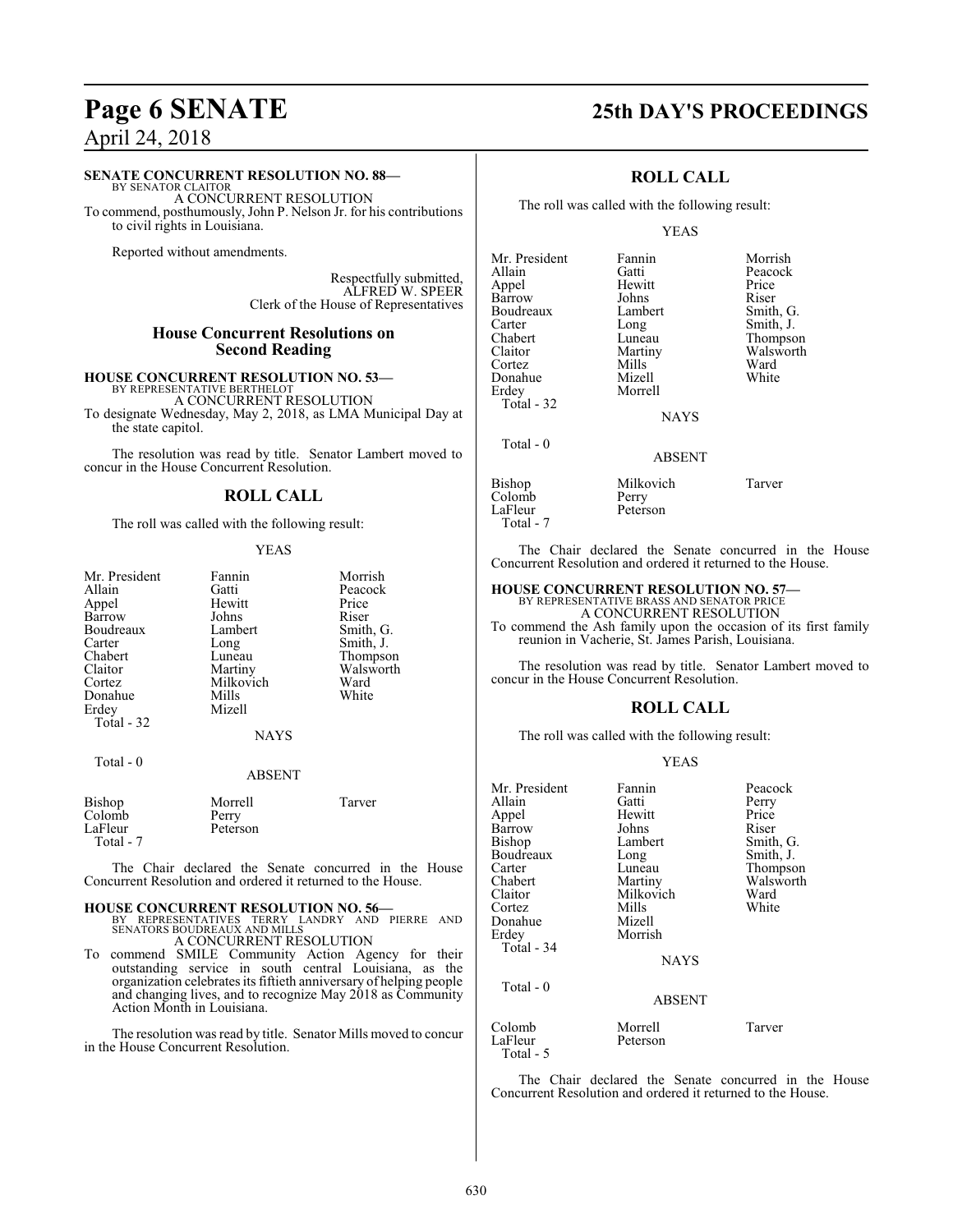**SENATE CONCURRENT RESOLUTION NO. 88—**
BY SENATOR CLAITOR
A CONCURRENT RESOLUTION
To commend, posthumously, John P. Nelson Jr. for his contributions to civil rights in Louisiana.

Reported without amendments.

Respectfully submitted,
ALFRED W. SPEER
Clerk of the House of Representatives

## House Concurrent Resolutions on Second Reading

**HOUSE CONCURRENT RESOLUTION NO. 53—**
BY REPRESENTATIVE BERTHELOT
A CONCURRENT RESOLUTION
To designate Wednesday, May 2, 2018, as LMA Municipal Day at the state capitol.

The resolution was read by title. Senator Lambert moved to concur in the House Concurrent Resolution.

## ROLL CALL

The roll was called with the following result:

YEAS

| | | |
|---|---|---|
| Mr. President | Fannin | Morrish |
| Allain | Gatti | Peacock |
| Appel | Hewitt | Price |
| Barrow | Johns | Riser |
| Boudreaux | Lambert | Smith, G. |
| Carter | Long | Smith, J. |
| Chabert | Luneau | Thompson |
| Claitor | Martiny | Walsworth |
| Cortez | Milkovich | Ward |
| Donahue | Mills | White |
| Erdey | Mizell | |

Total - 32

NAYS

Total - 0

ABSENT

| | | |
|---|---|---|
| Bishop | Morrell | Tarver |
| Colomb | Perry | |
| LaFleur | Peterson | |

Total - 7

The Chair declared the Senate concurred in the House Concurrent Resolution and ordered it returned to the House.

**HOUSE CONCURRENT RESOLUTION NO. 56—**
BY REPRESENTATIVES TERRY LANDRY AND PIERRE AND SENATORS BOUDREAUX AND MILLS
A CONCURRENT RESOLUTION
To commend SMILE Community Action Agency for their outstanding service in south central Louisiana, as the organization celebrates its fiftieth anniversary of helping people and changing lives, and to recognize May 2018 as Community Action Month in Louisiana.

The resolution was read by title. Senator Mills moved to concur in the House Concurrent Resolution.

## ROLL CALL

The roll was called with the following result:

YEAS

| | | |
|---|---|---|
| Mr. President | Fannin | Morrish |
| Allain | Gatti | Peacock |
| Appel | Hewitt | Price |
| Barrow | Johns | Riser |
| Boudreaux | Lambert | Smith, G. |
| Carter | Long | Smith, J. |
| Chabert | Luneau | Thompson |
| Claitor | Martiny | Walsworth |
| Cortez | Mills | Ward |
| Donahue | Mizell | White |
| Erdey | Morrell | |

Total - 32

NAYS

Total - 0

ABSENT

| | | |
|---|---|---|
| Bishop | Milkovich | Tarver |
| Colomb | Perry | |
| LaFleur | Peterson | |

Total - 7

The Chair declared the Senate concurred in the House Concurrent Resolution and ordered it returned to the House.

**HOUSE CONCURRENT RESOLUTION NO. 57—**
BY REPRESENTATIVE BRASS AND SENATOR PRICE
A CONCURRENT RESOLUTION
To commend the Ash family upon the occasion of its first family reunion in Vacherie, St. James Parish, Louisiana.

The resolution was read by title. Senator Lambert moved to concur in the House Concurrent Resolution.

## ROLL CALL

The roll was called with the following result:

YEAS

| | | |
|---|---|---|
| Mr. President | Fannin | Peacock |
| Allain | Gatti | Perry |
| Appel | Hewitt | Price |
| Barrow | Johns | Riser |
| Bishop | Lambert | Smith, G. |
| Boudreaux | Long | Smith, J. |
| Carter | Luneau | Thompson |
| Chabert | Martiny | Walsworth |
| Claitor | Milkovich | Ward |
| Cortez | Mills | White |
| Donahue | Mizell | |
| Erdey | Morrish | |

Total - 34

NAYS

Total - 0

ABSENT

| | | |
|---|---|---|
| Colomb | Morrell | Tarver |
| LaFleur | Peterson | |

Total - 5

The Chair declared the Senate concurred in the House Concurrent Resolution and ordered it returned to the House.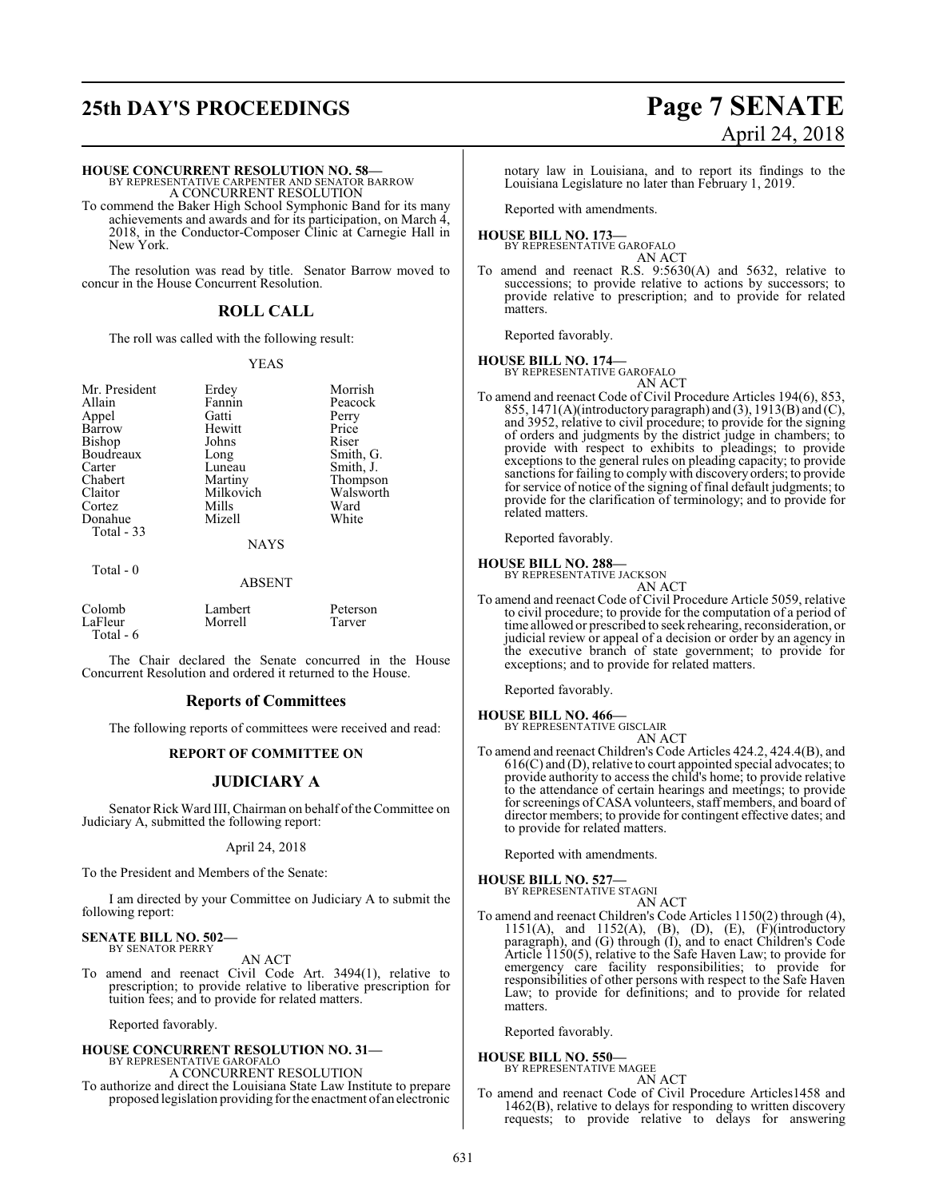**HOUSE CONCURRENT RESOLUTION NO. 58—**
BY REPRESENTATIVE CARPENTER AND SENATOR BARROW
A CONCURRENT RESOLUTION

To commend the Baker High School Symphonic Band for its many achievements and awards and for its participation, on March 4, 2018, in the Conductor-Composer Clinic at Carnegie Hall in New York.

The resolution was read by title. Senator Barrow moved to concur in the House Concurrent Resolution.

## ROLL CALL

The roll was called with the following result:

YEAS

| | | |
|---|---|---|
| Mr. President | Erdey | Morrish |
| Allain | Fannin | Peacock |
| Appel | Gatti | Perry |
| Barrow | Hewitt | Price |
| Bishop | Johns | Riser |
| Boudreaux | Long | Smith, G. |
| Carter | Luneau | Smith, J. |
| Chabert | Martiny | Thompson |
| Claitor | Milkovich | Walsworth |
| Cortez | Mills | Ward |
| Donahue | Mizell | White |

Total - 33

NAYS

Total - 0

ABSENT

| | | |
|---|---|---|
| Colomb | Lambert | Peterson |
| LaFleur | Morrell | Tarver |

Total - 6

The Chair declared the Senate concurred in the House Concurrent Resolution and ordered it returned to the House.

## Reports of Committees

The following reports of committees were received and read:

### REPORT OF COMMITTEE ON

## JUDICIARY A

Senator Rick Ward III, Chairman on behalf of the Committee on Judiciary A, submitted the following report:

April 24, 2018

To the President and Members of the Senate:

I am directed by your Committee on Judiciary A to submit the following report:

**SENATE BILL NO. 502—**
BY SENATOR PERRY
AN ACT

To amend and reenact Civil Code Art. 3494(1), relative to prescription; to provide relative to liberative prescription for tuition fees; and to provide for related matters.

Reported favorably.

**HOUSE CONCURRENT RESOLUTION NO. 31—**
BY REPRESENTATIVE GAROFALO
A CONCURRENT RESOLUTION

To authorize and direct the Louisiana State Law Institute to prepare proposed legislation providing for the enactment of an electronic notary law in Louisiana, and to report its findings to the Louisiana Legislature no later than February 1, 2019.

Reported with amendments.

**HOUSE BILL NO. 173—**
BY REPRESENTATIVE GAROFALO
AN ACT

To amend and reenact R.S. 9:5630(A) and 5632, relative to successions; to provide relative to actions by successors; to provide relative to prescription; and to provide for related matters.

Reported favorably.

**HOUSE BILL NO. 174—**
BY REPRESENTATIVE GAROFALO
AN ACT

To amend and reenact Code of Civil Procedure Articles 194(6), 853, 855, 1471(A)(introductory paragraph) and (3), 1913(B) and (C), and 3952, relative to civil procedure; to provide for the signing of orders and judgments by the district judge in chambers; to provide with respect to exhibits to pleadings; to provide exceptions to the general rules on pleading capacity; to provide sanctions for failing to comply with discovery orders; to provide for service of notice of the signing of final default judgments; to provide for the clarification of terminology; and to provide for related matters.

Reported favorably.

**HOUSE BILL NO. 288—**
BY REPRESENTATIVE JACKSON
AN ACT

To amend and reenact Code of Civil Procedure Article 5059, relative to civil procedure; to provide for the computation of a period of time allowed or prescribed to seek rehearing, reconsideration, or judicial review or appeal of a decision or order by an agency in the executive branch of state government; to provide for exceptions; and to provide for related matters.

Reported favorably.

**HOUSE BILL NO. 466—**
BY REPRESENTATIVE GISCLAIR
AN ACT

To amend and reenact Children's Code Articles 424.2, 424.4(B), and 616(C) and (D), relative to court appointed special advocates; to provide authority to access the child's home; to provide relative to the attendance of certain hearings and meetings; to provide for screenings of CASA volunteers, staff members, and board of director members; to provide for contingent effective dates; and to provide for related matters.

Reported with amendments.

**HOUSE BILL NO. 527—**
BY REPRESENTATIVE STAGNI
AN ACT

To amend and reenact Children's Code Articles 1150(2) through (4), 1151(A), and 1152(A), (B), (D), (E), (F)(introductory paragraph), and (G) through (I), and to enact Children's Code Article 1150(5), relative to the Safe Haven Law; to provide for emergency care facility responsibilities; to provide for responsibilities of other persons with respect to the Safe Haven Law; to provide for definitions; and to provide for related matters.

Reported favorably.

**HOUSE BILL NO. 550—**
BY REPRESENTATIVE MAGEE
AN ACT

To amend and reenact Code of Civil Procedure Articles1458 and 1462(B), relative to delays for responding to written discovery requests; to provide relative to delays for answering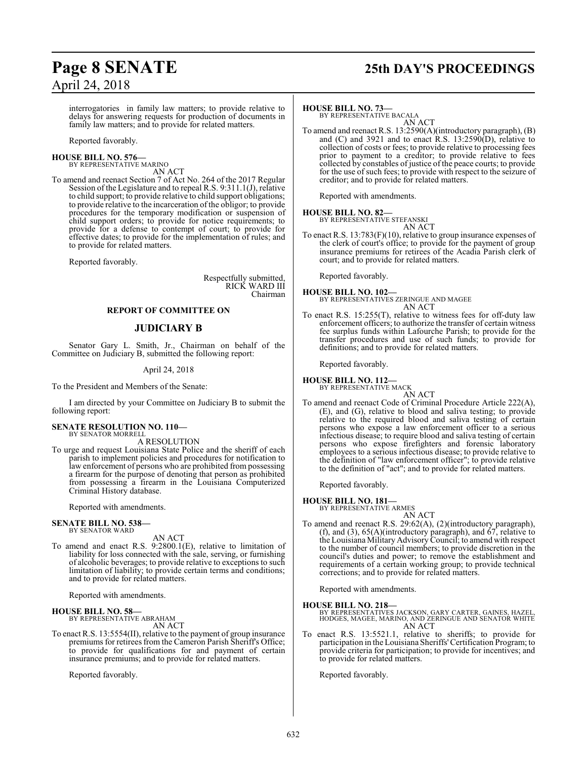interrogatories in family law matters; to provide relative to delays for answering requests for production of documents in family law matters; and to provide for related matters.

Reported favorably.

**HOUSE BILL NO. 576—**
BY REPRESENTATIVE MARINO
AN ACT

To amend and reenact Section 7 of Act No. 264 of the 2017 Regular Session of the Legislature and to repeal R.S. 9:311.1(J), relative to child support; to provide relative to child support obligations; to provide relative to the incarceration of the obligor; to provide procedures for the temporary modification or suspension of child support orders; to provide for notice requirements; to provide for a defense to contempt of court; to provide for effective dates; to provide for the implementation of rules; and to provide for related matters.

Reported favorably.

Respectfully submitted,
RICK WARD III
Chairman

## REPORT OF COMMITTEE ON

## JUDICIARY B

Senator Gary L. Smith, Jr., Chairman on behalf of the Committee on Judiciary B, submitted the following report:

April 24, 2018

To the President and Members of the Senate:

I am directed by your Committee on Judiciary B to submit the following report:

**SENATE RESOLUTION NO. 110—**
BY SENATOR MORRELL
A RESOLUTION

To urge and request Louisiana State Police and the sheriff of each parish to implement policies and procedures for notification to law enforcement of persons who are prohibited from possessing a firearm for the purpose of denoting that person as prohibited from possessing a firearm in the Louisiana Computerized Criminal History database.

Reported with amendments.

**SENATE BILL NO. 538—**
BY SENATOR WARD
AN ACT

To amend and enact R.S. 9:2800.1(E), relative to limitation of liability for loss connected with the sale, serving, or furnishing of alcoholic beverages; to provide relative to exceptions to such limitation of liability; to provide certain terms and conditions; and to provide for related matters.

Reported with amendments.

**HOUSE BILL NO. 58—**
BY REPRESENTATIVE ABRAHAM
AN ACT

To enact R.S. 13:5554(II), relative to the payment of group insurance premiums for retirees from the Cameron Parish Sheriff's Office; to provide for qualifications for and payment of certain insurance premiums; and to provide for related matters.

Reported favorably.

**HOUSE BILL NO. 73—**
BY REPRESENTATIVE BACALA
AN ACT

To amend and reenact R.S. 13:2590(A)(introductory paragraph), (B) and (C) and 3921 and to enact R.S. 13:2590(D), relative to collection of costs or fees; to provide relative to processing fees prior to payment to a creditor; to provide relative to fees collected by constables of justice of the peace courts; to provide for the use of such fees; to provide with respect to the seizure of creditor; and to provide for related matters.

Reported with amendments.

**HOUSE BILL NO. 82—**
BY REPRESENTATIVE STEFANSKI
AN ACT

To enact R.S. 13:783(F)(10), relative to group insurance expenses of the clerk of court's office; to provide for the payment of group insurance premiums for retirees of the Acadia Parish clerk of court; and to provide for related matters.

Reported favorably.

**HOUSE BILL NO. 102—**
BY REPRESENTATIVES ZERINGUE AND MAGEE
AN ACT

To enact R.S. 15:255(T), relative to witness fees for off-duty law enforcement officers; to authorize the transfer of certain witness fee surplus funds within Lafourche Parish; to provide for the transfer procedures and use of such funds; to provide for definitions; and to provide for related matters.

Reported favorably.

**HOUSE BILL NO. 112—**
BY REPRESENTATIVE MACK
AN ACT

To amend and reenact Code of Criminal Procedure Article 222(A), (E), and (G), relative to blood and saliva testing; to provide relative to the required blood and saliva testing of certain persons who expose a law enforcement officer to a serious infectious disease; to require blood and saliva testing of certain persons who expose firefighters and forensic laboratory employees to a serious infectious disease; to provide relative to the definition of "law enforcement officer"; to provide relative to the definition of "act"; and to provide for related matters.

Reported favorably.

**HOUSE BILL NO. 181—**
BY REPRESENTATIVE ARMES
AN ACT

To amend and reenact R.S. 29:62(A), (2)(introductory paragraph), (f), and (3), 65(A)(introductory paragraph), and 67, relative to the Louisiana Military Advisory Council; to amend with respect to the number of council members; to provide discretion in the council's duties and power; to remove the establishment and requirements of a certain working group; to provide technical corrections; and to provide for related matters.

Reported with amendments.

**HOUSE BILL NO. 218—**
BY REPRESENTATIVES JACKSON, GARY CARTER, GAINES, HAZEL, HODGES, MAGEE, MARINO, AND ZERINGUE AND SENATOR WHITE
AN ACT

To enact R.S. 13:5521.1, relative to sheriffs; to provide for participation in the Louisiana Sheriffs' Certification Program; to provide criteria for participation; to provide for incentives; and to provide for related matters.

Reported favorably.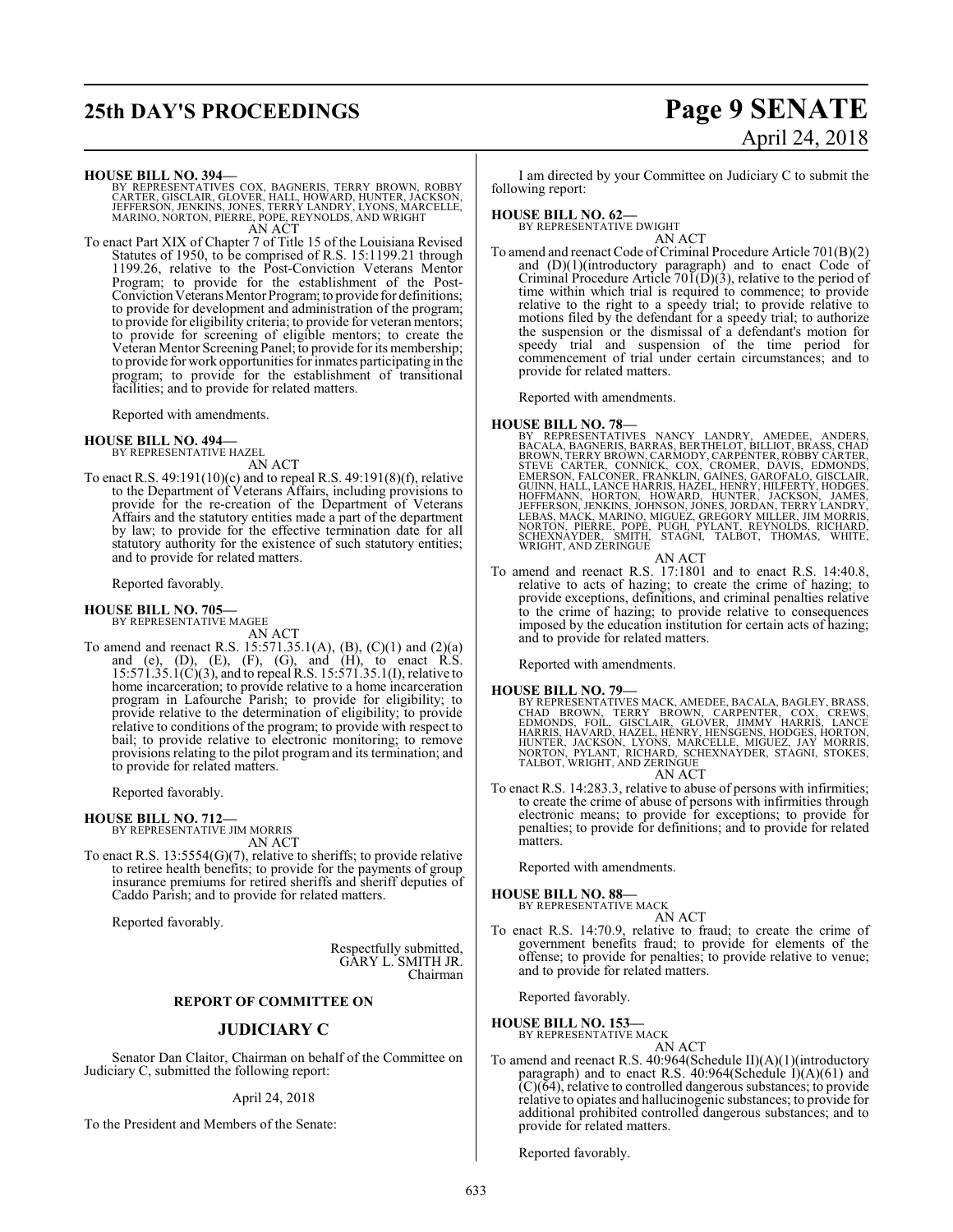**HOUSE BILL NO. 394—**
BY REPRESENTATIVES COX, BAGNERIS, TERRY BROWN, ROBBY CARTER, GISCLAIR, GLOVER, HALL, HOWARD, HUNTER, JACKSON, JEFFERSON, JENKINS, JONES, TERRY LANDRY, LYONS, MARCELLE, MARINO, NORTON, PIERRE, POPE, REYNOLDS, AND WRIGHT
AN ACT

To enact Part XIX of Chapter 7 of Title 15 of the Louisiana Revised Statutes of 1950, to be comprised of R.S. 15:1199.21 through 1199.26, relative to the Post-Conviction Veterans Mentor Program; to provide for the establishment of the Post-Conviction Veterans Mentor Program; to provide for definitions; to provide for development and administration of the program; to provide for eligibility criteria; to provide for veteran mentors; to provide for screening of eligible mentors; to create the Veteran Mentor Screening Panel; to provide for its membership; to provide for work opportunities for inmates participating in the program; to provide for the establishment of transitional facilities; and to provide for related matters.

Reported with amendments.

**HOUSE BILL NO. 494—**
BY REPRESENTATIVE HAZEL
AN ACT

To enact R.S. 49:191(10)(c) and to repeal R.S. 49:191(8)(f), relative to the Department of Veterans Affairs, including provisions to provide for the re-creation of the Department of Veterans Affairs and the statutory entities made a part of the department by law; to provide for the effective termination date for all statutory authority for the existence of such statutory entities; and to provide for related matters.

Reported favorably.

**HOUSE BILL NO. 705—**
BY REPRESENTATIVE MAGEE
AN ACT

To amend and reenact R.S. 15:571.35.1(A), (B), (C)(1) and (2)(a) and (e), (D), (E), (F), (G), and (H), to enact R.S. 15:571.35.1(C)(3), and to repeal R.S. 15:571.35.1(I), relative to home incarceration; to provide relative to a home incarceration program in Lafourche Parish; to provide for eligibility; to provide relative to the determination of eligibility; to provide relative to conditions of the program; to provide with respect to bail; to provide relative to electronic monitoring; to remove provisions relating to the pilot program and its termination; and to provide for related matters.

Reported favorably.

**HOUSE BILL NO. 712—**
BY REPRESENTATIVE JIM MORRIS
AN ACT

To enact R.S. 13:5554(G)(7), relative to sheriffs; to provide relative to retiree health benefits; to provide for the payments of group insurance premiums for retired sheriffs and sheriff deputies of Caddo Parish; and to provide for related matters.

Reported favorably.

Respectfully submitted,
GARY L. SMITH JR.
Chairman

**REPORT OF COMMITTEE ON**

## JUDICIARY C

Senator Dan Claitor, Chairman on behalf of the Committee on Judiciary C, submitted the following report:

April 24, 2018

To the President and Members of the Senate:

I am directed by your Committee on Judiciary C to submit the following report:

**HOUSE BILL NO. 62—**
BY REPRESENTATIVE DWIGHT
AN ACT

To amend and reenact Code of Criminal Procedure Article 701(B)(2) and (D)(1)(introductory paragraph) and to enact Code of Criminal Procedure Article 701(D)(3), relative to the period of time within which trial is required to commence; to provide relative to the right to a speedy trial; to provide relative to motions filed by the defendant for a speedy trial; to authorize the suspension or the dismissal of a defendant's motion for speedy trial and suspension of the time period for commencement of trial under certain circumstances; and to provide for related matters.

Reported with amendments.

**HOUSE BILL NO. 78—**
BY REPRESENTATIVES NANCY LANDRY, AMEDEE, ANDERS, BACALA, BAGNERIS, BARRAS, BERTHELOT, BILLIOT, BRASS, CHAD BROWN, TERRY BROWN, CARMODY, CARPENTER, ROBBY CARTER, STEVE CARTER, CONNICK, COX, CROMER, DAVIS, EDMONDS, EMERSON, FALCONER, FRANKLIN, GAINES, GAROFALO, GISCLAIR, GUINN, HALL, LANCE HARRIS, HAZEL, HENRY, HILFERTY, HODGES, HOFFMANN, HORTON, HOWARD, HUNTER, JACKSON, JAMES, JEFFERSON, JENKINS, JOHNSON, JONES, JORDAN, TERRY LANDRY, LEBAS, MACK, MARINO, MIGUEZ, GREGORY MILLER, JIM MORRIS, NORTON, PIERRE, POPE, PUGH, PYLANT, REYNOLDS, RICHARD, SCHEXNAYDER, SMITH, STAGNI, TALBOT, THOMAS, WHITE, WRIGHT, AND ZERINGUE
AN ACT

To amend and reenact R.S. 17:1801 and to enact R.S. 14:40.8, relative to acts of hazing; to create the crime of hazing; to provide exceptions, definitions, and criminal penalties relative to the crime of hazing; to provide relative to consequences imposed by the education institution for certain acts of hazing; and to provide for related matters.

Reported with amendments.

**HOUSE BILL NO. 79—**
BY REPRESENTATIVES MACK, AMEDEE, BACALA, BAGLEY, BRASS, CHAD BROWN, TERRY BROWN, CARPENTER, COX, CREWS, EDMONDS, FOIL, GISCLAIR, GLOVER, JIMMY HARRIS, LANCE HARRIS, HAVARD, HAZEL, HENRY, HENSGENS, HODGES, HORTON, HUNTER, JACKSON, LYONS, MARCELLE, MIGUEZ, JAY MORRIS, NORTON, PYLANT, RICHARD, SCHEXNAYDER, STAGNI, STOKES, TALBOT, WRIGHT, AND ZERINGUE
AN ACT

To enact R.S. 14:283.3, relative to abuse of persons with infirmities; to create the crime of abuse of persons with infirmities through electronic means; to provide for exceptions; to provide for penalties; to provide for definitions; and to provide for related matters.

Reported with amendments.

**HOUSE BILL NO. 88—**
BY REPRESENTATIVE MACK
AN ACT

To enact R.S. 14:70.9, relative to fraud; to create the crime of government benefits fraud; to provide for elements of the offense; to provide for penalties; to provide relative to venue; and to provide for related matters.

Reported favorably.

**HOUSE BILL NO. 153—**
BY REPRESENTATIVE MACK
AN ACT

To amend and reenact R.S. 40:964(Schedule II)(A)(1)(introductory paragraph) and to enact R.S. 40:964(Schedule I)(A)(61) and (C)(64), relative to controlled dangerous substances; to provide relative to opiates and hallucinogenic substances; to provide for additional prohibited controlled dangerous substances; and to provide for related matters.

Reported favorably.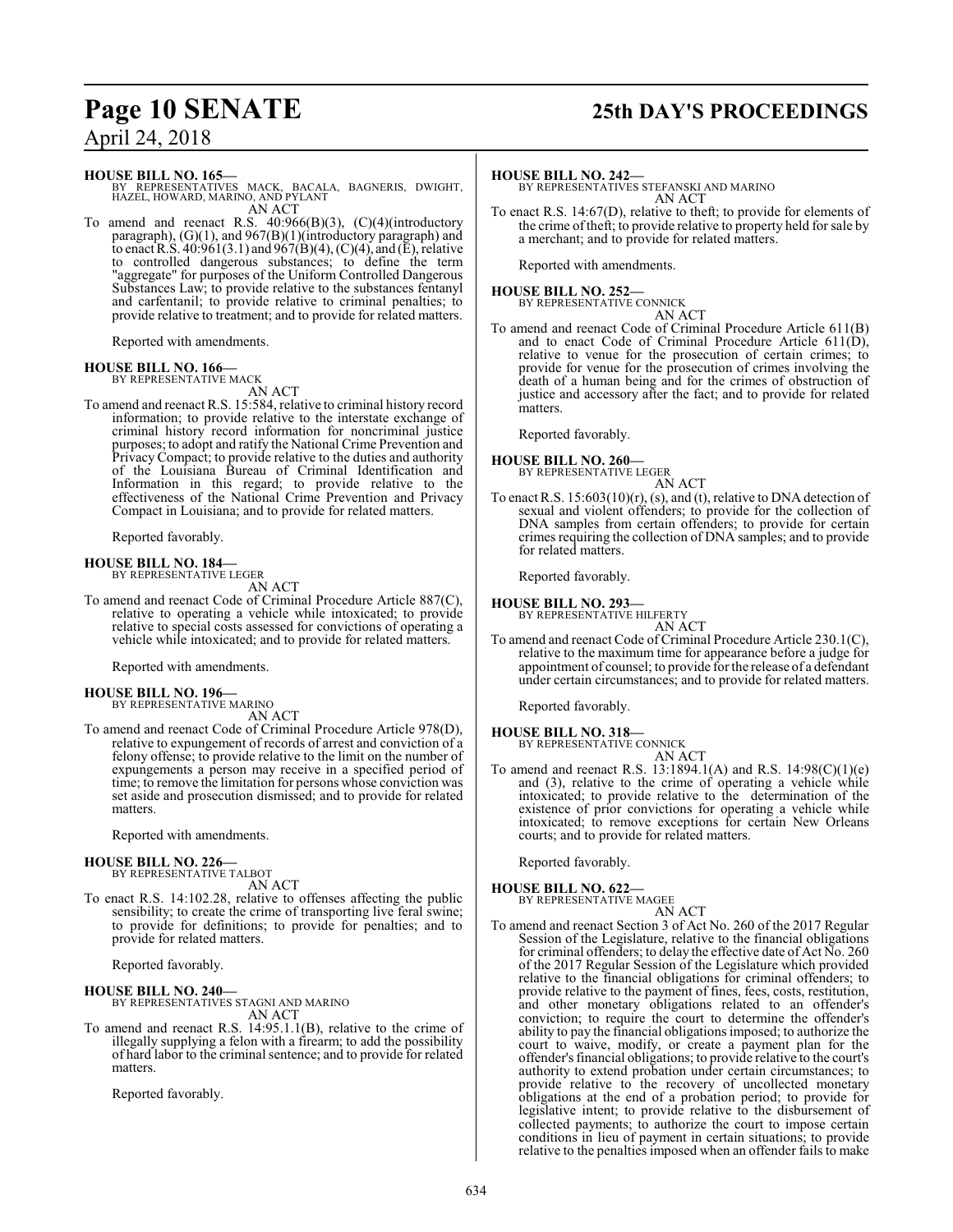**HOUSE BILL NO. 165—**
BY REPRESENTATIVES MACK, BACALA, BAGNERIS, DWIGHT, HAZEL, HOWARD, MARINO, AND PYLANT
AN ACT

To amend and reenact R.S. 40:966(B)(3), (C)(4)(introductory paragraph), (G)(1), and 967(B)(1)(introductory paragraph) and to enact R.S. 40:961(3.1) and 967(B)(4), (C)(4), and (E), relative to controlled dangerous substances; to define the term "aggregate" for purposes of the Uniform Controlled Dangerous Substances Law; to provide relative to the substances fentanyl and carfentanil; to provide relative to criminal penalties; to provide relative to treatment; and to provide for related matters.

Reported with amendments.

**HOUSE BILL NO. 166—**
BY REPRESENTATIVE MACK
AN ACT

To amend and reenact R.S. 15:584, relative to criminal history record information; to provide relative to the interstate exchange of criminal history record information for noncriminal justice purposes; to adopt and ratify the National Crime Prevention and Privacy Compact; to provide relative to the duties and authority of the Louisiana Bureau of Criminal Identification and Information in this regard; to provide relative to the effectiveness of the National Crime Prevention and Privacy Compact in Louisiana; and to provide for related matters.

Reported favorably.

**HOUSE BILL NO. 184—**
BY REPRESENTATIVE LEGER
AN ACT

To amend and reenact Code of Criminal Procedure Article 887(C), relative to operating a vehicle while intoxicated; to provide relative to special costs assessed for convictions of operating a vehicle while intoxicated; and to provide for related matters.

Reported with amendments.

**HOUSE BILL NO. 196—**
BY REPRESENTATIVE MARINO
AN ACT

To amend and reenact Code of Criminal Procedure Article 978(D), relative to expungement of records of arrest and conviction of a felony offense; to provide relative to the limit on the number of expungements a person may receive in a specified period of time; to remove the limitation for persons whose conviction was set aside and prosecution dismissed; and to provide for related matters.

Reported with amendments.

**HOUSE BILL NO. 226—**
BY REPRESENTATIVE TALBOT
AN ACT

To enact R.S. 14:102.28, relative to offenses affecting the public sensibility; to create the crime of transporting live feral swine; to provide for definitions; to provide for penalties; and to provide for related matters.

Reported favorably.

**HOUSE BILL NO. 240—**
BY REPRESENTATIVES STAGNI AND MARINO
AN ACT

To amend and reenact R.S. 14:95.1.1(B), relative to the crime of illegally supplying a felon with a firearm; to add the possibility of hard labor to the criminal sentence; and to provide for related matters.

Reported favorably.

**HOUSE BILL NO. 242—**
BY REPRESENTATIVES STEFANSKI AND MARINO
AN ACT

To enact R.S. 14:67(D), relative to theft; to provide for elements of the crime of theft; to provide relative to property held for sale by a merchant; and to provide for related matters.

Reported with amendments.

**HOUSE BILL NO. 252—**
BY REPRESENTATIVE CONNICK
AN ACT

To amend and reenact Code of Criminal Procedure Article 611(B) and to enact Code of Criminal Procedure Article 611(D), relative to venue for the prosecution of certain crimes; to provide for venue for the prosecution of crimes involving the death of a human being and for the crimes of obstruction of justice and accessory after the fact; and to provide for related matters.

Reported favorably.

**HOUSE BILL NO. 260—**
BY REPRESENTATIVE LEGER
AN ACT

To enact R.S. 15:603(10)(r), (s), and (t), relative to DNA detection of sexual and violent offenders; to provide for the collection of DNA samples from certain offenders; to provide for certain crimes requiring the collection of DNA samples; and to provide for related matters.

Reported favorably.

**HOUSE BILL NO. 293—**
BY REPRESENTATIVE HILFERTY
AN ACT

To amend and reenact Code of Criminal Procedure Article 230.1(C), relative to the maximum time for appearance before a judge for appointment of counsel; to provide for the release of a defendant under certain circumstances; and to provide for related matters.

Reported favorably.

**HOUSE BILL NO. 318—**
BY REPRESENTATIVE CONNICK
AN ACT

To amend and reenact R.S. 13:1894.1(A) and R.S. 14:98(C)(1)(e) and (3), relative to the crime of operating a vehicle while intoxicated; to provide relative to the determination of the existence of prior convictions for operating a vehicle while intoxicated; to remove exceptions for certain New Orleans courts; and to provide for related matters.

Reported favorably.

**HOUSE BILL NO. 622—**
BY REPRESENTATIVE MAGEE
AN ACT

To amend and reenact Section 3 of Act No. 260 of the 2017 Regular Session of the Legislature, relative to the financial obligations for criminal offenders; to delay the effective date of Act No. 260 of the 2017 Regular Session of the Legislature which provided relative to the financial obligations for criminal offenders; to provide relative to the payment of fines, fees, costs, restitution, and other monetary obligations related to an offender's conviction; to require the court to determine the offender's ability to pay the financial obligations imposed; to authorize the court to waive, modify, or create a payment plan for the offender's financial obligations; to provide relative to the court's authority to extend probation under certain circumstances; to provide relative to the recovery of uncollected monetary obligations at the end of a probation period; to provide for legislative intent; to provide relative to the disbursement of collected payments; to authorize the court to impose certain conditions in lieu of payment in certain situations; to provide relative to the penalties imposed when an offender fails to make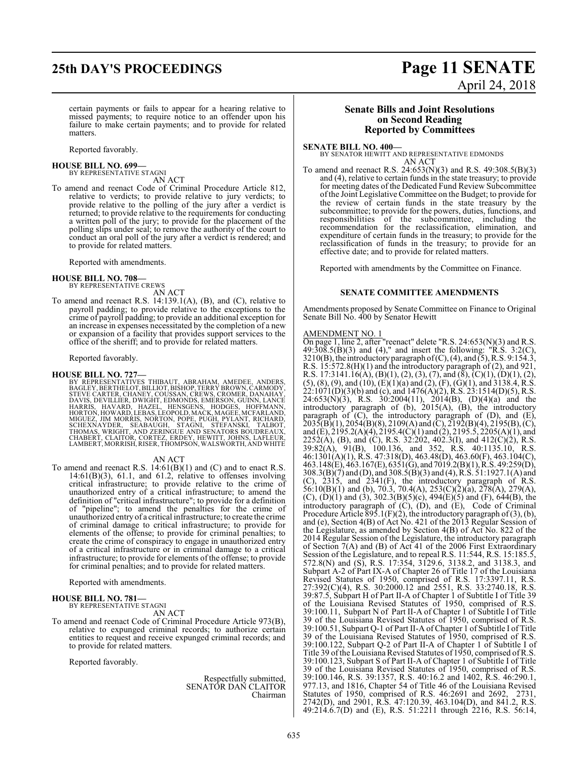certain payments or fails to appear for a hearing relative to missed payments; to require notice to an offender upon his failure to make certain payments; and to provide for related matters.

Reported favorably.

**HOUSE BILL NO. 699—**
BY REPRESENTATIVE STAGNI
AN ACT

To amend and reenact Code of Criminal Procedure Article 812, relative to verdicts; to provide relative to jury verdicts; to provide relative to the polling of the jury after a verdict is returned; to provide relative to the requirements for conducting a written poll of the jury; to provide for the placement of the polling slips under seal; to remove the authority of the court to conduct an oral poll of the jury after a verdict is rendered; and to provide for related matters.

Reported with amendments.

**HOUSE BILL NO. 708—**
BY REPRESENTATIVE CREWS
AN ACT

To amend and reenact R.S. 14:139.1(A), (B), and (C), relative to payroll padding; to provide relative to the exceptions to the crime of payroll padding; to provide an additional exception for an increase in expenses necessitated by the completion of a new or expansion of a facility that provides support services to the office of the sheriff; and to provide for related matters.

Reported favorably.

**HOUSE BILL NO. 727—**
BY REPRESENTATIVES THIBAUT, ABRAHAM, AMEDEE, ANDERS, BAGLEY, BERTHELOT, BILLIOT, BISHOP, TERRY BROWN, CARMODY, STEVE CARTER, CHANEY, COUSSAN, CREWS, CROMER, DANAHAY, DAVIS, DEVILLIER, DWIGHT, EDMONDS, EMERSON, GUINN, LANCE HARRIS, HAVARD, HAZEL, HENSGENS, HODGES, HOFFMANN, HORTON, HOWARD, LEBAS, LEOPOLD, MACK, MAGEE, MCFARLAND, MIGUEZ, JIM MORRIS, NORTON, POPE, PUGH, PYLANT, RICHARD, SCHEXNAYDER, SEABAUGH, STAGNI, STEFANSKI, TALBOT, THOMAS, WRIGHT, AND ZERINGUE AND SENATORS BOUDREAUX, CHABERT, CLAITOR, CORTEZ, ERDEY, HEWITT, JOHNS, LAFLEUR, LAMBERT, MORRISH, RISER, THOMPSON, WALSWORTH, AND WHITE
AN ACT

To amend and reenact R.S. 14:61(B)(1) and (C) and to enact R.S. 14:61(B)(3), 61.1, and 61.2, relative to offenses involving critical infrastructure; to provide relative to the crime of unauthorized entry of a critical infrastructure; to amend the definition of "critical infrastructure"; to provide for a definition of "pipeline"; to amend the penalties for the crime of unauthorized entry of a critical infrastructure; to create the crime of criminal damage to critical infrastructure; to provide for elements of the offense; to provide for criminal penalties; to create the crime of conspiracy to engage in unauthorized entry of a critical infrastructure or in criminal damage to a critical infrastructure; to provide for elements of the offense; to provide for criminal penalties; and to provide for related matters.

Reported with amendments.

**HOUSE BILL NO. 781—**
BY REPRESENTATIVE STAGNI
AN ACT

To amend and reenact Code of Criminal Procedure Article 973(B), relative to expunged criminal records; to authorize certain entities to request and receive expunged criminal records; and to provide for related matters.

Reported favorably.

Respectfully submitted,
SENATOR DAN CLAITOR
Chairman

## Senate Bills and Joint Resolutions on Second Reading Reported by Committees

**SENATE BILL NO. 400—**
BY SENATOR HEWITT AND REPRESENTATIVE EDMONDS
AN ACT

To amend and reenact R.S. 24:653(N)(3) and R.S. 49:308.5(B)(3) and (4), relative to certain funds in the state treasury; to provide for meeting dates of the Dedicated Fund Review Subcommittee of the Joint Legislative Committee on the Budget; to provide for the review of certain funds in the state treasury by the subcommittee; to provide for the powers, duties, functions, and responsibilities of the subcommittee, including the recommendation for the reclassification, elimination, and expenditure of certain funds in the treasury; to provide for the reclassification of funds in the treasury; to provide for an effective date; and to provide for related matters.

Reported with amendments by the Committee on Finance.

### SENATE COMMITTEE AMENDMENTS

Amendments proposed by Senate Committee on Finance to Original Senate Bill No. 400 by Senator Hewitt

AMENDMENT NO. 1

On page 1, line 2, after "reenact" delete "R.S. 24:653(N)(3) and R.S. 49:308.5(B)(3) and (4)," and insert the following: "R.S. 3:2(C), 3210(B), the introductory paragraph of (C), (4), and (5), R.S. 9:154.3, R.S. 15:572.8(H)(1) and the introductory paragraph of (2), and 921, R.S. 17:3141.16(A), (B)(1), (2), (3), (7), and (8), (C)(1), (D)(1), (2), (5), (8), (9), and (10), (E)(1)(a) and (2), (F), (G)(1), and 3138.4, R.S. 22:1071(D)(3)(b) and (c), and 1476(A)(2), R.S. 23:1514(D)(5), R.S. 24:653(N)(3), R.S. 30:2004(11), 2014(B), (D)(4)(a) and the introductory paragraph of (b), 2015(A), (B), the introductory paragraph of (C), the introductory paragraph of (D), and (E), 2035(B)(1), 2054(B)(8), 2109(A) and (C), 2192(B)(4), 2195(B), (C), and (E), 2195.2(A)(4), 2195.4(C)(1) and (2), 2195.5, 2205(A)(1), and 2252(A), (B), and (C), R.S. 32:202, 402.3(I), and 412(C)(2), R.S. 39:82(A), 91(B), 100.136, and 352, R.S. 40:1135.10, R.S. 46:1301(A)(1), R.S. 47:318(D), 463.48(D), 463.60(F), 463.104(C), 463.148(E), 463.167(E), 6351(G), and 7019.2(B)(1), R.S. 49:259(D), 308.3(B)(7) and (D), and 308.5(B)(3) and (4), R.S. 51:1927.1(A) and (C), 2315, and 2341(F), the introductory paragraph of R.S. 56:10(B)(1) and (b), 70.3, 70.4(A), 253(C)(2)(a), 278(A), 279(A), (C), (D)(1) and (3), 302.3(B)(5)(c), 494(E)(5) and (F), 644(B), the introductory paragraph of (C), (D), and (E), Code of Criminal Procedure Article 895.1(F)(2), the introductory paragraph of (3), (b), and (e), Section 4(B) of Act No. 421 of the 2013 Regular Session of the Legislature, as amended by Section 4(B) of Act No. 822 of the 2014 Regular Session of the Legislature, the introductory paragraph of Section 7(A) and (B) of Act 41 of the 2006 First Extraordinary Session of the Legislature, and to repeal R.S. 11:544, R.S. 15:185.5, 572.8(N) and (S), R.S. 17:354, 3129.6, 3138.2, and 3138.3, and Subpart A-2 of Part IX-A of Chapter 26 of Title 17 of the Louisiana Revised Statutes of 1950, comprised of R.S. 17:3397.11, R.S. 27:392(C)(4), R.S. 30:2000.12 and 2551, R.S. 33:2740.18, R.S. 39:87.5, Subpart H of Part II-A of Chapter 1 of Subtitle I of Title 39 of the Louisiana Revised Statutes of 1950, comprised of R.S. 39:100.11, Subpart N of Part II-A of Chapter 1 of Subtitle I of Title 39 of the Louisiana Revised Statutes of 1950, comprised of R.S. 39:100.51, Subpart Q-1 of Part II-A of Chapter 1 of Subtitle I of Title 39 of the Louisiana Revised Statutes of 1950, comprised of R.S. 39:100.122, Subpart Q-2 of Part II-A of Chapter 1 of Subtitle I of Title 39 of the Louisiana Revised Statutes of 1950, comprised of R.S. 39:100.123, Subpart S of Part II-A of Chapter 1 of Subtitle I of Title 39 of the Louisiana Revised Statutes of 1950, comprised of R.S. 39:100.146, R.S. 39:1357, R.S. 40:16.2 and 1402, R.S. 46:290.1, 977.13, and 1816, Chapter 54 of Title 46 of the Louisiana Revised Statutes of 1950, comprised of R.S. 46:2691 and 2692, 2731, 2742(D), and 2901, R.S. 47:120.39, 463.104(D), and 841.2, R.S. 49:214.6.7(D) and (E), R.S. 51:2211 through 2216, R.S. 56:14,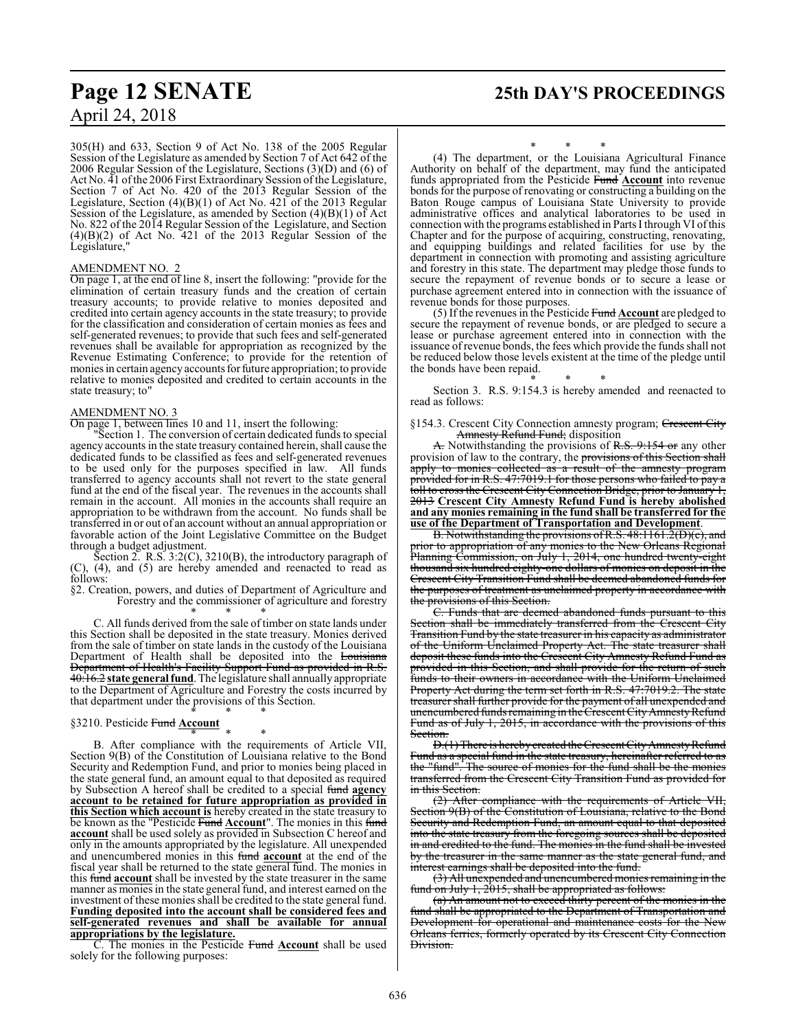305(H) and 633, Section 9 of Act No. 138 of the 2005 Regular Session of the Legislature as amended by Section 7 of Act 642 of the 2006 Regular Session of the Legislature, Sections (3)(D) and (6) of Act No. 41 of the 2006 First Extraordinary Session of the Legislature, Section 7 of Act No. 420 of the 2013 Regular Session of the Legislature, Section (4)(B)(1) of Act No. 421 of the 2013 Regular Session of the Legislature, as amended by Section (4)(B)(1) of Act No. 822 of the 2014 Regular Session of the Legislature, and Section (4)(B)(2) of Act No. 421 of the 2013 Regular Session of the Legislature,"

AMENDMENT NO. 2

On page 1, at the end of line 8, insert the following: "provide for the elimination of certain treasury funds and the creation of certain treasury accounts; to provide relative to monies deposited and credited into certain agency accounts in the state treasury; to provide for the classification and consideration of certain monies as fees and self-generated revenues; to provide that such fees and self-generated revenues shall be available for appropriation as recognized by the Revenue Estimating Conference; to provide for the retention of monies in certain agency accounts for future appropriation; to provide relative to monies deposited and credited to certain accounts in the state treasury; to"

AMENDMENT NO. 3

On page 1, between lines 10 and 11, insert the following:

"Section 1. The conversion of certain dedicated funds to special agency accounts in the state treasury contained herein, shall cause the dedicated funds to be classified as fees and self-generated revenues to be used only for the purposes specified in law. All funds transferred to agency accounts shall not revert to the state general fund at the end of the fiscal year. The revenues in the accounts shall remain in the account. All monies in the accounts shall require an appropriation to be withdrawn from the account. No funds shall be transferred in or out of an account without an annual appropriation or favorable action of the Joint Legislative Committee on the Budget through a budget adjustment.

Section 2. R.S. 3:2(C), 3210(B), the introductory paragraph of (C), (4), and (5) are hereby amended and reenacted to read as follows:

§2. Creation, powers, and duties of Department of Agriculture and Forestry and the commissioner of agriculture and forestry

\* \* \*

C. All funds derived from the sale of timber on state lands under this Section shall be deposited in the state treasury. Monies derived from the sale of timber on state lands in the custody of the Louisiana Department of Health shall be deposited into the ~~Louisiana Department of Health's Facility Support Fund as provided in R.S. 40:16.2~~ **state general fund**. The legislature shall annually appropriate to the Department of Agriculture and Forestry the costs incurred by that department under the provisions of this Section.

\* \* \*

§3210. Pesticide ~~Fund~~ **Account**

\* \* \*

B. After compliance with the requirements of Article VII, Section 9(B) of the Constitution of Louisiana relative to the Bond Security and Redemption Fund, and prior to monies being placed in the state general fund, an amount equal to that deposited as required by Subsection A hereof shall be credited to a special ~~fund~~ **agency account to be retained for future appropriation as provided in this Section which account is** hereby created in the state treasury to be known as the "Pesticide ~~Fund~~ **Account**". The monies in this ~~fund~~ **account** shall be used solely as provided in Subsection C hereof and only in the amounts appropriated by the legislature. All unexpended and unencumbered monies in this ~~fund~~ **account** at the end of the fiscal year shall be returned to the state general fund. The monies in this ~~fund~~ **account** shall be invested by the state treasurer in the same manner as monies in the state general fund, and interest earned on the investment of these monies shall be credited to the state general fund. **Funding deposited into the account shall be considered fees and self-generated revenues and shall be available for annual appropriations by the legislature.**

C. The monies in the Pesticide ~~Fund~~ **Account** shall be used solely for the following purposes:

\* \* \*

(4) The department, or the Louisiana Agricultural Finance Authority on behalf of the department, may fund the anticipated funds appropriated from the Pesticide ~~Fund~~ **Account** into revenue bonds for the purpose of renovating or constructing a building on the Baton Rouge campus of Louisiana State University to provide administrative offices and analytical laboratories to be used in connection with the programs established in Parts I through VI of this Chapter and for the purpose of acquiring, constructing, renovating, and equipping buildings and related facilities for use by the department in connection with promoting and assisting agriculture and forestry in this state. The department may pledge those funds to secure the repayment of revenue bonds or to secure a lease or purchase agreement entered into in connection with the issuance of revenue bonds for those purposes.

(5) If the revenues in the Pesticide ~~Fund~~ **Account** are pledged to secure the repayment of revenue bonds, or are pledged to secure a lease or purchase agreement entered into in connection with the issuance of revenue bonds, the fees which provide the funds shall not be reduced below those levels existent at the time of the pledge until the bonds have been repaid.

\* \* \*

Section 3. R.S. 9:154.3 is hereby amended and reenacted to read as follows:

§154.3. Crescent City Connection amnesty program; ~~Crescent City Amnesty Refund Fund;~~ disposition

~~A.~~ Notwithstanding the provisions of ~~R.S. 9:154 or~~ any other provision of law to the contrary, the ~~provisions of this Section shall apply to monies collected as a result of the amnesty program provided for in R.S. 47:7019.1 for those persons who failed to pay a toll to cross the Crescent City Connection Bridge, prior to January 1, 2013~~ **Crescent City Amnesty Refund Fund is hereby abolished and any monies remaining in the fund shall be transferred for the use of the Department of Transportation and Development**.

~~B. Notwithstanding the provisions of R.S. 48:1161.2(D)(c), and prior to appropriation of any monies to the New Orleans Regional Planning Commission, on July 1, 2014, one hundred twenty-eight thousand six hundred eighty-one dollars of monies on deposit in the Crescent City Transition Fund shall be deemed abandoned funds for the purposes of treatment as unclaimed property in accordance with the provisions of this Section.~~

~~C. Funds that are deemed abandoned funds pursuant to this Section shall be immediately transferred from the Crescent City Transition Fund by the state treasurer in his capacity as administrator of the Uniform Unclaimed Property Act. The state treasurer shall deposit these funds into the Crescent City Amnesty Refund Fund as provided in this Section, and shall provide for the return of such funds to their owners in accordance with the Uniform Unclaimed Property Act during the term set forth in R.S. 47:7019.2. The state treasurer shall further provide for the payment of all unexpended and unencumbered funds remaining in the Crescent City Amnesty Refund Fund as of July 1, 2015, in accordance with the provisions of this Section.~~

~~D.(1) There is hereby created the Crescent City Amnesty Refund Fund as a special fund in the state treasury, hereinafter referred to as the "fund". The source of monies for the fund shall be the monies transferred from the Crescent City Transition Fund as provided for in this Section.~~

~~(2) After compliance with the requirements of Article VII, Section 9(B) of the Constitution of Louisiana, relative to the Bond Security and Redemption Fund, an amount equal to that deposited into the state treasury from the foregoing sources shall be deposited in and credited to the fund. The monies in the fund shall be invested by the treasurer in the same manner as the state general fund, and interest earnings shall be deposited into the fund.~~

~~(3) All unexpended and unencumbered monies remaining in the fund on July 1, 2015, shall be appropriated as follows:~~

~~(a) An amount not to exceed thirty percent of the monies in the fund shall be appropriated to the Department of Transportation and Development for operational and maintenance costs for the New Orleans ferries, formerly operated by its Crescent City Connection Division.~~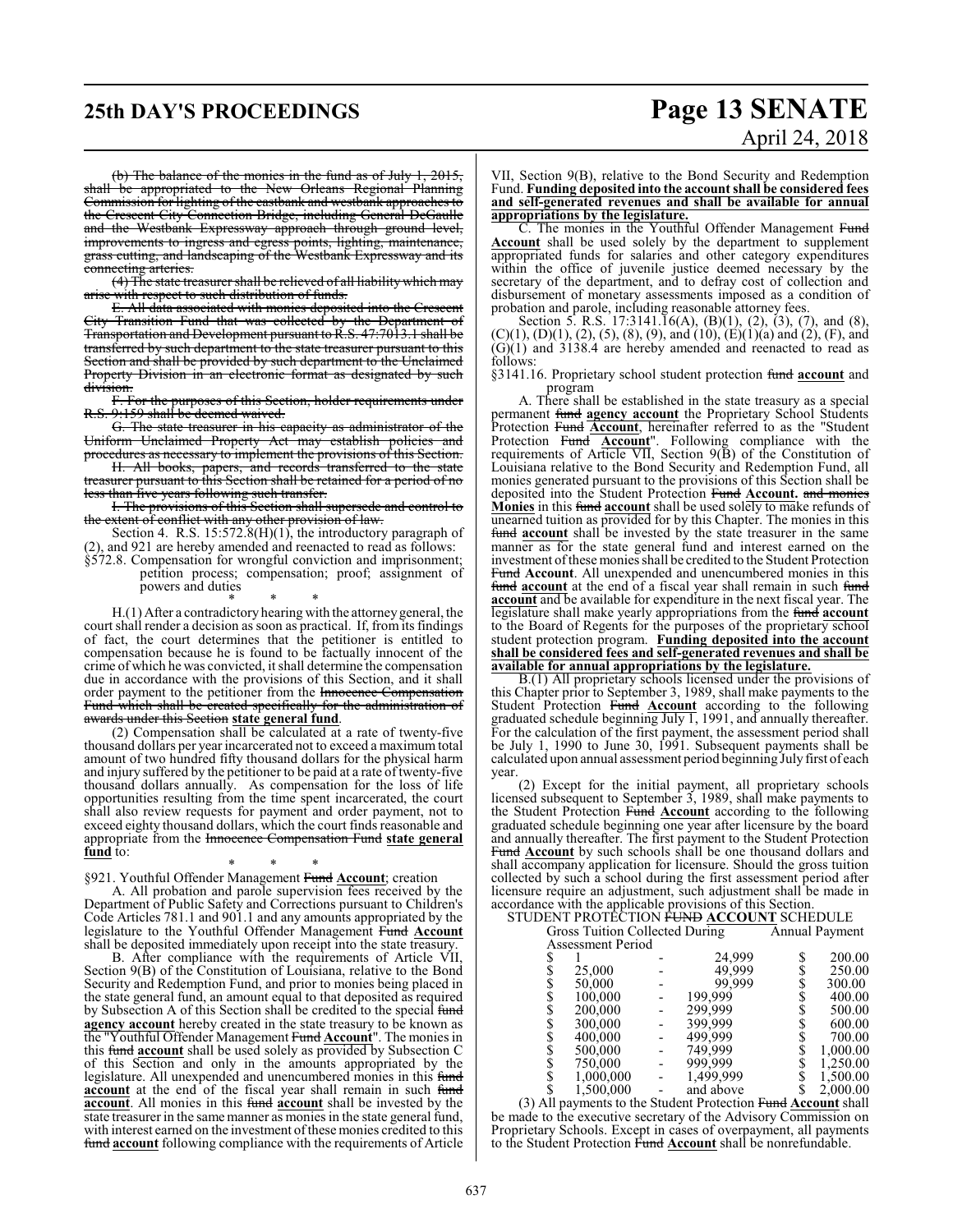(b) The balance of the monies in the fund as of July 1, 2015, shall be appropriated to the New Orleans Regional Planning Commission for lighting of the eastbank and westbank approaches to the Crescent City Connection Bridge, including General DeGaulle and the Westbank Expressway approach through ground level, improvements to ingress and egress points, lighting, maintenance, grass cutting, and landscaping of the Westbank Expressway and its connecting arteries.

(4) The state treasurer shall be relieved of all liability which may arise with respect to such distribution of funds.

E. All data associated with monies deposited into the Crescent City Transition Fund that was collected by the Department of Transportation and Development pursuant to R.S. 47:7013.1 shall be transferred by such department to the state treasurer pursuant to this Section and shall be provided by such department to the Unclaimed Property Division in an electronic format as designated by such division.

F. For the purposes of this Section, holder requirements under R.S. 9:159 shall be deemed waived.

G. The state treasurer in his capacity as administrator of the Uniform Unclaimed Property Act may establish policies and procedures as necessary to implement the provisions of this Section.

H. All books, papers, and records transferred to the state treasurer pursuant to this Section shall be retained for a period of no less than five years following such transfer.

I. The provisions of this Section shall supersede and control to the extent of conflict with any other provision of law.

Section 4. R.S. 15:572.8(H)(1), the introductory paragraph of (2), and 921 are hereby amended and reenacted to read as follows:

§572.8. Compensation for wrongful conviction and imprisonment; petition process; compensation; proof; assignment of powers and duties

\* \* \*

H.(1) After a contradictory hearing with the attorney general, the court shall render a decision as soon as practical. If, from its findings of fact, the court determines that the petitioner is entitled to compensation because he is found to be factually innocent of the crime of which he was convicted, it shall determine the compensation due in accordance with the provisions of this Section, and it shall order payment to the petitioner from the Innocence Compensation Fund which shall be created specifically for the administration of awards under this Section **state general fund**.

(2) Compensation shall be calculated at a rate of twenty-five thousand dollars per year incarcerated not to exceed a maximum total amount of two hundred fifty thousand dollars for the physical harm and injury suffered by the petitioner to be paid at a rate of twenty-five thousand dollars annually. As compensation for the loss of life opportunities resulting from the time spent incarcerated, the court shall also review requests for payment and order payment, not to exceed eighty thousand dollars, which the court finds reasonable and appropriate from the Innocence Compensation Fund **state general fund** to:

\* \* \*

§921. Youthful Offender Management Fund **Account**; creation

A. All probation and parole supervision fees received by the Department of Public Safety and Corrections pursuant to Children's Code Articles 781.1 and 901.1 and any amounts appropriated by the legislature to the Youthful Offender Management Fund **Account** shall be deposited immediately upon receipt into the state treasury.

B. After compliance with the requirements of Article VII, Section 9(B) of the Constitution of Louisiana, relative to the Bond Security and Redemption Fund, and prior to monies being placed in the state general fund, an amount equal to that deposited as required by Subsection A of this Section shall be credited to the special fund **agency account** hereby created in the state treasury to be known as the "Youthful Offender Management Fund **Account**". The monies in this fund **account** shall be used solely as provided by Subsection C of this Section and only in the amounts appropriated by the legislature. All unexpended and unencumbered monies in this fund **account** at the end of the fiscal year shall remain in such fund **account**. All monies in this fund **account** shall be invested by the state treasurer in the same manner as monies in the state general fund, with interest earned on the investment of these monies credited to this fund **account** following compliance with the requirements of Article VII, Section 9(B), relative to the Bond Security and Redemption Fund. **Funding deposited into the account shall be considered fees and self-generated revenues and shall be available for annual appropriations by the legislature.**

C. The monies in the Youthful Offender Management Fund **Account** shall be used solely by the department to supplement appropriated funds for salaries and other category expenditures within the office of juvenile justice deemed necessary by the secretary of the department, and to defray cost of collection and disbursement of monetary assessments imposed as a condition of probation and parole, including reasonable attorney fees.

Section 5. R.S. 17:3141.16(A), (B)(1), (2), (3), (7), and (8), (C)(1), (D)(1), (2), (5), (8), (9), and (10), (E)(1)(a) and (2), (F), and (G)(1) and 3138.4 are hereby amended and reenacted to read as follows:

§3141.16. Proprietary school student protection fund **account** and program

A. There shall be established in the state treasury as a special permanent fund **agency account** the Proprietary School Students Protection Fund **Account**, hereinafter referred to as the "Student Protection Fund **Account**". Following compliance with the requirements of Article VII, Section 9(B) of the Constitution of Louisiana relative to the Bond Security and Redemption Fund, all monies generated pursuant to the provisions of this Section shall be deposited into the Student Protection Fund **Account.** and monies **Monies** in this fund **account** shall be used solely to make refunds of unearned tuition as provided for by this Chapter. The monies in this fund **account** shall be invested by the state treasurer in the same manner as for the state general fund and interest earned on the investment of these monies shall be credited to the Student Protection Fund **Account**. All unexpended and unencumbered monies in this fund **account** at the end of a fiscal year shall remain in such fund **account** and be available for expenditure in the next fiscal year. The legislature shall make yearly appropriations from the fund **account** to the Board of Regents for the purposes of the proprietary school student protection program. **Funding deposited into the account shall be considered fees and self-generated revenues and shall be available for annual appropriations by the legislature.**

B.(1) All proprietary schools licensed under the provisions of this Chapter prior to September 3, 1989, shall make payments to the Student Protection Fund **Account** according to the following graduated schedule beginning July 1, 1991, and annually thereafter. For the calculation of the first payment, the assessment period shall be July 1, 1990 to June 30, 1991. Subsequent payments shall be calculated upon annual assessment period beginning July first of each year.

(2) Except for the initial payment, all proprietary schools licensed subsequent to September 3, 1989, shall make payments to the Student Protection Fund **Account** according to the following graduated schedule beginning one year after licensure by the board and annually thereafter. The first payment to the Student Protection Fund **Account** by such schools shall be one thousand dollars and shall accompany application for licensure. Should the gross tuition collected by such a school during the first assessment period after licensure require an adjustment, such adjustment shall be made in accordance with the applicable provisions of this Section.

STUDENT PROTECTION FUND **ACCOUNT** SCHEDULE

| Gross Tuition Collected During Assessment Period | | | Annual Payment |
|---|---|---|---|
| $ 1 | - | 24,999 | $ 200.00 |
| $ 25,000 | - | 49,999 | $ 250.00 |
| $ 50,000 | - | 99,999 | $ 300.00 |
| $ 100,000 | - | 199,999 | $ 400.00 |
| $ 200,000 | - | 299,999 | $ 500.00 |
| $ 300,000 | - | 399,999 | $ 600.00 |
| $ 400,000 | - | 499,999 | $ 700.00 |
| $ 500,000 | - | 749,999 | $ 1,000.00 |
| $ 750,000 | - | 999,999 | $ 1,250.00 |
| $ 1,000,000 | - | 1,499,999 | $ 1,500.00 |
| $ 1,500,000 | - | and above | $ 2,000.00 |

(3) All payments to the Student Protection Fund **Account** shall be made to the executive secretary of the Advisory Commission on Proprietary Schools. Except in cases of overpayment, all payments to the Student Protection Fund **Account** shall be nonrefundable.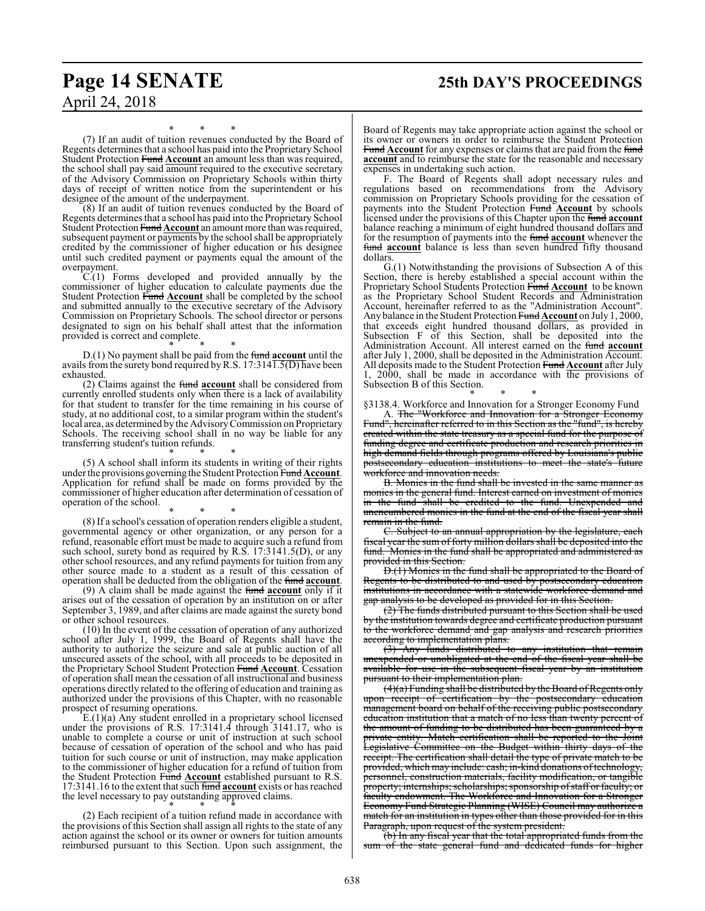\* \* \*

(7) If an audit of tuition revenues conducted by the Board of Regents determines that a school has paid into the Proprietary School Student Protection ~~Fund~~ **Account** an amount less than was required, the school shall pay said amount required to the executive secretary of the Advisory Commission on Proprietary Schools within thirty days of receipt of written notice from the superintendent or his designee of the amount of the underpayment.

(8) If an audit of tuition revenues conducted by the Board of Regents determines that a school has paid into the Proprietary School Student Protection ~~Fund~~ **Account** an amount more than was required, subsequent payment or payments by the school shall be appropriately credited by the commissioner of higher education or his designee until such credited payment or payments equal the amount of the overpayment.

C.(1) Forms developed and provided annually by the commissioner of higher education to calculate payments due the Student Protection ~~Fund~~ **Account** shall be completed by the school and submitted annually to the executive secretary of the Advisory Commission on Proprietary Schools. The school director or persons designated to sign on his behalf shall attest that the information provided is correct and complete.

\* \* \*

D.(1) No payment shall be paid from the ~~fund~~ **account** until the avails from the surety bond required by R.S. 17:3141.5(D) have been exhausted.

(2) Claims against the ~~fund~~ **account** shall be considered from currently enrolled students only when there is a lack of availability for that student to transfer for the time remaining in his course of study, at no additional cost, to a similar program within the student's local area, as determined by the Advisory Commission on Proprietary Schools. The receiving school shall in no way be liable for any transferring student's tuition refunds.

\* \* \*

(5) A school shall inform its students in writing of their rights under the provisions governing the Student Protection ~~Fund~~ **Account**. Application for refund shall be made on forms provided by the commissioner of higher education after determination of cessation of operation of the school.

\* \* \*

(8) If a school's cessation of operation renders eligible a student, governmental agency or other organization, or any person for a refund, reasonable effort must be made to acquire such a refund from such school, surety bond as required by R.S. 17:3141.5(D), or any other school resources, and any refund payments for tuition from any other source made to a student as a result of this cessation of operation shall be deducted from the obligation of the ~~fund~~ **account**.

(9) A claim shall be made against the ~~fund~~ **account** only if it arises out of the cessation of operation by an institution on or after September 3, 1989, and after claims are made against the surety bond or other school resources.

(10) In the event of the cessation of operation of any authorized school after July 1, 1999, the Board of Regents shall have the authority to authorize the seizure and sale at public auction of all unsecured assets of the school, with all proceeds to be deposited in the Proprietary School Student Protection ~~Fund~~ **Account**. Cessation of operation shall mean the cessation of all instructional and business operations directly related to the offering of education and training as authorized under the provisions of this Chapter, with no reasonable prospect of resuming operations.

E.(1)(a) Any student enrolled in a proprietary school licensed under the provisions of R.S. 17:3141.4 through 3141.17, who is unable to complete a course or unit of instruction at such school because of cessation of operation of the school and who has paid tuition for such course or unit of instruction, may make application to the commissioner of higher education for a refund of tuition from the Student Protection ~~Fund~~ **Account** established pursuant to R.S. 17:3141.16 to the extent that such ~~fund~~ **account** exists or has reached the level necessary to pay outstanding approved claims.

\* \* \*

(2) Each recipient of a tuition refund made in accordance with the provisions of this Section shall assign all rights to the state of any action against the school or its owner or owners for tuition amounts reimbursed pursuant to this Section. Upon such assignment, the Board of Regents may take appropriate action against the school or its owner or owners in order to reimburse the Student Protection ~~Fund~~ **Account** for any expenses or claims that are paid from the ~~fund~~ **account** and to reimburse the state for the reasonable and necessary expenses in undertaking such action.

F. The Board of Regents shall adopt necessary rules and regulations based on recommendations from the Advisory commission on Proprietary Schools providing for the cessation of payments into the Student Protection ~~Fund~~ **Account** by schools licensed under the provisions of this Chapter upon the ~~fund~~ **account** balance reaching a minimum of eight hundred thousand dollars and for the resumption of payments into the ~~fund~~ **account** whenever the ~~fund~~ **account** balance is less than seven hundred fifty thousand dollars.

G.(1) Notwithstanding the provisions of Subsection A of this Section, there is hereby established a special account within the Proprietary School Students Protection ~~Fund~~ **Account** to be known as the Proprietary School Student Records and Administration Account, hereinafter referred to as the "Administration Account". Any balance in the Student Protection ~~Fund~~ **Account** on July 1, 2000, that exceeds eight hundred thousand dollars, as provided in Subsection F of this Section, shall be deposited into the Administration Account. All interest earned on the ~~fund~~ **account** after July 1, 2000, shall be deposited in the Administration Account. All deposits made to the Student Protection ~~Fund~~ **Account** after July 1, 2000, shall be made in accordance with the provisions of Subsection B of this Section.

\* \* \*

§3138.4. Workforce and Innovation for a Stronger Economy Fund

A. ~~The "Workforce and Innovation for a Stronger Economy Fund", hereinafter referred to in this Section as the "fund", is hereby created within the state treasury as a special fund for the purpose of funding degree and certificate production and research priorities in high demand fields through programs offered by Louisiana's public postsecondary education institutions to meet the state's future workforce and innovation needs.~~

~~B. Monies in the fund shall be invested in the same manner as monies in the general fund. Interest earned on investment of monies in the fund shall be credited to the fund. Unexpended and unencumbered monies in the fund at the end of the fiscal year shall remain in the fund.~~

~~C. Subject to an annual appropriation by the legislature, each fiscal year the sum of forty million dollars shall be deposited into the fund. Monies in the fund shall be appropriated and administered as provided in this Section.~~

~~D.(1) Monies in the fund shall be appropriated to the Board of Regents to be distributed to and used by postsecondary education institutions in accordance with a statewide workforce demand and gap analysis to be developed as provided for in this Section.~~

~~(2) The funds distributed pursuant to this Section shall be used by the institution towards degree and certificate production pursuant to the workforce demand and gap analysis and research priorities according to implementation plans.~~

~~(3) Any funds distributed to any institution that remain unexpended or unobligated at the end of the fiscal year shall be available for use in the subsequent fiscal year by an institution pursuant to their implementation plan.~~

~~(4)(a) Funding shall be distributed by the Board of Regents only upon receipt of certification by the postsecondary education management board on behalf of the receiving public postsecondary education institution that a match of no less than twenty percent of the amount of funding to be distributed has been guaranteed by a private entity. Match certification shall be reported to the Joint Legislative Committee on the Budget within thirty days of the receipt. The certification shall detail the type of private match to be provided, which may include: cash; in-kind donations of technology, personnel, construction materials, facility modification, or tangible property; internships; scholarships; sponsorship of staff or faculty; or faculty endowment. The Workforce and Innovation for a Stronger Economy Fund Strategic Planning (WISE) Council may authorize a match for an institution in types other than those provided for in this Paragraph, upon request of the system president.~~

~~(b) In any fiscal year that the total appropriated funds from the sum of the state general fund and dedicated funds for higher~~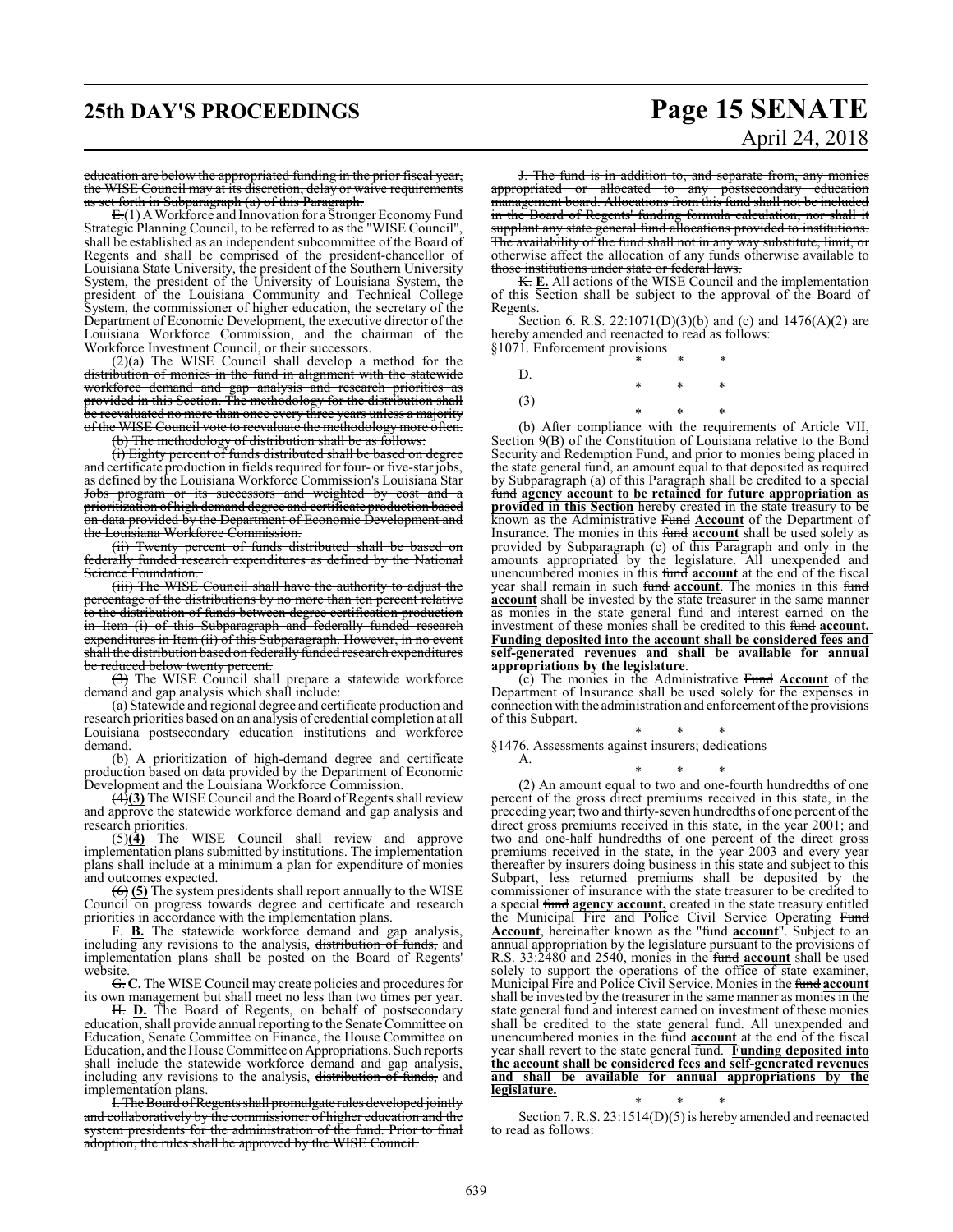education are below the appropriated funding in the prior fiscal year, the WISE Council may at its discretion, delay or waive requirements as set forth in Subparagraph (a) of this Paragraph.

~~E.~~(1) A Workforce and Innovation for a Stronger Economy Fund Strategic Planning Council, to be referred to as the "WISE Council", shall be established as an independent subcommittee of the Board of Regents and shall be comprised of the president-chancellor of Louisiana State University, the president of the Southern University System, the president of the University of Louisiana System, the president of the Louisiana Community and Technical College System, the commissioner of higher education, the secretary of the Department of Economic Development, the executive director of the Louisiana Workforce Commission, and the chairman of the Workforce Investment Council, or their successors.

(2)~~(a) The WISE Council shall develop a method for the distribution of monies in the fund in alignment with the statewide workforce demand and gap analysis and research priorities as provided in this Section. The methodology for the distribution shall be reevaluated no more than once every three years unless a majority of the WISE Council vote to reevaluate the methodology more often.~~

~~(b) The methodology of distribution shall be as follows:~~

~~(i) Eighty percent of funds distributed shall be based on degree and certificate production in fields required for four- or five-star jobs, as defined by the Louisiana Workforce Commission's Louisiana Star Jobs program or its successors and weighted by cost and a prioritization of high demand degree and certificate production based on data provided by the Department of Economic Development and the Louisiana Workforce Commission.~~

~~(ii) Twenty percent of funds distributed shall be based on federally funded research expenditures as defined by the National Science Foundation.~~

~~(iii) The WISE Council shall have the authority to adjust the percentage of the distributions by no more than ten percent relative to the distribution of funds between degree certification production in Item (i) of this Subparagraph and federally funded research expenditures in Item (ii) of this Subparagraph. However, in no event shall the distribution based on federally funded research expenditures be reduced below twenty percent.~~

~~(3)~~ The WISE Council shall prepare a statewide workforce demand and gap analysis which shall include:

(a) Statewide and regional degree and certificate production and research priorities based on an analysis of credential completion at all Louisiana postsecondary education institutions and workforce demand.

(b) A prioritization of high-demand degree and certificate production based on data provided by the Department of Economic Development and the Louisiana Workforce Commission.

~~(4)~~**(3)** The WISE Council and the Board of Regents shall review and approve the statewide workforce demand and gap analysis and research priorities.

~~(5)~~**(4)** The WISE Council shall review and approve implementation plans submitted by institutions. The implementation plans shall include at a minimum a plan for expenditure of monies and outcomes expected.

~~(6)~~ **(5)** The system presidents shall report annually to the WISE Council on progress towards degree and certificate and research priorities in accordance with the implementation plans.

~~F.~~ **B.** The statewide workforce demand and gap analysis, including any revisions to the analysis, ~~distribution of funds,~~ and implementation plans shall be posted on the Board of Regents' website.

~~G.~~ **C.** The WISE Council may create policies and procedures for its own management but shall meet no less than two times per year.

~~H.~~ **D.** The Board of Regents, on behalf of postsecondary education, shall provide annual reporting to the Senate Committee on Education, Senate Committee on Finance, the House Committee on Education, and the House Committee on Appropriations. Such reports shall include the statewide workforce demand and gap analysis, including any revisions to the analysis, ~~distribution of funds,~~ and implementation plans.

~~I. The Board of Regents shall promulgate rules developed jointly and collaboratively by the commissioner of higher education and the system presidents for the administration of the fund. Prior to final adoption, the rules shall be approved by the WISE Council.~~

~~J. The fund is in addition to, and separate from, any monies appropriated or allocated to any postsecondary education management board. Allocations from this fund shall not be included in the Board of Regents' funding formula calculation, nor shall it supplant any state general fund allocations provided to institutions. The availability of the fund shall not in any way substitute, limit, or otherwise affect the allocation of any funds otherwise available to those institutions under state or federal laws.~~

~~K.~~ **E.** All actions of the WISE Council and the implementation of this Section shall be subject to the approval of the Board of Regents.

Section 6. R.S. 22:1071(D)(3)(b) and (c) and 1476(A)(2) are hereby amended and reenacted to read as follows:

§1071. Enforcement provisions

\* \* \*

D.

\* \* \*

(3)

\* \* \*

(b) After compliance with the requirements of Article VII, Section 9(B) of the Constitution of Louisiana relative to the Bond Security and Redemption Fund, and prior to monies being placed in the state general fund, an amount equal to that deposited as required by Subparagraph (a) of this Paragraph shall be credited to a special ~~fund~~ **agency account to be retained for future appropriation as provided in this Section** hereby created in the state treasury to be known as the Administrative ~~Fund~~ **Account** of the Department of Insurance. The monies in this ~~fund~~ **account** shall be used solely as provided by Subparagraph (c) of this Paragraph and only in the amounts appropriated by the legislature. All unexpended and unencumbered monies in this ~~fund~~ **account** at the end of the fiscal year shall remain in such ~~fund~~ **account**. The monies in this ~~fund~~ **account** shall be invested by the state treasurer in the same manner as monies in the state general fund and interest earned on the investment of these monies shall be credited to this ~~fund~~ **account. Funding deposited into the account shall be considered fees and self-generated revenues and shall be available for annual appropriations by the legislature**.

(c) The monies in the Administrative ~~Fund~~ **Account** of the Department of Insurance shall be used solely for the expenses in connection with the administration and enforcement of the provisions of this Subpart.

\* \* \*

§1476. Assessments against insurers; dedications

A.

\* \* \*

(2) An amount equal to two and one-fourth hundredths of one percent of the gross direct premiums received in this state, in the preceding year; two and thirty-seven hundredths of one percent of the direct gross premiums received in this state, in the year 2001; and two and one-half hundredths of one percent of the direct gross premiums received in the state, in the year 2003 and every year thereafter by insurers doing business in this state and subject to this Subpart, less returned premiums shall be deposited by the commissioner of insurance with the state treasurer to be credited to a special ~~fund~~ **agency account,** created in the state treasury entitled the Municipal Fire and Police Civil Service Operating ~~Fund~~ **Account**, hereinafter known as the "~~fund~~ **account**". Subject to an annual appropriation by the legislature pursuant to the provisions of R.S. 33:2480 and 2540, monies in the ~~fund~~ **account** shall be used solely to support the operations of the office of state examiner, Municipal Fire and Police Civil Service. Monies in the ~~fund~~ **account** shall be invested by the treasurer in the same manner as monies in the state general fund and interest earned on investment of these monies shall be credited to the state general fund. All unexpended and unencumbered monies in the ~~fund~~ **account** at the end of the fiscal year shall revert to the state general fund. **Funding deposited into the account shall be considered fees and self-generated revenues and shall be available for annual appropriations by the legislature.**

\* \* \*

Section 7. R.S. 23:1514(D)(5) is hereby amended and reenacted to read as follows: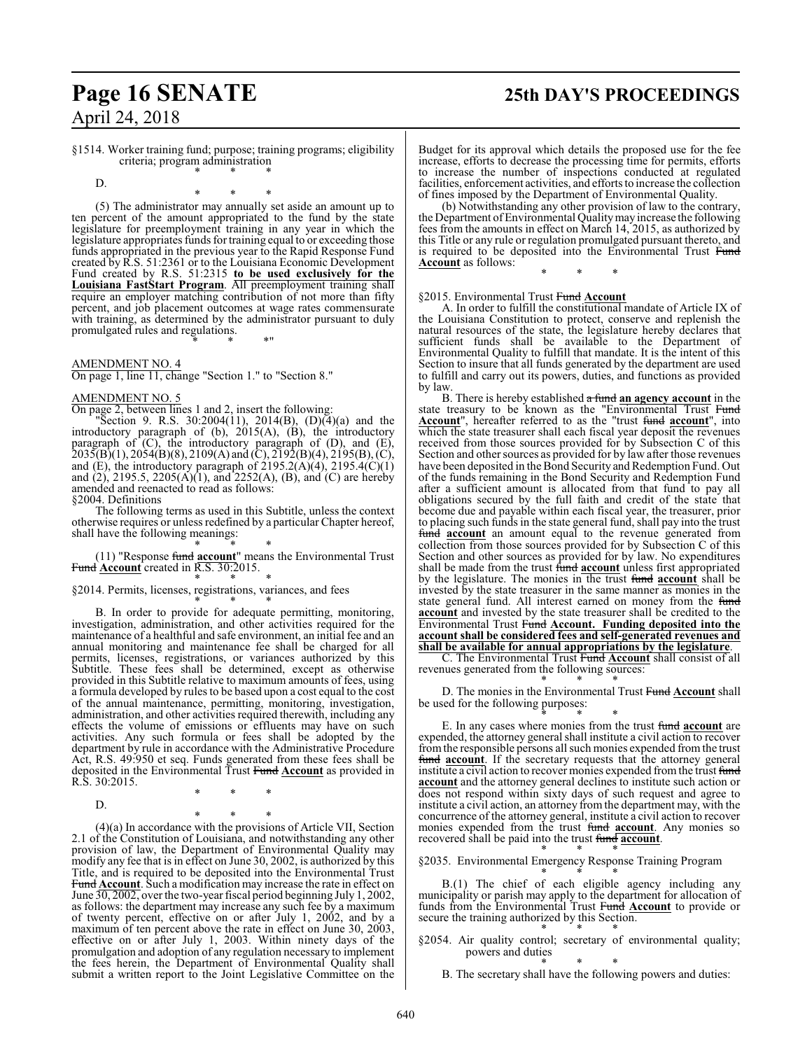§1514. Worker training fund; purpose; training programs; eligibility criteria; program administration

\* \* \*

D.

\* \* \*

(5) The administrator may annually set aside an amount up to ten percent of the amount appropriated to the fund by the state legislature for preemployment training in any year in which the legislature appropriates funds for training equal to or exceeding those funds appropriated in the previous year to the Rapid Response Fund created by R.S. 51:2361 or to the Louisiana Economic Development Fund created by R.S. 51:2315 **to be used exclusively for the Louisiana FastStart Program**. All preemployment training shall require an employer matching contribution of not more than fifty percent, and job placement outcomes at wage rates commensurate with training, as determined by the administrator pursuant to duly promulgated rules and regulations.

\* \* \*"

AMENDMENT NO. 4

On page 1, line 11, change "Section 1." to "Section 8."

AMENDMENT NO. 5

On page 2, between lines 1 and 2, insert the following:

"Section 9. R.S. 30:2004(11), 2014(B), (D)(4)(a) and the introductory paragraph of (b), 2015(A), (B), the introductory paragraph of (C), the introductory paragraph of (D), and (E), 2035(B)(1), 2054(B)(8), 2109(A) and (C), 2192(B)(4), 2195(B), (C), and (E), the introductory paragraph of 2195.2(A)(4), 2195.4(C)(1) and (2), 2195.5, 2205(A)(1), and 2252(A), (B), and (C) are hereby amended and reenacted to read as follows:

§2004. Definitions

The following terms as used in this Subtitle, unless the context otherwise requires or unless redefined by a particular Chapter hereof, shall have the following meanings:

\* \* \*

(11) "Response ~~fund~~ **account**" means the Environmental Trust ~~Fund~~ **Account** created in R.S. 30:2015.

\* \* \*

§2014. Permits, licenses, registrations, variances, and fees

\* \* \*

B. In order to provide for adequate permitting, monitoring, investigation, administration, and other activities required for the maintenance of a healthful and safe environment, an initial fee and an annual monitoring and maintenance fee shall be charged for all permits, licenses, registrations, or variances authorized by this Subtitle. These fees shall be determined, except as otherwise provided in this Subtitle relative to maximum amounts of fees, using a formula developed by rules to be based upon a cost equal to the cost of the annual maintenance, permitting, monitoring, investigation, administration, and other activities required therewith, including any effects the volume of emissions or effluents may have on such activities. Any such formula or fees shall be adopted by the department by rule in accordance with the Administrative Procedure Act, R.S. 49:950 et seq. Funds generated from these fees shall be deposited in the Environmental Trust ~~Fund~~ **Account** as provided in R.S. 30:2015.

\* \* \*

D.

\* \* \*

(4)(a) In accordance with the provisions of Article VII, Section 2.1 of the Constitution of Louisiana, and notwithstanding any other provision of law, the Department of Environmental Quality may modify any fee that is in effect on June 30, 2002, is authorized by this Title, and is required to be deposited into the Environmental Trust ~~Fund~~ **Account**. Such a modification may increase the rate in effect on June 30, 2002, over the two-year fiscal period beginning July 1, 2002, as follows: the department may increase any such fee by a maximum of twenty percent, effective on or after July 1, 2002, and by a maximum of ten percent above the rate in effect on June 30, 2003, effective on or after July 1, 2003. Within ninety days of the promulgation and adoption of any regulation necessary to implement the fees herein, the Department of Environmental Quality shall submit a written report to the Joint Legislative Committee on the Budget for its approval which details the proposed use for the fee increase, efforts to decrease the processing time for permits, efforts to increase the number of inspections conducted at regulated facilities, enforcement activities, and efforts to increase the collection of fines imposed by the Department of Environmental Quality.

(b) Notwithstanding any other provision of law to the contrary, the Department of Environmental Quality may increase the following fees from the amounts in effect on March 14, 2015, as authorized by this Title or any rule or regulation promulgated pursuant thereto, and is required to be deposited into the Environmental Trust ~~Fund~~ **Account** as follows:

\* \* \*

§2015. Environmental Trust ~~Fund~~ **Account**

A. In order to fulfill the constitutional mandate of Article IX of the Louisiana Constitution to protect, conserve and replenish the natural resources of the state, the legislature hereby declares that sufficient funds shall be available to the Department of Environmental Quality to fulfill that mandate. It is the intent of this Section to insure that all funds generated by the department are used to fulfill and carry out its powers, duties, and functions as provided by law.

B. There is hereby established ~~a fund~~ **an agency account** in the state treasury to be known as the "Environmental Trust ~~Fund~~ **Account**", hereafter referred to as the "trust ~~fund~~ **account**", into which the state treasurer shall each fiscal year deposit the revenues received from those sources provided for by Subsection C of this Section and other sources as provided for by law after those revenues have been deposited in the Bond Security and Redemption Fund. Out of the funds remaining in the Bond Security and Redemption Fund after a sufficient amount is allocated from that fund to pay all obligations secured by the full faith and credit of the state that become due and payable within each fiscal year, the treasurer, prior to placing such funds in the state general fund, shall pay into the trust ~~fund~~ **account** an amount equal to the revenue generated from collection from those sources provided for by Subsection C of this Section and other sources as provided for by law. No expenditures shall be made from the trust ~~fund~~ **account** unless first appropriated by the legislature. The monies in the trust ~~fund~~ **account** shall be invested by the state treasurer in the same manner as monies in the state general fund. All interest earned on money from the ~~fund~~ **account** and invested by the state treasurer shall be credited to the Environmental Trust ~~Fund~~ **Account. Funding deposited into the account shall be considered fees and self-generated revenues and shall be available for annual appropriations by the legislature**.

C. The Environmental Trust ~~Fund~~ **Account** shall consist of all revenues generated from the following sources:

\* \* \*

D. The monies in the Environmental Trust ~~Fund~~ **Account** shall be used for the following purposes:

\* \* \*

E. In any cases where monies from the trust ~~fund~~ **account** are expended, the attorney general shall institute a civil action to recover from the responsible persons all such monies expended from the trust ~~fund~~ **account**. If the secretary requests that the attorney general institute a civil action to recover monies expended from the trust ~~fund~~ **account** and the attorney general declines to institute such action or does not respond within sixty days of such request and agree to institute a civil action, an attorney from the department may, with the concurrence of the attorney general, institute a civil action to recover monies expended from the trust ~~fund~~ **account**. Any monies so recovered shall be paid into the trust ~~fund~~ **account**.

\* \* \*

§2035. Environmental Emergency Response Training Program

\* \* \*

B.(1) The chief of each eligible agency including any municipality or parish may apply to the department for allocation of funds from the Environmental Trust ~~Fund~~ **Account** to provide or secure the training authorized by this Section.

\* \* \*

§2054. Air quality control; secretary of environmental quality; powers and duties

\* \* \*

B. The secretary shall have the following powers and duties: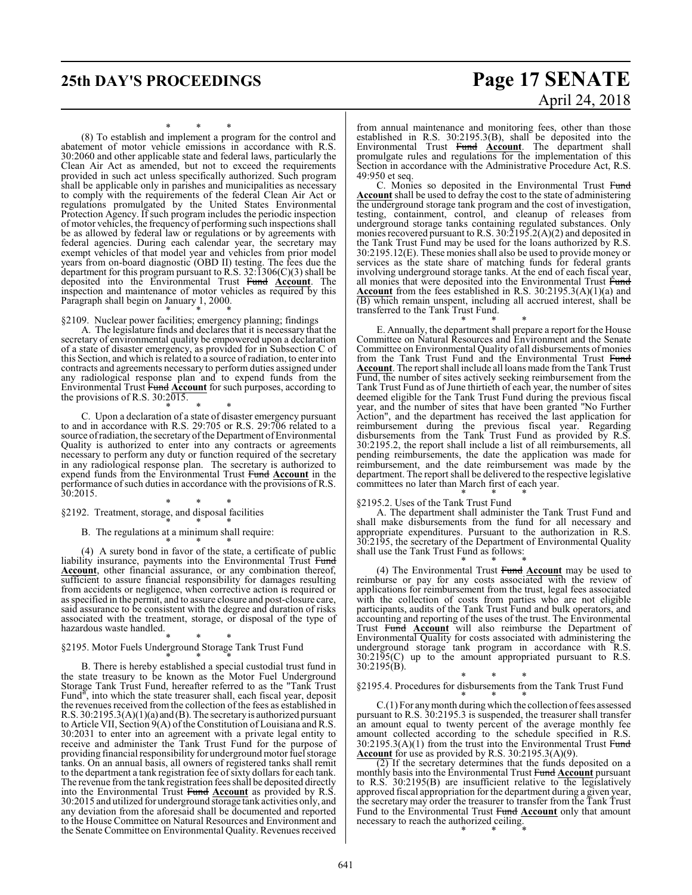\* \* \*

(8) To establish and implement a program for the control and abatement of motor vehicle emissions in accordance with R.S. 30:2060 and other applicable state and federal laws, particularly the Clean Air Act as amended, but not to exceed the requirements provided in such act unless specifically authorized. Such program shall be applicable only in parishes and municipalities as necessary to comply with the requirements of the federal Clean Air Act or regulations promulgated by the United States Environmental Protection Agency. If such program includes the periodic inspection of motor vehicles, the frequency of performing such inspections shall be as allowed by federal law or regulations or by agreements with federal agencies. During each calendar year, the secretary may exempt vehicles of that model year and vehicles from prior model years from on-board diagnostic (OBD II) testing. The fees due the department for this program pursuant to R.S. 32:1306(C)(3) shall be deposited into the Environmental Trust ~~Fund~~ **Account**. The inspection and maintenance of motor vehicles as required by this Paragraph shall begin on January 1, 2000.

\* \* \*

§2109. Nuclear power facilities; emergency planning; findings

A. The legislature finds and declares that it is necessary that the secretary of environmental quality be empowered upon a declaration of a state of disaster emergency, as provided for in Subsection C of this Section, and which is related to a source of radiation, to enter into contracts and agreements necessary to perform duties assigned under any radiological response plan and to expend funds from the Environmental Trust ~~Fund~~ **Account** for such purposes, according to the provisions of R.S. 30:2015.

\* \* \*

C. Upon a declaration of a state of disaster emergency pursuant to and in accordance with R.S. 29:705 or R.S. 29:706 related to a source of radiation, the secretary of the Department of Environmental Quality is authorized to enter into any contracts or agreements necessary to perform any duty or function required of the secretary in any radiological response plan. The secretary is authorized to expend funds from the Environmental Trust ~~Fund~~ **Account** in the performance of such duties in accordance with the provisions of R.S. 30:2015.

\* \* \*

§2192. Treatment, storage, and disposal facilities

\* \* \*

B. The regulations at a minimum shall require:

\* \* \*

(4) A surety bond in favor of the state, a certificate of public liability insurance, payments into the Environmental Trust ~~Fund~~ **Account**, other financial assurance, or any combination thereof, sufficient to assure financial responsibility for damages resulting from accidents or negligence, when corrective action is required or as specified in the permit, and to assure closure and post-closure care, said assurance to be consistent with the degree and duration of risks associated with the treatment, storage, or disposal of the type of hazardous waste handled.

\* \* \*

§2195. Motor Fuels Underground Storage Tank Trust Fund

\* \* \*

B. There is hereby established a special custodial trust fund in the state treasury to be known as the Motor Fuel Underground Storage Tank Trust Fund, hereafter referred to as the "Tank Trust Fund", into which the state treasurer shall, each fiscal year, deposit the revenues received from the collection of the fees as established in R.S. 30:2195.3(A)(1)(a) and (B). The secretary is authorized pursuant to Article VII, Section 9(A) of the Constitution of Louisiana and R.S. 30:2031 to enter into an agreement with a private legal entity to receive and administer the Tank Trust Fund for the purpose of providing financial responsibility for underground motor fuel storage tanks. On an annual basis, all owners of registered tanks shall remit to the department a tank registration fee of sixty dollars for each tank. The revenue from the tank registration fees shall be deposited directly into the Environmental Trust ~~Fund~~ **Account** as provided by R.S. 30:2015 and utilized for underground storage tank activities only, and any deviation from the aforesaid shall be documented and reported to the House Committee on Natural Resources and Environment and the Senate Committee on Environmental Quality. Revenues received from annual maintenance and monitoring fees, other than those established in R.S. 30:2195.3(B), shall be deposited into the Environmental Trust ~~Fund~~ **Account**. The department shall promulgate rules and regulations for the implementation of this Section in accordance with the Administrative Procedure Act, R.S. 49:950 et seq.

C. Monies so deposited in the Environmental Trust ~~Fund~~ **Account** shall be used to defray the cost to the state of administering the underground storage tank program and the cost of investigation, testing, containment, control, and cleanup of releases from underground storage tanks containing regulated substances. Only monies recovered pursuant to R.S. 30:2195.2(A)(2) and deposited in the Tank Trust Fund may be used for the loans authorized by R.S. 30:2195.12(E). These monies shall also be used to provide money or services as the state share of matching funds for federal grants involving underground storage tanks. At the end of each fiscal year, all monies that were deposited into the Environmental Trust ~~Fund~~ **Account** from the fees established in R.S. 30:2195.3(A)(1)(a) and (B) which remain unspent, including all accrued interest, shall be transferred to the Tank Trust Fund.

\* \* \*

E. Annually, the department shall prepare a report for the House Committee on Natural Resources and Environment and the Senate Committee on Environmental Quality of all disbursements of monies from the Tank Trust Fund and the Environmental Trust ~~Fund~~ **Account**. The report shall include all loans made from the Tank Trust Fund, the number of sites actively seeking reimbursement from the Tank Trust Fund as of June thirtieth of each year, the number of sites deemed eligible for the Tank Trust Fund during the previous fiscal year, and the number of sites that have been granted "No Further Action", and the department has received the last application for reimbursement during the previous fiscal year. Regarding disbursements from the Tank Trust Fund as provided by R.S. 30:2195.2, the report shall include a list of all reimbursements, all pending reimbursements, the date the application was made for reimbursement, and the date reimbursement was made by the department. The report shall be delivered to the respective legislative committees no later than March first of each year.

\* \* \*

§2195.2. Uses of the Tank Trust Fund

A. The department shall administer the Tank Trust Fund and shall make disbursements from the fund for all necessary and appropriate expenditures. Pursuant to the authorization in R.S. 30:2195, the secretary of the Department of Environmental Quality shall use the Tank Trust Fund as follows:

\* \* \*

(4) The Environmental Trust ~~Fund~~ **Account** may be used to reimburse or pay for any costs associated with the review of applications for reimbursement from the trust, legal fees associated with the collection of costs from parties who are not eligible participants, audits of the Tank Trust Fund and bulk operators, and accounting and reporting of the uses of the trust. The Environmental Trust ~~Fund~~ **Account** will also reimburse the Department of Environmental Quality for costs associated with administering the underground storage tank program in accordance with R.S. 30:2195(C) up to the amount appropriated pursuant to R.S. 30:2195(B).

\* \* \*

§2195.4. Procedures for disbursements from the Tank Trust Fund

\* \* \*

C.(1) For any month during which the collection of fees assessed pursuant to R.S. 30:2195.3 is suspended, the treasurer shall transfer an amount equal to twenty percent of the average monthly fee amount collected according to the schedule specified in R.S. 30:2195.3(A)(1) from the trust into the Environmental Trust ~~Fund~~ **Account** for use as provided by R.S. 30:2195.3(A)(9).

(2) If the secretary determines that the funds deposited on a monthly basis into the Environmental Trust ~~Fund~~ **Account** pursuant to R.S. 30:2195(B) are insufficient relative to the legislatively approved fiscal appropriation for the department during a given year, the secretary may order the treasurer to transfer from the Tank Trust Fund to the Environmental Trust ~~Fund~~ **Account** only that amount necessary to reach the authorized ceiling.

\* \* \*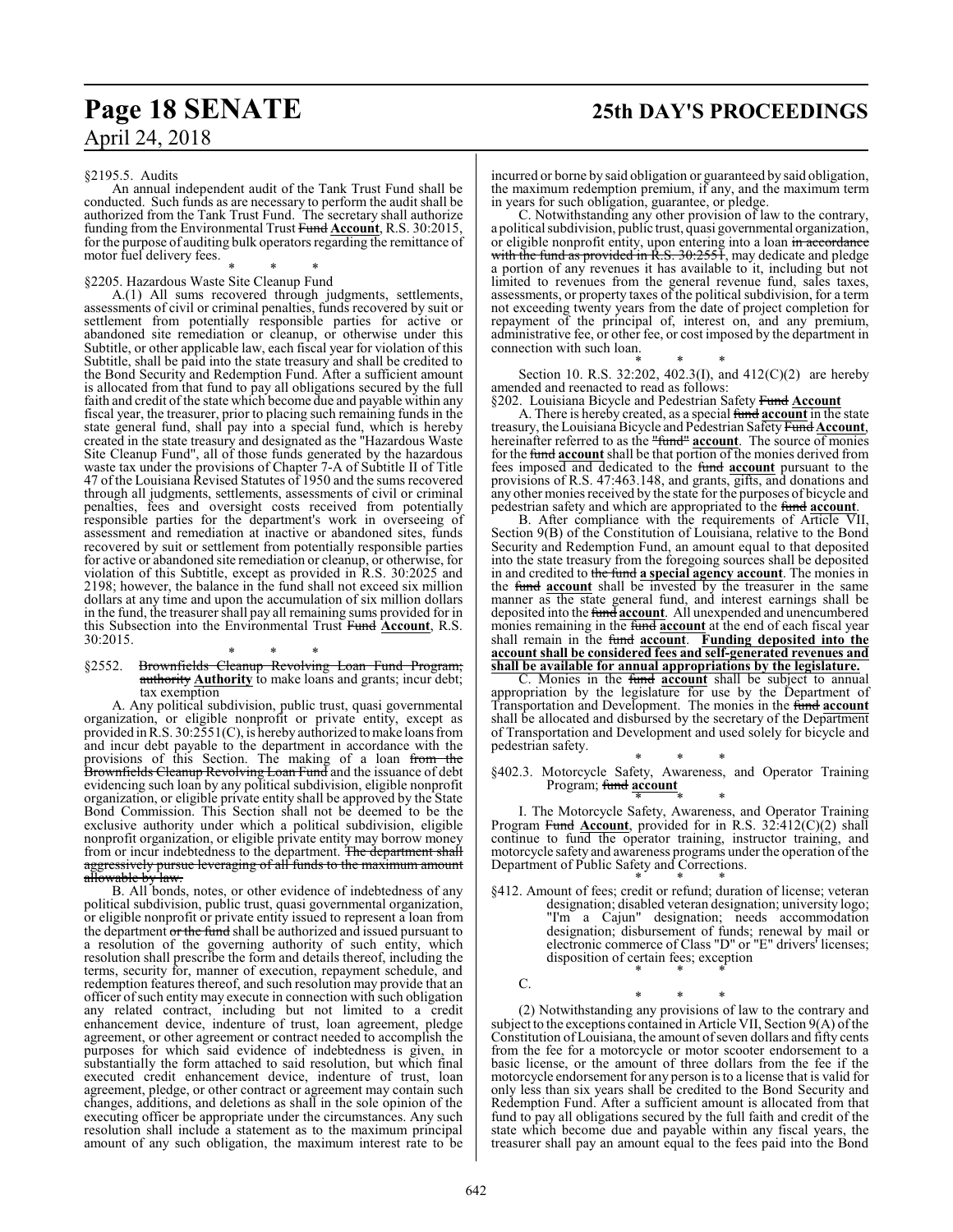§2195.5. Audits

An annual independent audit of the Tank Trust Fund shall be conducted. Such funds as are necessary to perform the audit shall be authorized from the Tank Trust Fund. The secretary shall authorize funding from the Environmental Trust ~~Fund~~ **Account**, R.S. 30:2015, for the purpose of auditing bulk operators regarding the remittance of motor fuel delivery fees.

\* \* \*

§2205. Hazardous Waste Site Cleanup Fund

A.(1) All sums recovered through judgments, settlements, assessments of civil or criminal penalties, funds recovered by suit or settlement from potentially responsible parties for active or abandoned site remediation or cleanup, or otherwise under this Subtitle, or other applicable law, each fiscal year for violation of this Subtitle, shall be paid into the state treasury and shall be credited to the Bond Security and Redemption Fund. After a sufficient amount is allocated from that fund to pay all obligations secured by the full faith and credit of the state which become due and payable within any fiscal year, the treasurer, prior to placing such remaining funds in the state general fund, shall pay into a special fund, which is hereby created in the state treasury and designated as the "Hazardous Waste Site Cleanup Fund", all of those funds generated by the hazardous waste tax under the provisions of Chapter 7-A of Subtitle II of Title 47 of the Louisiana Revised Statutes of 1950 and the sums recovered through all judgments, settlements, assessments of civil or criminal penalties, fees and oversight costs received from potentially responsible parties for the department's work in overseeing of assessment and remediation at inactive or abandoned sites, funds recovered by suit or settlement from potentially responsible parties for active or abandoned site remediation or cleanup, or otherwise, for violation of this Subtitle, except as provided in R.S. 30:2025 and 2198; however, the balance in the fund shall not exceed six million dollars at any time and upon the accumulation of six million dollars in the fund, the treasurer shall pay all remaining sums provided for in this Subsection into the Environmental Trust ~~Fund~~ **Account**, R.S. 30:2015.

\* \* \*

§2552. ~~Brownfields Cleanup Revolving Loan Fund Program; authority~~ **Authority** to make loans and grants; incur debt; tax exemption

A. Any political subdivision, public trust, quasi governmental organization, or eligible nonprofit or private entity, except as provided in R.S. 30:2551(C), is hereby authorized to make loans from and incur debt payable to the department in accordance with the provisions of this Section. The making of a loan ~~from the Brownfields Cleanup Revolving Loan Fund~~ and the issuance of debt evidencing such loan by any political subdivision, eligible nonprofit organization, or eligible private entity shall be approved by the State Bond Commission. This Section shall not be deemed to be the exclusive authority under which a political subdivision, eligible nonprofit organization, or eligible private entity may borrow money from or incur indebtedness to the department. ~~The department shall aggressively pursue leveraging of all funds to the maximum amount allowable by law.~~

B. All bonds, notes, or other evidence of indebtedness of any political subdivision, public trust, quasi governmental organization, or eligible nonprofit or private entity issued to represent a loan from the department ~~or the fund~~ shall be authorized and issued pursuant to a resolution of the governing authority of such entity, which resolution shall prescribe the form and details thereof, including the terms, security for, manner of execution, repayment schedule, and redemption features thereof, and such resolution may provide that an officer of such entity may execute in connection with such obligation any related contract, including but not limited to a credit enhancement device, indenture of trust, loan agreement, pledge agreement, or other agreement or contract needed to accomplish the purposes for which said evidence of indebtedness is given, in substantially the form attached to said resolution, but which final executed credit enhancement device, indenture of trust, loan agreement, pledge, or other contract or agreement may contain such changes, additions, and deletions as shall in the sole opinion of the executing officer be appropriate under the circumstances. Any such resolution shall include a statement as to the maximum principal amount of any such obligation, the maximum interest rate to be incurred or borne by said obligation or guaranteed by said obligation, the maximum redemption premium, if any, and the maximum term in years for such obligation, guarantee, or pledge.

C. Notwithstanding any other provision of law to the contrary, a political subdivision, public trust, quasi governmental organization, or eligible nonprofit entity, upon entering into a loan ~~in accordance with the fund as provided in R.S. 30:2551~~, may dedicate and pledge a portion of any revenues it has available to it, including but not limited to revenues from the general revenue fund, sales taxes, assessments, or property taxes of the political subdivision, for a term not exceeding twenty years from the date of project completion for repayment of the principal of, interest on, and any premium, administrative fee, or other fee, or cost imposed by the department in connection with such loan.

\* \* \*

Section 10. R.S. 32:202, 402.3(I), and 412(C)(2) are hereby amended and reenacted to read as follows:

§202. Louisiana Bicycle and Pedestrian Safety ~~Fund~~ **Account**

A. There is hereby created, as a special ~~fund~~ **account** in the state treasury, the Louisiana Bicycle and Pedestrian Safety ~~Fund~~ **Account**, hereinafter referred to as the ~~"fund"~~ **account**. The source of monies for the ~~fund~~ **account** shall be that portion of the monies derived from fees imposed and dedicated to the ~~fund~~ **account** pursuant to the provisions of R.S. 47:463.148, and grants, gifts, and donations and any other monies received by the state for the purposes of bicycle and pedestrian safety and which are appropriated to the ~~fund~~ **account**.

B. After compliance with the requirements of Article VII, Section 9(B) of the Constitution of Louisiana, relative to the Bond Security and Redemption Fund, an amount equal to that deposited into the state treasury from the foregoing sources shall be deposited in and credited to ~~the fund~~ **a special agency account**. The monies in the ~~fund~~ **account** shall be invested by the treasurer in the same manner as the state general fund, and interest earnings shall be deposited into the ~~fund~~ **account**. All unexpended and unencumbered monies remaining in the ~~fund~~ **account** at the end of each fiscal year shall remain in the ~~fund~~ **account**. **Funding deposited into the account shall be considered fees and self-generated revenues and shall be available for annual appropriations by the legislature.**

C. Monies in the ~~fund~~ **account** shall be subject to annual appropriation by the legislature for use by the Department of Transportation and Development. The monies in the ~~fund~~ **account** shall be allocated and disbursed by the secretary of the Department of Transportation and Development and used solely for bicycle and pedestrian safety.

\* \* \*

§402.3. Motorcycle Safety, Awareness, and Operator Training Program; ~~fund~~ **account**

\* \* \*

I. The Motorcycle Safety, Awareness, and Operator Training Program ~~Fund~~ **Account**, provided for in R.S. 32:412(C)(2) shall continue to fund the operator training, instructor training, and motorcycle safety and awareness programs under the operation of the Department of Public Safety and Corrections.

\* \* \*

§412. Amount of fees; credit or refund; duration of license; veteran designation; disabled veteran designation; university logo; "I'm a Cajun" designation; needs accommodation designation; disbursement of funds; renewal by mail or electronic commerce of Class "D" or "E" drivers' licenses; disposition of certain fees; exception

\* \* \*

C.

\* \* \*

(2) Notwithstanding any provisions of law to the contrary and subject to the exceptions contained in Article VII, Section 9(A) of the Constitution of Louisiana, the amount of seven dollars and fifty cents from the fee for a motorcycle or motor scooter endorsement to a basic license, or the amount of three dollars from the fee if the motorcycle endorsement for any person is to a license that is valid for only less than six years shall be credited to the Bond Security and Redemption Fund. After a sufficient amount is allocated from that fund to pay all obligations secured by the full faith and credit of the state which become due and payable within any fiscal years, the treasurer shall pay an amount equal to the fees paid into the Bond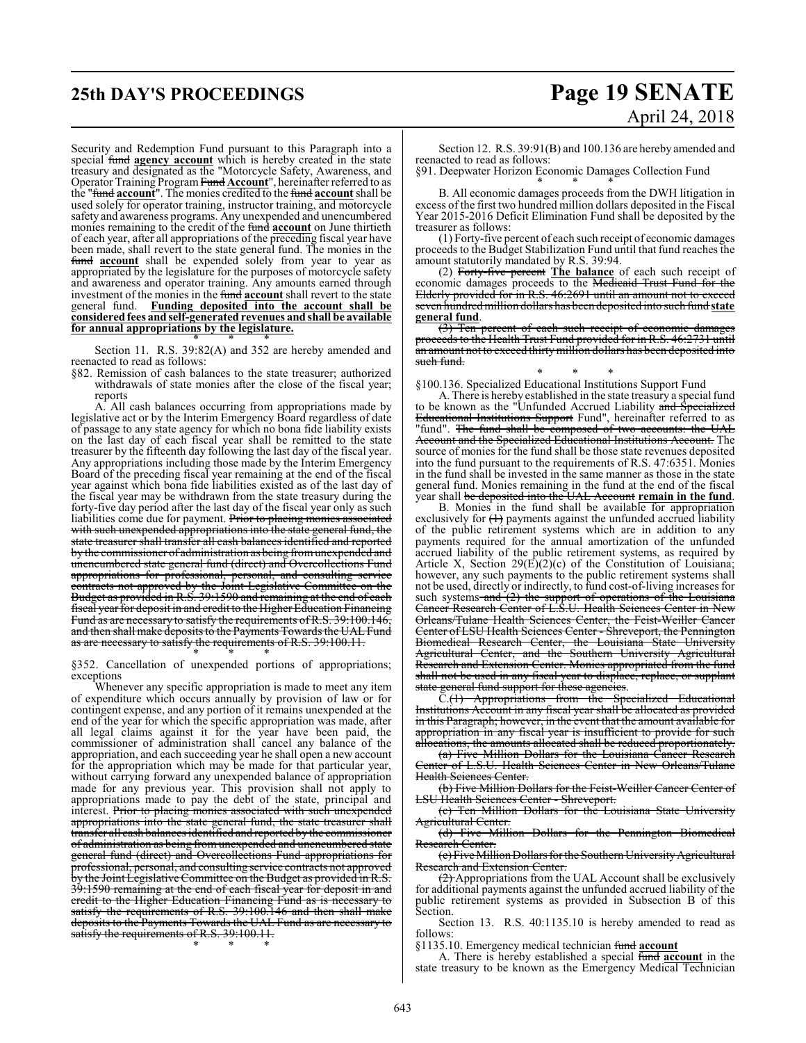Security and Redemption Fund pursuant to this Paragraph into a special ~~fund~~ **agency account** which is hereby created in the state treasury and designated as the "Motorcycle Safety, Awareness, and Operator Training Program ~~Fund~~ **Account**", hereinafter referred to as the "~~fund~~ **account**". The monies credited to the ~~fund~~ **account** shall be used solely for operator training, instructor training, and motorcycle safety and awareness programs. Any unexpended and unencumbered monies remaining to the credit of the ~~fund~~ **account** on June thirtieth of each year, after all appropriations of the preceding fiscal year have been made, shall revert to the state general fund. The monies in the ~~fund~~ **account** shall be expended solely from year to year as appropriated by the legislature for the purposes of motorcycle safety and awareness and operator training. Any amounts earned through investment of the monies in the ~~fund~~ **account** shall revert to the state general fund. **Funding deposited into the account shall be considered fees and self-generated revenues and shall be available for annual appropriations by the legislature.**

\* \* \*

Section 11. R.S. 39:82(A) and 352 are hereby amended and reenacted to read as follows:

§82. Remission of cash balances to the state treasurer; authorized withdrawals of state monies after the close of the fiscal year; reports

A. All cash balances occurring from appropriations made by legislative act or by the Interim Emergency Board regardless of date of passage to any state agency for which no bona fide liability exists on the last day of each fiscal year shall be remitted to the state treasurer by the fifteenth day following the last day of the fiscal year. Any appropriations including those made by the Interim Emergency Board of the preceding fiscal year remaining at the end of the fiscal year against which bona fide liabilities existed as of the last day of the fiscal year may be withdrawn from the state treasury during the forty-five day period after the last day of the fiscal year only as such liabilities come due for payment. ~~Prior to placing monies associated with such unexpended appropriations into the state general fund, the state treasurer shall transfer all cash balances identified and reported by the commissioner of administration as being from unexpended and unencumbered state general fund (direct) and Overcollections Fund appropriations for professional, personal, and consulting service contracts not approved by the Joint Legislative Committee on the Budget as provided in R.S. 39:1590 and remaining at the end of each fiscal year for deposit in and credit to the Higher Education Financing Fund as are necessary to satisfy the requirements of R.S. 39:100.146, and then shall make deposits to the Payments Towards the UAL Fund as are necessary to satisfy the requirements of R.S. 39:100.11.~~

\* \* \*

§352. Cancellation of unexpended portions of appropriations; exceptions

Whenever any specific appropriation is made to meet any item of expenditure which occurs annually by provision of law or for contingent expense, and any portion of it remains unexpended at the end of the year for which the specific appropriation was made, after all legal claims against it for the year have been paid, the commissioner of administration shall cancel any balance of the appropriation, and each succeeding year he shall open a new account for the appropriation which may be made for that particular year, without carrying forward any unexpended balance of appropriation made for any previous year. This provision shall not apply to appropriations made to pay the debt of the state, principal and interest. ~~Prior to placing monies associated with such unexpended appropriations into the state general fund, the state treasurer shall transfer all cash balances identified and reported by the commissioner of administration as being from unexpended and unencumbered state general fund (direct) and Overcollections Fund appropriations for professional, personal, and consulting service contracts not approved by the Joint Legislative Committee on the Budget as provided in R.S. 39:1590 remaining at the end of each fiscal year for deposit in and credit to the Higher Education Financing Fund as is necessary to satisfy the requirements of R.S. 39:100.146 and then shall make deposits to the Payments Towards the UAL Fund as are necessary to satisfy the requirements of R.S. 39:100.11.~~

\* \* \*

Section 12. R.S. 39:91(B) and 100.136 are hereby amended and reenacted to read as follows:

§91. Deepwater Horizon Economic Damages Collection Fund

\* \* \*

B. All economic damages proceeds from the DWH litigation in excess of the first two hundred million dollars deposited in the Fiscal Year 2015-2016 Deficit Elimination Fund shall be deposited by the treasurer as follows:

(1) Forty-five percent of each such receipt of economic damages proceeds to the Budget Stabilization Fund until that fund reaches the amount statutorily mandated by R.S. 39:94.

(2) ~~Forty-five percent~~ **The balance** of each such receipt of economic damages proceeds to the ~~Medicaid Trust Fund for the Elderly provided for in R.S. 46:2691 until an amount not to exceed seven hundred million dollars has been deposited into such fund~~ **state general fund**.

~~(3) Ten percent of each such receipt of economic damages proceeds to the Health Trust Fund provided for in R.S. 46:2731 until an amount not to exceed thirty million dollars has been deposited into such fund.~~

\* \* \*

§100.136. Specialized Educational Institutions Support Fund

A. There is hereby established in the state treasury a special fund to be known as the "Unfunded Accrued Liability ~~and Specialized Educational Institutions Support~~ Fund", hereinafter referred to as "fund". ~~The fund shall be composed of two accounts: the UAL Account and the Specialized Educational Institutions Account.~~ The source of monies for the fund shall be those state revenues deposited into the fund pursuant to the requirements of R.S. 47:6351. Monies in the fund shall be invested in the same manner as those in the state general fund. Monies remaining in the fund at the end of the fiscal year shall ~~be deposited into the UAL Account~~ **remain in the fund**.

B. Monies in the fund shall be available for appropriation exclusively for ~~(1)~~ payments against the unfunded accrued liability of the public retirement systems which are in addition to any payments required for the annual amortization of the unfunded accrued liability of the public retirement systems, as required by Article X, Section 29(E)(2)(c) of the Constitution of Louisiana; however, any such payments to the public retirement systems shall not be used, directly or indirectly, to fund cost-of-living increases for such systems ~~and (2) the support of operations of the Louisiana Cancer Research Center of L.S.U. Health Sciences Center in New Orleans/Tulane Health Sciences Center, the Feist-Weiller Cancer Center of LSU Health Sciences Center - Shreveport, the Pennington Biomedical Research Center, the Louisiana State University Agricultural Center, and the Southern University Agricultural Research and Extension Center. Monies appropriated from the fund shall not be used in any fiscal year to displace, replace, or supplant state general fund support for these agencies~~.

~~C.(1) Appropriations from the Specialized Educational Institutions Account in any fiscal year shall be allocated as provided in this Paragraph; however, in the event that the amount available for appropriation in any fiscal year is insufficient to provide for such allocations, the amounts allocated shall be reduced proportionately.~~

~~(a) Five Million Dollars for the Louisiana Cancer Research Center of L.S.U. Health Sciences Center in New Orleans/Tulane Health Sciences Center.~~

~~(b) Five Million Dollars for the Feist-Weiller Cancer Center of LSU Health Sciences Center - Shreveport.~~

~~(c) Ten Million Dollars for the Louisiana State University Agricultural Center.~~

~~(d) Five Million Dollars for the Pennington Biomedical Research Center.~~

~~(e) Five Million Dollars for the Southern University Agricultural Research and Extension Center.~~

~~(2)~~ Appropriations from the UAL Account shall be exclusively for additional payments against the unfunded accrued liability of the public retirement systems as provided in Subsection B of this Section.

Section 13. R.S. 40:1135.10 is hereby amended to read as follows:

§1135.10. Emergency medical technician ~~fund~~ **account**

A. There is hereby established a special ~~fund~~ **account** in the state treasury to be known as the Emergency Medical Technician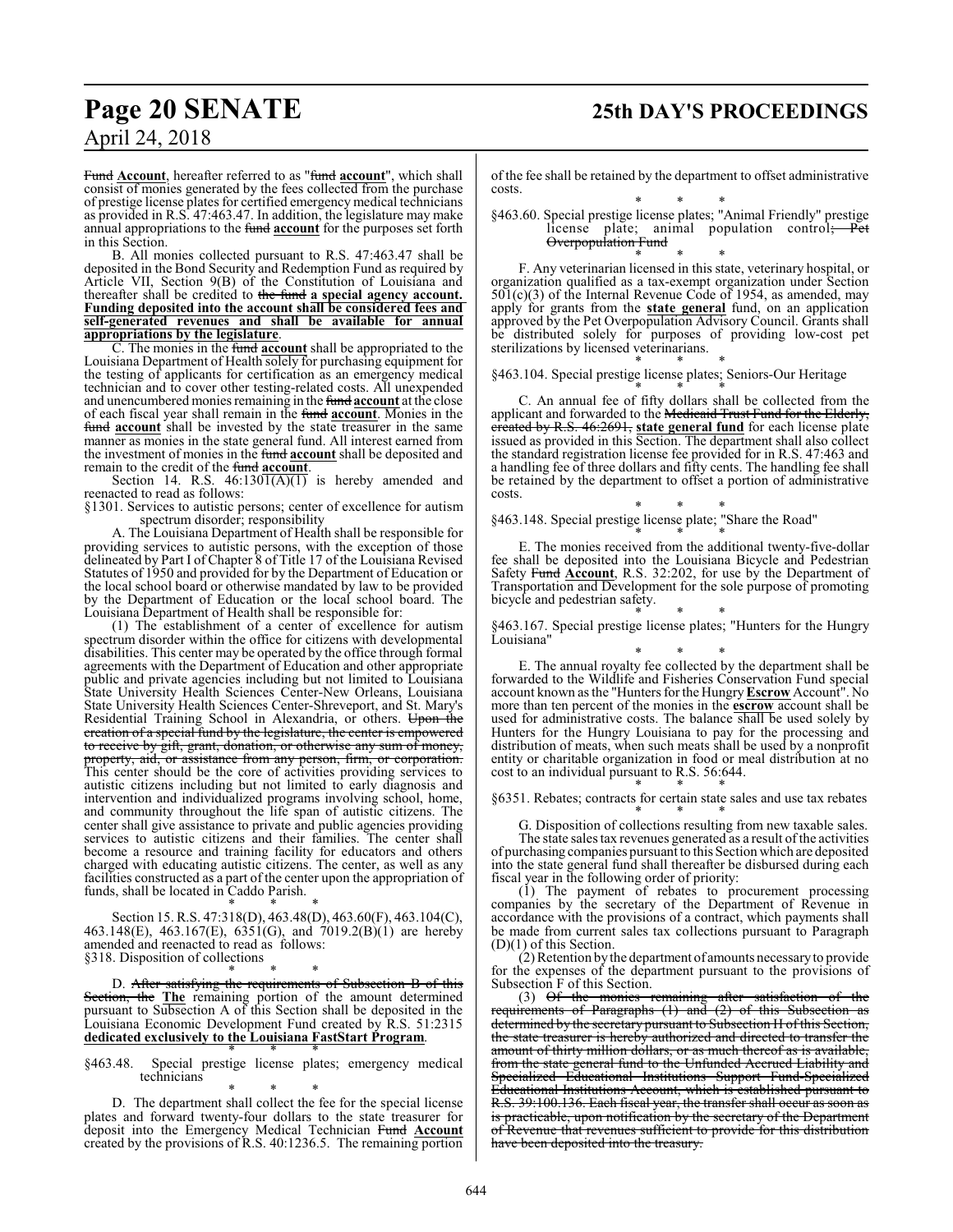~~Fund~~ **Account**, hereafter referred to as "~~fund~~ **account**", which shall consist of monies generated by the fees collected from the purchase of prestige license plates for certified emergency medical technicians as provided in R.S. 47:463.47. In addition, the legislature may make annual appropriations to the ~~fund~~ **account** for the purposes set forth in this Section.

B. All monies collected pursuant to R.S. 47:463.47 shall be deposited in the Bond Security and Redemption Fund as required by Article VII, Section 9(B) of the Constitution of Louisiana and thereafter shall be credited to ~~the fund~~ **a special agency account. Funding deposited into the account shall be considered fees and self-generated revenues and shall be available for annual appropriations by the legislature**.

C. The monies in the ~~fund~~ **account** shall be appropriated to the Louisiana Department of Health solely for purchasing equipment for the testing of applicants for certification as an emergency medical technician and to cover other testing-related costs. All unexpended and unencumbered monies remaining in the ~~fund~~ **account** at the close of each fiscal year shall remain in the ~~fund~~ **account**. Monies in the ~~fund~~ **account** shall be invested by the state treasurer in the same manner as monies in the state general fund. All interest earned from the investment of monies in the ~~fund~~ **account** shall be deposited and remain to the credit of the ~~fund~~ **account**.

Section 14. R.S. 46:1301(A)(1) is hereby amended and reenacted to read as follows:

§1301. Services to autistic persons; center of excellence for autism spectrum disorder; responsibility

A. The Louisiana Department of Health shall be responsible for providing services to autistic persons, with the exception of those delineated by Part I of Chapter 8 of Title 17 of the Louisiana Revised Statutes of 1950 and provided for by the Department of Education or the local school board or otherwise mandated by law to be provided by the Department of Education or the local school board. The Louisiana Department of Health shall be responsible for:

(1) The establishment of a center of excellence for autism spectrum disorder within the office for citizens with developmental disabilities. This center may be operated by the office through formal agreements with the Department of Education and other appropriate public and private agencies including but not limited to Louisiana State University Health Sciences Center-New Orleans, Louisiana State University Health Sciences Center-Shreveport, and St. Mary's Residential Training School in Alexandria, or others. ~~Upon the creation of a special fund by the legislature, the center is empowered to receive by gift, grant, donation, or otherwise any sum of money, property, aid, or assistance from any person, firm, or corporation.~~ This center should be the core of activities providing services to autistic citizens including but not limited to early diagnosis and intervention and individualized programs involving school, home, and community throughout the life span of autistic citizens. The center shall give assistance to private and public agencies providing services to autistic citizens and their families. The center shall become a resource and training facility for educators and others charged with educating autistic citizens. The center, as well as any facilities constructed as a part of the center upon the appropriation of funds, shall be located in Caddo Parish.

\* \* \*

Section 15. R.S. 47:318(D), 463.48(D), 463.60(F), 463.104(C), 463.148(E), 463.167(E), 6351(G), and 7019.2(B)(1) are hereby amended and reenacted to read as follows:

§318. Disposition of collections

\* \* \*

D. ~~After satisfying the requirements of Subsection B of this Section, the~~ **The** remaining portion of the amount determined pursuant to Subsection A of this Section shall be deposited in the Louisiana Economic Development Fund created by R.S. 51:2315 **dedicated exclusively to the Louisiana FastStart Program**.

\* \* \*

§463.48. Special prestige license plates; emergency medical technicians

\* \* \*

D. The department shall collect the fee for the special license plates and forward twenty-four dollars to the state treasurer for deposit into the Emergency Medical Technician ~~Fund~~ **Account** created by the provisions of R.S. 40:1236.5. The remaining portion of the fee shall be retained by the department to offset administrative costs.

\* \* \*

§463.60. Special prestige license plates; "Animal Friendly" prestige license plate; animal population control~~; Pet Overpopulation Fund~~

\* \* \*

F. Any veterinarian licensed in this state, veterinary hospital, or organization qualified as a tax-exempt organization under Section 501(c)(3) of the Internal Revenue Code of 1954, as amended, may apply for grants from the **state general** fund, on an application approved by the Pet Overpopulation Advisory Council. Grants shall be distributed solely for purposes of providing low-cost pet sterilizations by licensed veterinarians.

\* \* \*

§463.104. Special prestige license plates; Seniors-Our Heritage

\* \* \*

C. An annual fee of fifty dollars shall be collected from the applicant and forwarded to the ~~Medicaid Trust Fund for the Elderly, created by R.S. 46:2691,~~ **state general fund** for each license plate issued as provided in this Section. The department shall also collect the standard registration license fee provided for in R.S. 47:463 and a handling fee of three dollars and fifty cents. The handling fee shall be retained by the department to offset a portion of administrative costs.

\* \* \*

§463.148. Special prestige license plate; "Share the Road"

\* \* \*

E. The monies received from the additional twenty-five-dollar fee shall be deposited into the Louisiana Bicycle and Pedestrian Safety ~~Fund~~ **Account**, R.S. 32:202, for use by the Department of Transportation and Development for the sole purpose of promoting bicycle and pedestrian safety.

\* \* \*

§463.167. Special prestige license plates; "Hunters for the Hungry Louisiana"

\* \* \*

E. The annual royalty fee collected by the department shall be forwarded to the Wildlife and Fisheries Conservation Fund special account known as the "Hunters for the Hungry **Escrow** Account". No more than ten percent of the monies in the **escrow** account shall be used for administrative costs. The balance shall be used solely by Hunters for the Hungry Louisiana to pay for the processing and distribution of meats, when such meats shall be used by a nonprofit entity or charitable organization in food or meal distribution at no cost to an individual pursuant to R.S. 56:644.

\* \* \*

§6351. Rebates; contracts for certain state sales and use tax rebates

\* \* \*

G. Disposition of collections resulting from new taxable sales.

The state sales tax revenues generated as a result of the activities of purchasing companies pursuant to this Section which are deposited into the state general fund shall thereafter be disbursed during each fiscal year in the following order of priority:

(1) The payment of rebates to procurement processing companies by the secretary of the Department of Revenue in accordance with the provisions of a contract, which payments shall be made from current sales tax collections pursuant to Paragraph (D)(1) of this Section.

(2) Retention by the department of amounts necessary to provide for the expenses of the department pursuant to the provisions of Subsection F of this Section.

(3) ~~Of the monies remaining after satisfaction of the requirements of Paragraphs (1) and (2) of this Subsection as determined by the secretary pursuant to Subsection H of this Section, the state treasurer is hereby authorized and directed to transfer the amount of thirty million dollars, or as much thereof as is available, from the state general fund to the Unfunded Accrued Liability and Specialized Educational Institutions Support Fund-Specialized Educational Institutions Account, which is established pursuant to R.S. 39:100.136. Each fiscal year, the transfer shall occur as soon as is practicable, upon notification by the secretary of the Department of Revenue that revenues sufficient to provide for this distribution have been deposited into the treasury.~~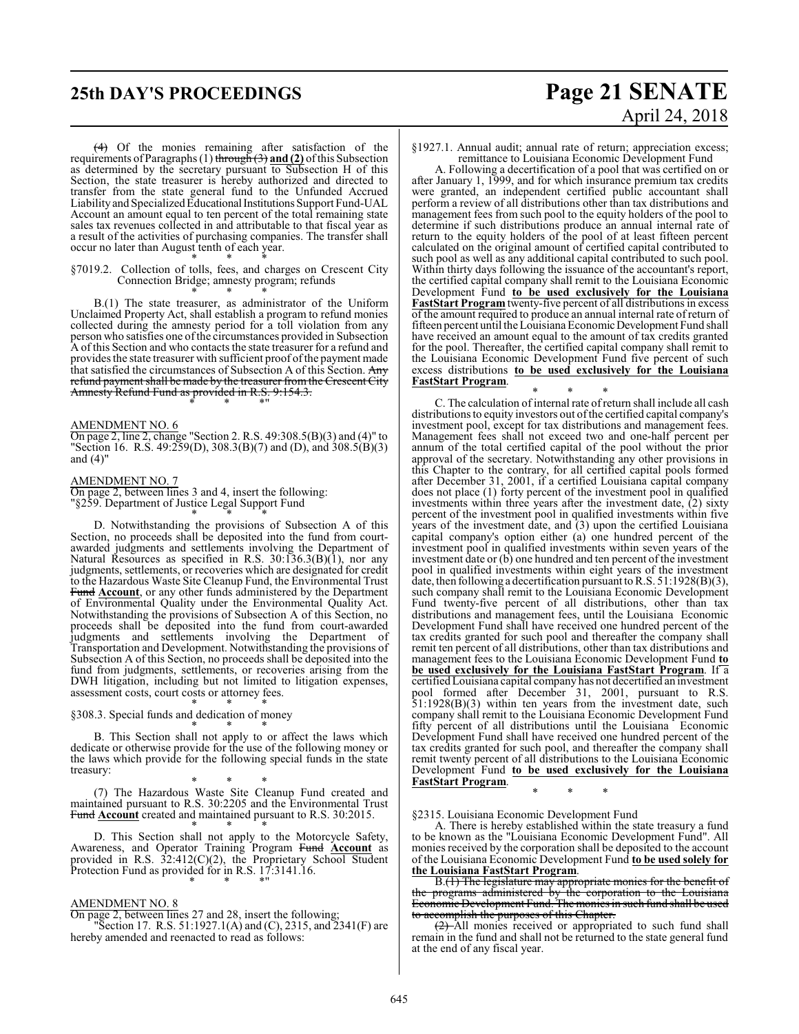~~(4)~~ Of the monies remaining after satisfaction of the requirements of Paragraphs (1) ~~through (3)~~ **and (2)** of this Subsection as determined by the secretary pursuant to Subsection H of this Section, the state treasurer is hereby authorized and directed to transfer from the state general fund to the Unfunded Accrued Liability and Specialized Educational Institutions Support Fund-UAL Account an amount equal to ten percent of the total remaining state sales tax revenues collected in and attributable to that fiscal year as a result of the activities of purchasing companies. The transfer shall occur no later than August tenth of each year.

\* \* \*

§7019.2. Collection of tolls, fees, and charges on Crescent City Connection Bridge; amnesty program; refunds

\* \* \*

B.(1) The state treasurer, as administrator of the Uniform Unclaimed Property Act, shall establish a program to refund monies collected during the amnesty period for a toll violation from any person who satisfies one of the circumstances provided in Subsection A of this Section and who contacts the state treasurer for a refund and provides the state treasurer with sufficient proof of the payment made that satisfied the circumstances of Subsection A of this Section. ~~Any refund payment shall be made by the treasurer from the Crescent City Amnesty Refund Fund as provided in R.S. 9:154.3.~~

\* \* \*"

AMENDMENT NO. 6

On page 2, line 2, change "Section 2. R.S. 49:308.5(B)(3) and (4)" to "Section 16. R.S. 49:259(D), 308.3(B)(7) and (D), and 308.5(B)(3) and (4)"

AMENDMENT NO. 7

On page 2, between lines 3 and 4, insert the following:

"§259. Department of Justice Legal Support Fund

\* \* \*

D. Notwithstanding the provisions of Subsection A of this Section, no proceeds shall be deposited into the fund from court-awarded judgments and settlements involving the Department of Natural Resources as specified in R.S. 30:136.3(B)(1), nor any judgments, settlements, or recoveries which are designated for credit to the Hazardous Waste Site Cleanup Fund, the Environmental Trust ~~Fund~~ **Account**, or any other funds administered by the Department of Environmental Quality under the Environmental Quality Act. Notwithstanding the provisions of Subsection A of this Section, no proceeds shall be deposited into the fund from court-awarded judgments and settlements involving the Department of Transportation and Development. Notwithstanding the provisions of Subsection A of this Section, no proceeds shall be deposited into the fund from judgments, settlements, or recoveries arising from the DWH litigation, including but not limited to litigation expenses, assessment costs, court costs or attorney fees.

\* \* \*

§308.3. Special funds and dedication of money

\* \* \*

B. This Section shall not apply to or affect the laws which dedicate or otherwise provide for the use of the following money or the laws which provide for the following special funds in the state treasury:

\* \* \*

(7) The Hazardous Waste Site Cleanup Fund created and maintained pursuant to R.S. 30:2205 and the Environmental Trust ~~Fund~~ **Account** created and maintained pursuant to R.S. 30:2015.

\* \* \*

D. This Section shall not apply to the Motorcycle Safety, Awareness, and Operator Training Program ~~Fund~~ **Account** as provided in R.S. 32:412(C)(2), the Proprietary School Student Protection Fund as provided for in R.S. 17:3141.16.

\* \* \*"

AMENDMENT NO. 8

On page 2, between lines 27 and 28, insert the following;

"Section 17. R.S. 51:1927.1(A) and (C), 2315, and 2341(F) are hereby amended and reenacted to read as follows:

§1927.1. Annual audit; annual rate of return; appreciation excess; remittance to Louisiana Economic Development Fund

A. Following a decertification of a pool that was certified on or after January 1, 1999, and for which insurance premium tax credits were granted, an independent certified public accountant shall perform a review of all distributions other than tax distributions and management fees from such pool to the equity holders of the pool to determine if such distributions produce an annual internal rate of return to the equity holders of the pool of at least fifteen percent calculated on the original amount of certified capital contributed to such pool as well as any additional capital contributed to such pool. Within thirty days following the issuance of the accountant's report, the certified capital company shall remit to the Louisiana Economic Development Fund **to be used exclusively for the Louisiana FastStart Program** twenty-five percent of all distributions in excess of the amount required to produce an annual internal rate of return of fifteen percent until the Louisiana Economic Development Fund shall have received an amount equal to the amount of tax credits granted for the pool. Thereafter, the certified capital company shall remit to the Louisiana Economic Development Fund five percent of such excess distributions **to be used exclusively for the Louisiana FastStart Program**.

\* \* \*

C. The calculation of internal rate of return shall include all cash distributions to equity investors out of the certified capital company's investment pool, except for tax distributions and management fees. Management fees shall not exceed two and one-half percent per annum of the total certified capital of the pool without the prior approval of the secretary. Notwithstanding any other provisions in this Chapter to the contrary, for all certified capital pools formed after December 31, 2001, if a certified Louisiana capital company does not place (1) forty percent of the investment pool in qualified investments within three years after the investment date, (2) sixty percent of the investment pool in qualified investments within five years of the investment date, and (3) upon the certified Louisiana capital company's option either (a) one hundred percent of the investment pool in qualified investments within seven years of the investment date or (b) one hundred and ten percent of the investment pool in qualified investments within eight years of the investment date, then following a decertification pursuant to R.S. 51:1928(B)(3), such company shall remit to the Louisiana Economic Development Fund twenty-five percent of all distributions, other than tax distributions and management fees, until the Louisiana Economic Development Fund shall have received one hundred percent of the tax credits granted for such pool and thereafter the company shall remit ten percent of all distributions, other than tax distributions and management fees to the Louisiana Economic Development Fund **to be used exclusively for the Louisiana FastStart Program**. If a certified Louisiana capital company has not decertified an investment pool formed after December 31, 2001, pursuant to R.S. 51:1928(B)(3) within ten years from the investment date, such company shall remit to the Louisiana Economic Development Fund fifty percent of all distributions until the Louisiana Economic Development Fund shall have received one hundred percent of the tax credits granted for such pool, and thereafter the company shall remit twenty percent of all distributions to the Louisiana Economic Development Fund **to be used exclusively for the Louisiana FastStart Program**.

\* \* \*

§2315. Louisiana Economic Development Fund

A. There is hereby established within the state treasury a fund to be known as the "Louisiana Economic Development Fund". All monies received by the corporation shall be deposited to the account of the Louisiana Economic Development Fund **to be used solely for the Louisiana FastStart Program**.

B.~~(1) The legislature may appropriate monies for the benefit of the programs administered by the corporation to the Louisiana Economic Development Fund. The monies in such fund shall be used to accomplish the purposes of this Chapter.~~

~~(2)~~ All monies received or appropriated to such fund shall remain in the fund and shall not be returned to the state general fund at the end of any fiscal year.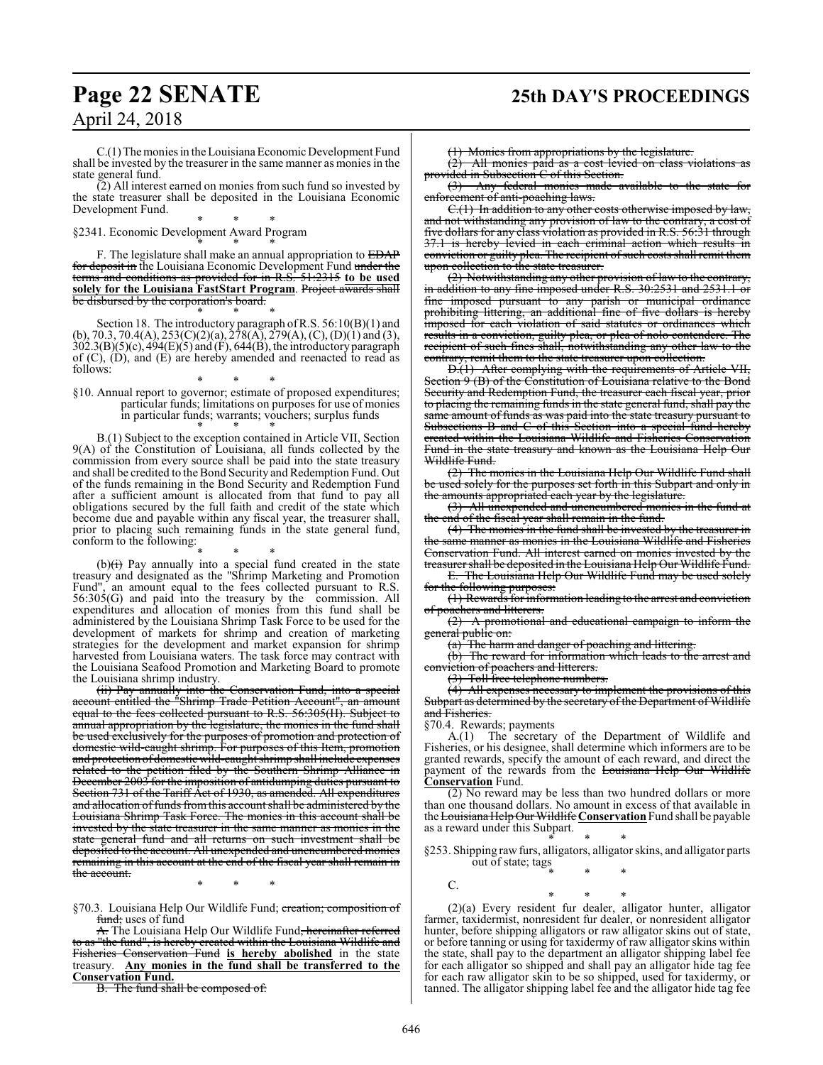C.(1) The monies in the Louisiana Economic Development Fund shall be invested by the treasurer in the same manner as monies in the state general fund.

(2) All interest earned on monies from such fund so invested by the state treasurer shall be deposited in the Louisiana Economic Development Fund.

\* \* \*

§2341. Economic Development Award Program

\* \* \*

F. The legislature shall make an annual appropriation to ~~EDAP for deposit in~~ the Louisiana Economic Development Fund ~~under the terms and conditions as provided for in R.S. 51:2315~~ **to be used solely for the Louisiana FastStart Program**. ~~Project awards shall be disbursed by the corporation's board.~~

\* \* \*

Section 18. The introductory paragraph of R.S. 56:10(B)(1) and (b), 70.3, 70.4(A), 253(C)(2)(a), 278(A), 279(A), (C), (D)(1) and (3), 302.3(B)(5)(c), 494(E)(5) and (F), 644(B), the introductory paragraph of (C), (D), and (E) are hereby amended and reenacted to read as follows:

\* \* \*

§10. Annual report to governor; estimate of proposed expenditures; particular funds; limitations on purposes for use of monies in particular funds; warrants; vouchers; surplus funds

\* \* \*

B.(1) Subject to the exception contained in Article VII, Section 9(A) of the Constitution of Louisiana, all funds collected by the commission from every source shall be paid into the state treasury and shall be credited to the Bond Security and Redemption Fund. Out of the funds remaining in the Bond Security and Redemption Fund after a sufficient amount is allocated from that fund to pay all obligations secured by the full faith and credit of the state which become due and payable within any fiscal year, the treasurer shall, prior to placing such remaining funds in the state general fund, conform to the following:

\* \* \*

(b)~~(i)~~ Pay annually into a special fund created in the state treasury and designated as the "Shrimp Marketing and Promotion Fund", an amount equal to the fees collected pursuant to R.S. 56:305(G) and paid into the treasury by the commission. All expenditures and allocation of monies from this fund shall be administered by the Louisiana Shrimp Task Force to be used for the development of markets for shrimp and creation of marketing strategies for the development and market expansion for shrimp harvested from Louisiana waters. The task force may contract with the Louisiana Seafood Promotion and Marketing Board to promote the Louisiana shrimp industry.

~~(ii) Pay annually into the Conservation Fund, into a special account entitled the "Shrimp Trade Petition Account", an amount equal to the fees collected pursuant to R.S. 56:305(H). Subject to annual appropriation by the legislature, the monies in the fund shall be used exclusively for the purposes of promotion and protection of domestic wild-caught shrimp. For purposes of this Item, promotion and protection of domestic wild-caught shrimp shall include expenses related to the petition filed by the Southern Shrimp Alliance in December 2003 for the imposition of antidumping duties pursuant to Section 731 of the Tariff Act of 1930, as amended. All expenditures and allocation of funds from this account shall be administered by the Louisiana Shrimp Task Force. The monies in this account shall be invested by the state treasurer in the same manner as monies in the state general fund and all returns on such investment shall be deposited to the account. All unexpended and unencumbered monies remaining in this account at the end of the fiscal year shall remain in the account.~~

\* \* \*

§70.3. Louisiana Help Our Wildlife Fund; ~~creation; composition of fund;~~ uses of fund

~~A.~~ The Louisiana Help Our Wildlife Fund~~, hereinafter referred to as "the fund", is hereby created within the Louisiana Wildlife and Fisheries Conservation Fund~~ **is hereby abolished** in the state treasury. **Any monies in the fund shall be transferred to the Conservation Fund.**

~~B. The fund shall be composed of:~~

~~(1) Monies from appropriations by the legislature.~~

~~(2) All monies paid as a cost levied on class violations as provided in Subsection C of this Section.~~

~~(3) Any federal monies made available to the state for enforcement of anti-poaching laws.~~

~~C.(1) In addition to any other costs otherwise imposed by law, and not withstanding any provision of law to the contrary, a cost of five dollars for any class violation as provided in R.S. 56:31 through 37.1 is hereby levied in each criminal action which results in conviction or guilty plea. The recipient of such costs shall remit them upon collection to the state treasurer.~~

~~(2) Notwithstanding any other provision of law to the contrary, in addition to any fine imposed under R.S. 30:2531 and 2531.1 or fine imposed pursuant to any parish or municipal ordinance prohibiting littering, an additional fine of five dollars is hereby imposed for each violation of said statutes or ordinances which results in a conviction, guilty plea, or plea of nolo contendere. The recipient of such fines shall, notwithstanding any other law to the contrary, remit them to the state treasurer upon collection.~~

~~D.(1) After complying with the requirements of Article VII, Section 9 (B) of the Constitution of Louisiana relative to the Bond Security and Redemption Fund, the treasurer each fiscal year, prior to placing the remaining funds in the state general fund, shall pay the same amount of funds as was paid into the state treasury pursuant to Subsections B and C of this Section into a special fund hereby created within the Louisiana Wildlife and Fisheries Conservation Fund in the state treasury and known as the Louisiana Help Our Wildlife Fund.~~

~~(2) The monies in the Louisiana Help Our Wildlife Fund shall be used solely for the purposes set forth in this Subpart and only in the amounts appropriated each year by the legislature.~~

~~(3) All unexpended and unencumbered monies in the fund at the end of the fiscal year shall remain in the fund.~~

~~(4) The monies in the fund shall be invested by the treasurer in the same manner as monies in the Louisiana Wildlife and Fisheries Conservation Fund. All interest earned on monies invested by the treasurer shall be deposited in the Louisiana Help Our Wildlife Fund.~~

~~E. The Louisiana Help Our Wildlife Fund may be used solely for the following purposes:~~

~~(1) Rewards for information leading to the arrest and conviction of poachers and litterers.~~

~~(2) A promotional and educational campaign to inform the general public on:~~

~~(a) The harm and danger of poaching and littering.~~

~~(b) The reward for information which leads to the arrest and conviction of poachers and litterers.~~

~~(3) Toll-free telephone numbers.~~

~~(4) All expenses necessary to implement the provisions of this Subpart as determined by the secretary of the Department of Wildlife and Fisheries.~~

§70.4. Rewards; payments

A.(1) The secretary of the Department of Wildlife and Fisheries, or his designee, shall determine which informers are to be granted rewards, specify the amount of each reward, and direct the payment of the rewards from the ~~Louisiana Help Our Wildlife~~ **Conservation** Fund.

(2) No reward may be less than two hundred dollars or more than one thousand dollars. No amount in excess of that available in the ~~Louisiana Help Our Wildlife~~ **Conservation** Fund shall be payable as a reward under this Subpart.

\* \* \*

§253. Shipping raw furs, alligators, alligator skins, and alligator parts out of state; tags

\* \* \*

C.

\* \* \*

(2)(a) Every resident fur dealer, alligator hunter, alligator farmer, taxidermist, nonresident fur dealer, or nonresident alligator hunter, before shipping alligators or raw alligator skins out of state, or before tanning or using for taxidermy of raw alligator skins within the state, shall pay to the department an alligator shipping label fee for each alligator so shipped and shall pay an alligator hide tag fee for each raw alligator skin to be so shipped, used for taxidermy, or tanned. The alligator shipping label fee and the alligator hide tag fee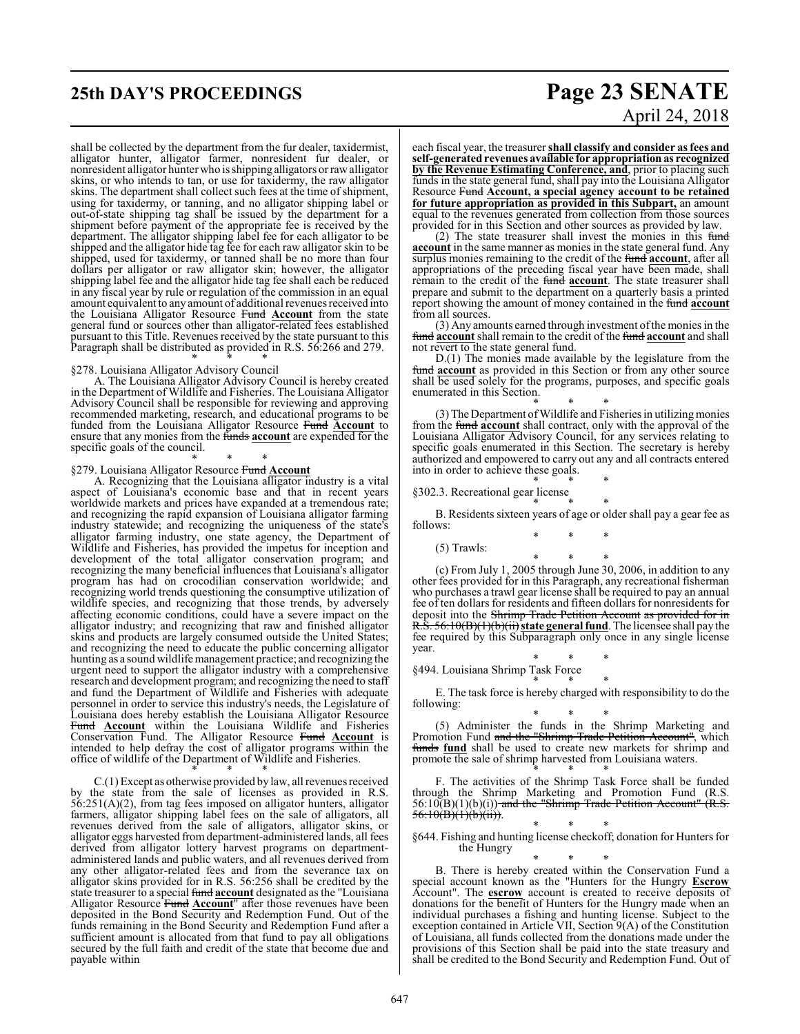shall be collected by the department from the fur dealer, taxidermist, alligator hunter, alligator farmer, nonresident fur dealer, or nonresident alligator hunter who is shipping alligators or raw alligator skins, or who intends to tan, or use for taxidermy, the raw alligator skins. The department shall collect such fees at the time of shipment, using for taxidermy, or tanning, and no alligator shipping label or out-of-state shipping tag shall be issued by the department for a shipment before payment of the appropriate fee is received by the department. The alligator shipping label fee for each alligator to be shipped and the alligator hide tag fee for each raw alligator skin to be shipped, used for taxidermy, or tanned shall be no more than four dollars per alligator or raw alligator skin; however, the alligator shipping label fee and the alligator hide tag fee shall each be reduced in any fiscal year by rule or regulation of the commission in an equal amount equivalent to any amount of additional revenues received into the Louisiana Alligator Resource ~~Fund~~ **Account** from the state general fund or sources other than alligator-related fees established pursuant to this Title. Revenues received by the state pursuant to this Paragraph shall be distributed as provided in R.S. 56:266 and 279.

\* \* \*

§278. Louisiana Alligator Advisory Council

A. The Louisiana Alligator Advisory Council is hereby created in the Department of Wildlife and Fisheries. The Louisiana Alligator Advisory Council shall be responsible for reviewing and approving recommended marketing, research, and educational programs to be funded from the Louisiana Alligator Resource ~~Fund~~ **Account** to ensure that any monies from the ~~funds~~ **account** are expended for the specific goals of the council.

\* \* \*

§279. Louisiana Alligator Resource ~~Fund~~ **Account**

A. Recognizing that the Louisiana alligator industry is a vital aspect of Louisiana's economic base and that in recent years worldwide markets and prices have expanded at a tremendous rate; and recognizing the rapid expansion of Louisiana alligator farming industry statewide; and recognizing the uniqueness of the state's alligator farming industry, one state agency, the Department of Wildlife and Fisheries, has provided the impetus for inception and development of the total alligator conservation program; and recognizing the many beneficial influences that Louisiana's alligator program has had on crocodilian conservation worldwide; and recognizing world trends questioning the consumptive utilization of wildlife species, and recognizing that those trends, by adversely affecting economic conditions, could have a severe impact on the alligator industry; and recognizing that raw and finished alligator skins and products are largely consumed outside the United States; and recognizing the need to educate the public concerning alligator hunting as a sound wildlife management practice; and recognizing the urgent need to support the alligator industry with a comprehensive research and development program; and recognizing the need to staff and fund the Department of Wildlife and Fisheries with adequate personnel in order to service this industry's needs, the Legislature of Louisiana does hereby establish the Louisiana Alligator Resource ~~Fund~~ **Account** within the Louisiana Wildlife and Fisheries Conservation Fund. The Alligator Resource ~~Fund~~ **Account** is intended to help defray the cost of alligator programs within the office of wildlife of the Department of Wildlife and Fisheries.

\* \* \*

C.(1) Except as otherwise provided by law, all revenues received by the state from the sale of licenses as provided in R.S. 56:251(A)(2), from tag fees imposed on alligator hunters, alligator farmers, alligator shipping label fees on the sale of alligators, all revenues derived from the sale of alligators, alligator skins, or alligator eggs harvested from department-administered lands, all fees derived from alligator lottery harvest programs on department-administered lands and public waters, and all revenues derived from any other alligator-related fees and from the severance tax on alligator skins provided for in R.S. 56:256 shall be credited by the state treasurer to a special ~~fund~~ **account** designated as the "Louisiana Alligator Resource ~~Fund~~ **Account**" after those revenues have been deposited in the Bond Security and Redemption Fund. Out of the funds remaining in the Bond Security and Redemption Fund after a sufficient amount is allocated from that fund to pay all obligations secured by the full faith and credit of the state that become due and payable within each fiscal year, the treasurer **shall classify and consider as fees and self-generated revenues available for appropriation as recognized by the Revenue Estimating Conference, and**, prior to placing such funds in the state general fund, shall pay into the Louisiana Alligator Resource ~~Fund~~ **Account, a special agency account to be retained for future appropriation as provided in this Subpart,** an amount equal to the revenues generated from collection from those sources provided for in this Section and other sources as provided by law.

(2) The state treasurer shall invest the monies in this ~~fund~~ **account** in the same manner as monies in the state general fund. Any surplus monies remaining to the credit of the ~~fund~~ **account**, after all appropriations of the preceding fiscal year have been made, shall remain to the credit of the ~~fund~~ **account**. The state treasurer shall prepare and submit to the department on a quarterly basis a printed report showing the amount of money contained in the ~~fund~~ **account** from all sources.

(3) Any amounts earned through investment of the monies in the ~~fund~~ **account** shall remain to the credit of the ~~fund~~ **account** and shall not revert to the state general fund.

D.(1) The monies made available by the legislature from the ~~fund~~ **account** as provided in this Section or from any other source shall be used solely for the programs, purposes, and specific goals enumerated in this Section.

\* \* \*

(3) The Department of Wildlife and Fisheries in utilizing monies from the ~~fund~~ **account** shall contract, only with the approval of the Louisiana Alligator Advisory Council, for any services relating to specific goals enumerated in this Section. The secretary is hereby authorized and empowered to carry out any and all contracts entered into in order to achieve these goals.

\* \* \*

§302.3. Recreational gear license

\* \* \*

B. Residents sixteen years of age or older shall pay a gear fee as follows:

\* \* \*

(5) Trawls:

\* \* \*

(c) From July 1, 2005 through June 30, 2006, in addition to any other fees provided for in this Paragraph, any recreational fisherman who purchases a trawl gear license shall be required to pay an annual fee of ten dollars for residents and fifteen dollars for nonresidents for deposit into the ~~Shrimp Trade Petition Account as provided for in R.S. 56:10(B)(1)(b)(ii)~~ **state general fund**. The licensee shall pay the fee required by this Subparagraph only once in any single license year.

\* \* \*

§494. Louisiana Shrimp Task Force

\* \* \*

E. The task force is hereby charged with responsibility to do the following:

\* \* \*

(5) Administer the funds in the Shrimp Marketing and Promotion Fund ~~and the "Shrimp Trade Petition Account"~~, which ~~funds~~ **fund** shall be used to create new markets for shrimp and promote the sale of shrimp harvested from Louisiana waters.

\* \* \*

F. The activities of the Shrimp Task Force shall be funded through the Shrimp Marketing and Promotion Fund (R.S. 56:10(B)(1)(b)(i)) ~~and the "Shrimp Trade Petition Account" (R.S. 56:10(B)(1)(b)(ii))~~.

\* \* \*

§644. Fishing and hunting license checkoff; donation for Hunters for the Hungry

\* \* \*

B. There is hereby created within the Conservation Fund a special account known as the "Hunters for the Hungry **Escrow** Account". The **escrow** account is created to receive deposits of donations for the benefit of Hunters for the Hungry made when an individual purchases a fishing and hunting license. Subject to the exception contained in Article VII, Section 9(A) of the Constitution of Louisiana, all funds collected from the donations made under the provisions of this Section shall be paid into the state treasury and shall be credited to the Bond Security and Redemption Fund. Out of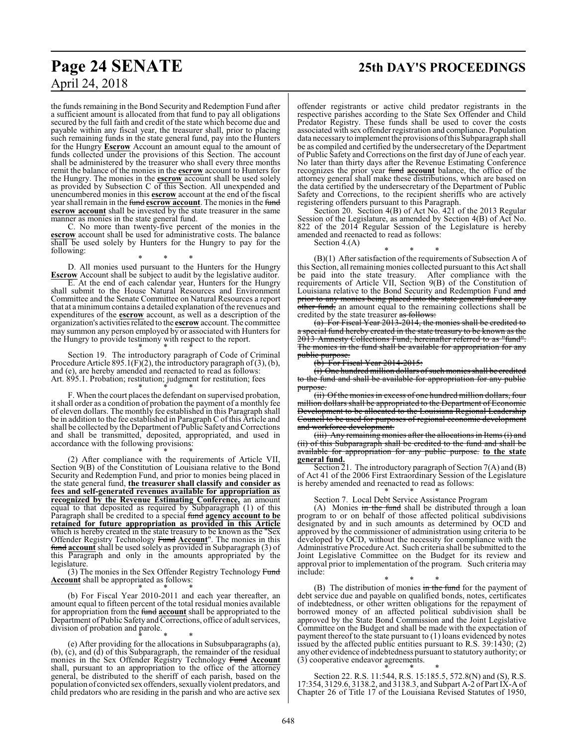the funds remaining in the Bond Security and Redemption Fund after a sufficient amount is allocated from that fund to pay all obligations secured by the full faith and credit of the state which become due and payable within any fiscal year, the treasurer shall, prior to placing such remaining funds in the state general fund, pay into the Hunters for the Hungry **Escrow** Account an amount equal to the amount of funds collected under the provisions of this Section. The account shall be administered by the treasurer who shall every three months remit the balance of the monies in the **escrow** account to Hunters for the Hungry. The monies in the **escrow** account shall be used solely as provided by Subsection C of this Section. All unexpended and unencumbered monies in this **escrow** account at the end of the fiscal year shall remain in the ~~fund~~ **escrow account**. The monies in the ~~fund~~ **escrow account** shall be invested by the state treasurer in the same manner as monies in the state general fund.

C. No more than twenty-five percent of the monies in the **escrow** account shall be used for administrative costs. The balance shall be used solely by Hunters for the Hungry to pay for the following:

\* \* \*

D. All monies used pursuant to the Hunters for the Hungry **Escrow** Account shall be subject to audit by the legislative auditor.

E. At the end of each calendar year, Hunters for the Hungry shall submit to the House Natural Resources and Environment Committee and the Senate Committee on Natural Resources a report that at a minimum contains a detailed explanation of the revenues and expenditures of the **escrow** account, as well as a description of the organization's activities related to the **escrow** account. The committee may summon any person employed by or associated with Hunters for the Hungry to provide testimony with respect to the report.

\* \* \*

Section 19. The introductory paragraph of Code of Criminal Procedure Article 895.1(F)(2), the introductory paragraph of (3), (b), and (e), are hereby amended and reenacted to read as follows:

Art. 895.1. Probation; restitution; judgment for restitution; fees

\* \* \*

F. When the court places the defendant on supervised probation, it shall order as a condition of probation the payment of a monthly fee of eleven dollars. The monthly fee established in this Paragraph shall be in addition to the fee established in Paragraph C of this Article and shall be collected by the Department of Public Safety and Corrections and shall be transmitted, deposited, appropriated, and used in accordance with the following provisions:

\* \* \*

(2) After compliance with the requirements of Article VII, Section 9(B) of the Constitution of Louisiana relative to the Bond Security and Redemption Fund, and prior to monies being placed in the state general fund, **the treasurer shall classify and consider as fees and self-generated revenues available for appropriation as recognized by the Revenue Estimating Conference,** an amount equal to that deposited as required by Subparagraph (1) of this Paragraph shall be credited to a special ~~fund~~ **agency account to be retained for future appropriation as provided in this Article** which is hereby created in the state treasury to be known as the "Sex Offender Registry Technology ~~Fund~~ **Account**". The monies in this ~~fund~~ **account** shall be used solely as provided in Subparagraph (3) of this Paragraph and only in the amounts appropriated by the legislature.

(3) The monies in the Sex Offender Registry Technology ~~Fund~~ **Account** shall be appropriated as follows:

\* \* \*

(b) For Fiscal Year 2010-2011 and each year thereafter, an amount equal to fifteen percent of the total residual monies available for appropriation from the ~~fund~~ **account** shall be appropriated to the Department of Public Safety and Corrections, office of adult services, division of probation and parole.

\* \* \*

(e) After providing for the allocations in Subsubparagraphs (a), (b), (c), and (d) of this Subparagraph, the remainder of the residual monies in the Sex Offender Registry Technology ~~Fund~~ **Account** shall, pursuant to an appropriation to the office of the attorney general, be distributed to the sheriff of each parish, based on the population of convicted sex offenders, sexually violent predators, and child predators who are residing in the parish and who are active sex offender registrants or active child predator registrants in the respective parishes according to the State Sex Offender and Child Predator Registry. These funds shall be used to cover the costs associated with sex offender registration and compliance. Population data necessary to implement the provisions of this Subparagraph shall be as compiled and certified by the undersecretary of the Department of Public Safety and Corrections on the first day of June of each year. No later than thirty days after the Revenue Estimating Conference recognizes the prior year ~~fund~~ **account** balance, the office of the attorney general shall make these distributions, which are based on the data certified by the undersecretary of the Department of Public Safety and Corrections, to the recipient sheriffs who are actively registering offenders pursuant to this Paragraph.

Section 20. Section 4(B) of Act No. 421 of the 2013 Regular Session of the Legislature, as amended by Section 4(B) of Act No. 822 of the 2014 Regular Session of the Legislature is hereby amended and reenacted to read as follows:

Section 4.(A)

\* \* \*

(B)(1) After satisfaction of the requirements of Subsection A of this Section, all remaining monies collected pursuant to this Act shall be paid into the state treasury. After compliance with the requirements of Article VII, Section 9(B) of the Constitution of Louisiana relative to the Bond Security and Redemption Fund ~~and prior to any monies being placed into the state general fund or any other fund,~~ an amount equal to the remaining collections shall be credited by the state treasurer ~~as follows:~~

~~(a) For Fiscal Year 2013-2014, the monies shall be credited to a special fund hereby created in the state treasury to be known as the 2013 Amnesty Collections Fund, hereinafter referred to as "fund". The monies in the fund shall be available for appropriation for any public purpose.~~

~~(b) For Fiscal Year 2014-2015:~~

~~(i) One hundred million dollars of such monies shall be credited to the fund and shall be available for appropriation for any public purpose.~~

~~(ii) Of the monies in excess of one hundred million dollars, four million dollars shall be appropriated to the Department of Economic Development to be allocated to the Louisiana Regional Leadership Council to be used for purposes of regional economic development and workforce development.~~

~~(iii) Any remaining monies after the allocations in Items (i) and (ii) of this Subparagraph shall be credited to the fund and shall be available for appropriation for any public purpose.~~ **to the state general fund.**

Section 21. The introductory paragraph of Section 7(A) and (B) of Act 41 of the 2006 First Extraordinary Session of the Legislature is hereby amended and reenacted to read as follows:

\* \* \*

Section 7. Local Debt Service Assistance Program

(A) Monies ~~in the fund~~ shall be distributed through a loan program to or on behalf of those affected political subdivisions designated by and in such amounts as determined by OCD and approved by the commissioner of administration using criteria to be developed by OCD, without the necessity for compliance with the Administrative Procedure Act. Such criteria shall be submitted to the Joint Legislative Committee on the Budget for its review and approval prior to implementation of the program. Such criteria may include:

\* \* \*

(B) The distribution of monies ~~in the fund~~ for the payment of debt service due and payable on qualified bonds, notes, certificates of indebtedness, or other written obligations for the repayment of borrowed money of an affected political subdivision shall be approved by the State Bond Commission and the Joint Legislative Committee on the Budget and shall be made with the expectation of payment thereof to the state pursuant to (1) loans evidenced by notes issued by the affected public entities pursuant to R.S. 39:1430; (2) any other evidence of indebtedness pursuant to statutory authority; or (3) cooperative endeavor agreements.

\* \* \*

Section 22. R.S. 11:544, R.S. 15:185.5, 572.8(N) and (S), R.S. 17:354, 3129.6, 3138.2, and 3138.3, and Subpart A-2 of Part IX-A of Chapter 26 of Title 17 of the Louisiana Revised Statutes of 1950,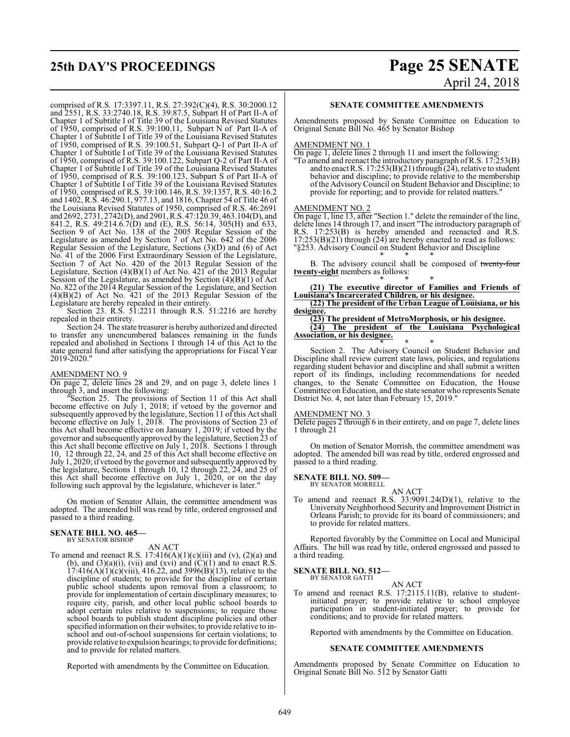comprised of R.S. 17:3397.11, R.S. 27:392(C)(4), R.S. 30:2000.12 and 2551, R.S. 33:2740.18, R.S. 39:87.5, Subpart H of Part II-A of Chapter 1 of Subtitle I of Title 39 of the Louisiana Revised Statutes of 1950, comprised of R.S. 39:100.11, Subpart N of Part II-A of Chapter 1 of Subtitle I of Title 39 of the Louisiana Revised Statutes of 1950, comprised of R.S. 39:100.51, Subpart Q-1 of Part II-A of Chapter 1 of Subtitle I of Title 39 of the Louisiana Revised Statutes of 1950, comprised of R.S. 39:100.122, Subpart Q-2 of Part II-A of Chapter 1 of Subtitle I of Title 39 of the Louisiana Revised Statutes of 1950, comprised of R.S. 39:100.123, Subpart S of Part II-A of Chapter 1 of Subtitle I of Title 39 of the Louisiana Revised Statutes of 1950, comprised of R.S. 39:100.146, R.S. 39:1357, R.S. 40:16.2 and 1402, R.S. 46:290.1, 977.13, and 1816, Chapter 54 of Title 46 of the Louisiana Revised Statutes of 1950, comprised of R.S. 46:2691 and 2692, 2731, 2742(D), and 2901, R.S. 47:120.39, 463.104(D), and 841.2, R.S. 49:214.6.7(D) and (E), R.S. 56:14, 305(H) and 633, Section 9 of Act No. 138 of the 2005 Regular Session of the Legislature as amended by Section 7 of Act No. 642 of the 2006 Regular Session of the Legislature, Sections (3)(D) and (6) of Act No. 41 of the 2006 First Extraordinary Session of the Legislature, Section 7 of Act No. 420 of the 2013 Regular Session of the Legislature, Section (4)(B)(1) of Act No. 421 of the 2013 Regular Session of the Legislature, as amended by Section (4)(B)(1) of Act No. 822 of the 2014 Regular Session of the Legislature, and Section (4)(B)(2) of Act No. 421 of the 2013 Regular Session of the Legislature are hereby repealed in their entirety.

Section 23. R.S. 51:2211 through R.S. 51:2216 are hereby repealed in their entirety.

Section 24. The state treasurer is hereby authorized and directed to transfer any unencumbered balances remaining in the funds repealed and abolished in Sections 1 through 14 of this Act to the state general fund after satisfying the appropriations for Fiscal Year 2019-2020."

AMENDMENT NO. 9

On page 2, delete lines 28 and 29, and on page 3, delete lines 1 through 3, and insert the following:

"Section 25. The provisions of Section 11 of this Act shall become effective on July 1, 2018; if vetoed by the governor and subsequently approved by the legislature, Section 11 of this Act shall become effective on July 1, 2018. The provisions of Section 23 of this Act shall become effective on January 1, 2019; if vetoed by the governor and subsequently approved by the legislature, Section 23 of this Act shall become effective on July 1, 2018. Sections 1 through 10, 12 through 22, 24, and 25 of this Act shall become effective on July 1, 2020; if vetoed by the governor and subsequently approved by the legislature, Sections 1 through 10, 12 through 22, 24, and 25 of this Act shall become effective on July 1, 2020, or on the day following such approval by the legislature, whichever is later."

On motion of Senator Allain, the committee amendment was adopted. The amended bill was read by title, ordered engrossed and passed to a third reading.

**SENATE BILL NO. 465—**
BY SENATOR BISHOP

AN ACT

To amend and reenact R.S. 17:416(A)(1)(c)(iii) and (v), (2)(a) and (b), and (3)(a)(i), (vii) and (xvi) and (C)(1) and to enact R.S. 17:416(A)(1)(c)(viii), 416.22, and 3996(B)(13), relative to the discipline of students; to provide for the discipline of certain public school students upon removal from a classroom; to provide for implementation of certain disciplinary measures; to require city, parish, and other local public school boards to adopt certain rules relative to suspensions; to require those school boards to publish student discipline policies and other specified information on their websites; to provide relative to in-school and out-of-school suspensions for certain violations; to provide relative to expulsion hearings; to provide for definitions; and to provide for related matters.

Reported with amendments by the Committee on Education.

**SENATE COMMITTEE AMENDMENTS**

Amendments proposed by Senate Committee on Education to Original Senate Bill No. 465 by Senator Bishop

AMENDMENT NO. 1

On page 1, delete lines 2 through 11 and insert the following:

"To amend and reenact the introductory paragraph of R.S. 17:253(B) and to enact R.S. 17:253(B)(21) through (24), relative to student behavior and discipline; to provide relative to the membership of the Advisory Council on Student Behavior and Discipline; to provide for reporting; and to provide for related matters."

AMENDMENT NO. 2

On page 1, line 13, after "Section 1." delete the remainder of the line, delete lines 14 through 17, and insert "The introductory paragraph of R.S. 17:253(B) is hereby amended and reenacted and R.S. 17:253(B)(21) through (24) are hereby enacted to read as follows:

"§253. Advisory Council on Student Behavior and Discipline

\* \* \*

B. The advisory council shall be composed of ~~twenty-four~~ **twenty-eight** members as follows:

\* \* \*

**(21) The executive director of Families and Friends of Louisiana's Incarcerated Children, or his designee.**

**(22) The president of the Urban League of Louisiana, or his designee.**

**(23) The president of MetroMorphosis, or his designee.**

**(24) The president of the Louisiana Psychological Association, or his designee.**

\* \* \*

Section 2. The Advisory Council on Student Behavior and Discipline shall review current state laws, policies, and regulations regarding student behavior and discipline and shall submit a written report of its findings, including recommendations for needed changes, to the Senate Committee on Education, the House Committee on Education, and the state senator who represents Senate District No. 4, not later than February 15, 2019."

AMENDMENT NO. 3

Delete pages 2 through 6 in their entirety, and on page 7, delete lines 1 through 21

On motion of Senator Morrish, the committee amendment was adopted. The amended bill was read by title, ordered engrossed and passed to a third reading.

**SENATE BILL NO. 509—**
BY SENATOR MORRELL

AN ACT

To amend and reenact R.S. 33:9091.24(D)(1), relative to the University Neighborhood Security and Improvement District in Orleans Parish; to provide for its board of commissioners; and to provide for related matters.

Reported favorably by the Committee on Local and Municipal Affairs. The bill was read by title, ordered engrossed and passed to a third reading.

**SENATE BILL NO. 512—**
BY SENATOR GATTI

AN ACT

To amend and reenact R.S. 17:2115.11(B), relative to student-initiated prayer; to provide relative to school employee participation in student-initiated prayer; to provide for conditions; and to provide for related matters.

Reported with amendments by the Committee on Education.

**SENATE COMMITTEE AMENDMENTS**

Amendments proposed by Senate Committee on Education to Original Senate Bill No. 512 by Senator Gatti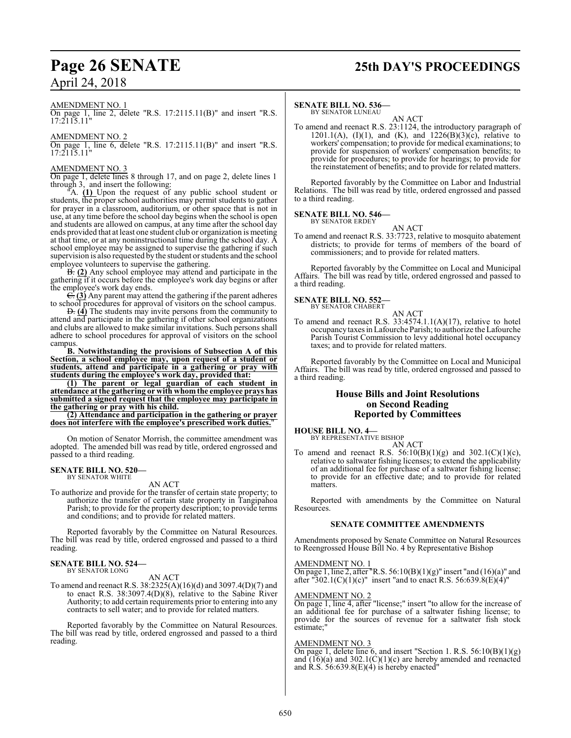AMENDMENT NO. 1

On page 1, line 2, delete "R.S. 17:2115.11(B)" and insert "R.S. 17:2115.11"

AMENDMENT NO. 2

On page 1, line 6, delete "R.S. 17:2115.11(B)" and insert "R.S. 17:2115.11"

AMENDMENT NO. 3

On page 1, delete lines 8 through 17, and on page 2, delete lines 1 through 3, and insert the following:

"A. **(1)** Upon the request of any public school student or students, the proper school authorities may permit students to gather for prayer in a classroom, auditorium, or other space that is not in use, at any time before the school day begins when the school is open and students are allowed on campus, at any time after the school day ends provided that at least one student club or organization is meeting at that time, or at any noninstructional time during the school day. A school employee may be assigned to supervise the gathering if such supervision is also requested by the student or students and the school employee volunteers to supervise the gathering.

~~B.~~ **(2)** Any school employee may attend and participate in the gathering if it occurs before the employee's work day begins or after the employee's work day ends.

~~C.~~ **(3)** Any parent may attend the gathering if the parent adheres to school procedures for approval of visitors on the school campus.

~~D.~~ **(4)** The students may invite persons from the community to attend and participate in the gathering if other school organizations and clubs are allowed to make similar invitations. Such persons shall adhere to school procedures for approval of visitors on the school campus.

**B. Notwithstanding the provisions of Subsection A of this Section, a school employee may, upon request of a student or students, attend and participate in a gathering or pray with students during the employee's work day, provided that:**

**(1) The parent or legal guardian of each student in attendance at the gathering or with whom the employee prays has submitted a signed request that the employee may participate in the gathering or pray with his child.**

**(2) Attendance and participation in the gathering or prayer does not interfere with the employee's prescribed work duties.**"

On motion of Senator Morrish, the committee amendment was adopted. The amended bill was read by title, ordered engrossed and passed to a third reading.

**SENATE BILL NO. 520—**
BY SENATOR WHITE

AN ACT

To authorize and provide for the transfer of certain state property; to authorize the transfer of certain state property in Tangipahoa Parish; to provide for the property description; to provide terms and conditions; and to provide for related matters.

Reported favorably by the Committee on Natural Resources. The bill was read by title, ordered engrossed and passed to a third reading.

**SENATE BILL NO. 524—**
BY SENATOR LONG

AN ACT

To amend and reenact R.S. 38:2325(A)(16)(d) and 3097.4(D)(7) and to enact R.S. 38:3097.4(D)(8), relative to the Sabine River Authority; to add certain requirements prior to entering into any contracts to sell water; and to provide for related matters.

Reported favorably by the Committee on Natural Resources. The bill was read by title, ordered engrossed and passed to a third reading.

**SENATE BILL NO. 536—**
BY SENATOR LUNEAU

AN ACT

To amend and reenact R.S. 23:1124, the introductory paragraph of 1201.1(A), (I)(1), and (K), and 1226(B)(3)(c), relative to workers' compensation; to provide for medical examinations; to provide for suspension of workers' compensation benefits; to provide for procedures; to provide for hearings; to provide for the reinstatement of benefits; and to provide for related matters.

Reported favorably by the Committee on Labor and Industrial Relations. The bill was read by title, ordered engrossed and passed to a third reading.

**SENATE BILL NO. 546—**
BY SENATOR ERDEY

AN ACT

To amend and reenact R.S. 33:7723, relative to mosquito abatement districts; to provide for terms of members of the board of commissioners; and to provide for related matters.

Reported favorably by the Committee on Local and Municipal Affairs. The bill was read by title, ordered engrossed and passed to a third reading.

**SENATE BILL NO. 552—**
BY SENATOR CHABERT

AN ACT

To amend and reenact R.S. 33:4574.1.1(A)(17), relative to hotel occupancy taxes in Lafourche Parish; to authorize the Lafourche Parish Tourist Commission to levy additional hotel occupancy taxes; and to provide for related matters.

Reported favorably by the Committee on Local and Municipal Affairs. The bill was read by title, ordered engrossed and passed to a third reading.

## House Bills and Joint Resolutions on Second Reading Reported by Committees

**HOUSE BILL NO. 4—**
BY REPRESENTATIVE BISHOP

AN ACT

To amend and reenact R.S. 56:10(B)(1)(g) and 302.1(C)(1)(c), relative to saltwater fishing licenses; to extend the applicability of an additional fee for purchase of a saltwater fishing license; to provide for an effective date; and to provide for related matters.

Reported with amendments by the Committee on Natural Resources.

### SENATE COMMITTEE AMENDMENTS

Amendments proposed by Senate Committee on Natural Resources to Reengrossed House Bill No. 4 by Representative Bishop

AMENDMENT NO. 1

On page 1, line 2, after "R.S. 56:10(B)(1)(g)" insert "and (16)(a)" and after "302.1(C)(1)(c)" insert "and to enact R.S. 56:639.8(E)(4)"

AMENDMENT NO. 2

On page 1, line 4, after "license;" insert "to allow for the increase of an additional fee for purchase of a saltwater fishing license; to provide for the sources of revenue for a saltwater fish stock estimate;"

AMENDMENT NO. 3

On page 1, delete line 6, and insert "Section 1. R.S. 56:10(B)(1)(g) and (16)(a) and 302.1(C)(1)(c) are hereby amended and reenacted and R.S. 56:639.8(E)(4) is hereby enacted"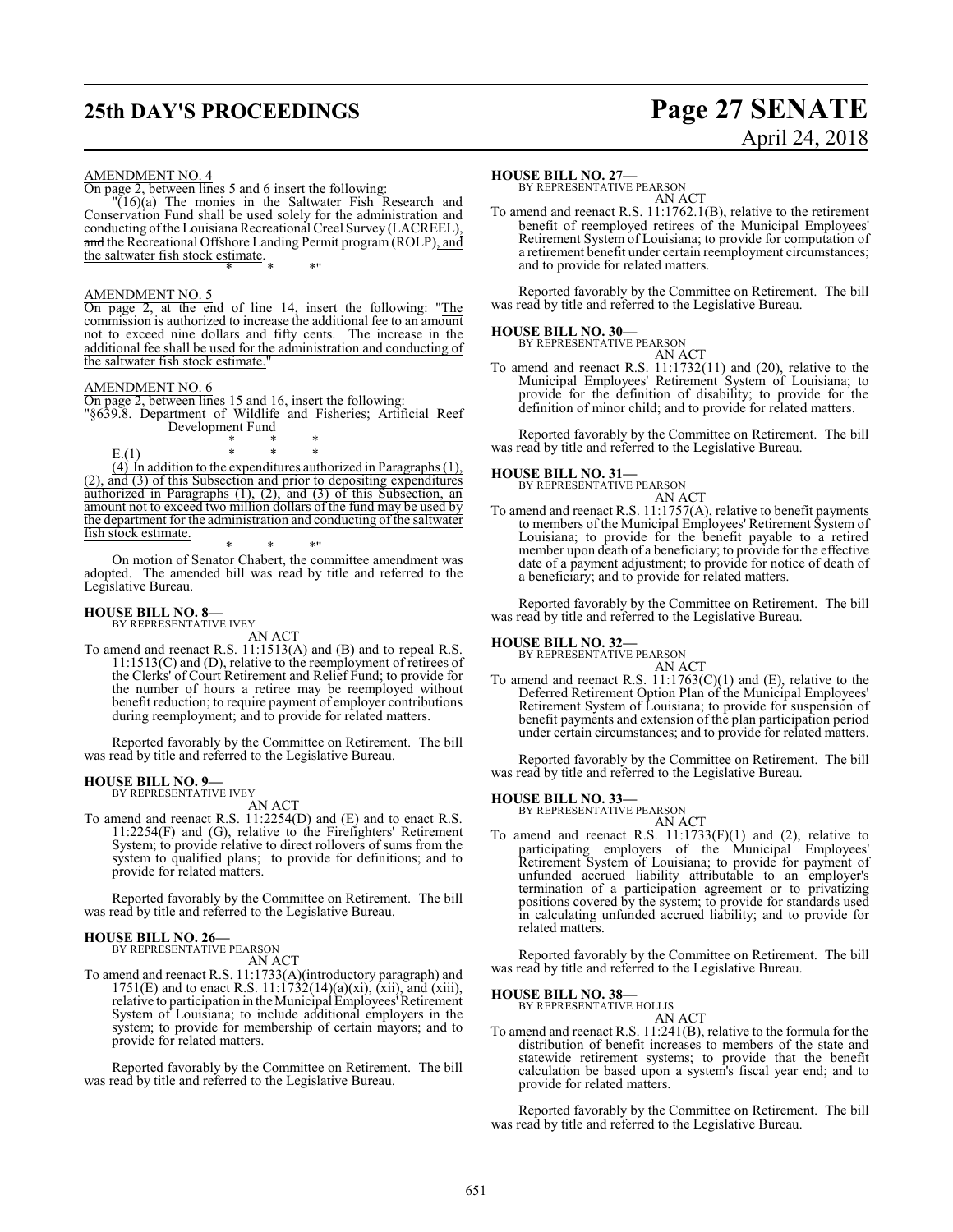AMENDMENT NO. 4

On page 2, between lines 5 and 6 insert the following:

"(16)(a) The monies in the Saltwater Fish Research and Conservation Fund shall be used solely for the administration and conducting of the Louisiana Recreational Creel Survey (LACREEL), and the Recreational Offshore Landing Permit program (ROLP), and the saltwater fish stock estimate.

\* \* \*"

AMENDMENT NO. 5

On page 2, at the end of line 14, insert the following: "The commission is authorized to increase the additional fee to an amount not to exceed nine dollars and fifty cents. The increase in the additional fee shall be used for the administration and conducting of the saltwater fish stock estimate."

AMENDMENT NO. 6

On page 2, between lines 15 and 16, insert the following:

"§639.8. Department of Wildlife and Fisheries; Artificial Reef Development Fund

\* \* \*

E.(1) \* \* \*

(4) In addition to the expenditures authorized in Paragraphs (1), (2), and (3) of this Subsection and prior to depositing expenditures authorized in Paragraphs (1), (2), and (3) of this Subsection, an amount not to exceed two million dollars of the fund may be used by the department for the administration and conducting of the saltwater fish stock estimate.

\* \* \*"

On motion of Senator Chabert, the committee amendment was adopted. The amended bill was read by title and referred to the Legislative Bureau.

**HOUSE BILL NO. 8—**
BY REPRESENTATIVE IVEY

AN ACT

To amend and reenact R.S. 11:1513(A) and (B) and to repeal R.S. 11:1513(C) and (D), relative to the reemployment of retirees of the Clerks' of Court Retirement and Relief Fund; to provide for the number of hours a retiree may be reemployed without benefit reduction; to require payment of employer contributions during reemployment; and to provide for related matters.

Reported favorably by the Committee on Retirement. The bill was read by title and referred to the Legislative Bureau.

**HOUSE BILL NO. 9—**
BY REPRESENTATIVE IVEY

AN ACT

To amend and reenact R.S. 11:2254(D) and (E) and to enact R.S. 11:2254(F) and (G), relative to the Firefighters' Retirement System; to provide relative to direct rollovers of sums from the system to qualified plans; to provide for definitions; and to provide for related matters.

Reported favorably by the Committee on Retirement. The bill was read by title and referred to the Legislative Bureau.

**HOUSE BILL NO. 26—**
BY REPRESENTATIVE PEARSON

AN ACT

To amend and reenact R.S. 11:1733(A)(introductory paragraph) and 1751(E) and to enact R.S. 11:1732(14)(a)(xi), (xii), and (xiii), relative to participation in the Municipal Employees' Retirement System of Louisiana; to include additional employers in the system; to provide for membership of certain mayors; and to provide for related matters.

Reported favorably by the Committee on Retirement. The bill was read by title and referred to the Legislative Bureau.

**HOUSE BILL NO. 27—**
BY REPRESENTATIVE PEARSON

AN ACT

To amend and reenact R.S. 11:1762.1(B), relative to the retirement benefit of reemployed retirees of the Municipal Employees' Retirement System of Louisiana; to provide for computation of a retirement benefit under certain reemployment circumstances; and to provide for related matters.

Reported favorably by the Committee on Retirement. The bill was read by title and referred to the Legislative Bureau.

**HOUSE BILL NO. 30—**
BY REPRESENTATIVE PEARSON

AN ACT

To amend and reenact R.S. 11:1732(11) and (20), relative to the Municipal Employees' Retirement System of Louisiana; to provide for the definition of disability; to provide for the definition of minor child; and to provide for related matters.

Reported favorably by the Committee on Retirement. The bill was read by title and referred to the Legislative Bureau.

**HOUSE BILL NO. 31—**
BY REPRESENTATIVE PEARSON

AN ACT

To amend and reenact R.S. 11:1757(A), relative to benefit payments to members of the Municipal Employees' Retirement System of Louisiana; to provide for the benefit payable to a retired member upon death of a beneficiary; to provide for the effective date of a payment adjustment; to provide for notice of death of a beneficiary; and to provide for related matters.

Reported favorably by the Committee on Retirement. The bill was read by title and referred to the Legislative Bureau.

**HOUSE BILL NO. 32—**
BY REPRESENTATIVE PEARSON

AN ACT

To amend and reenact R.S. 11:1763(C)(1) and (E), relative to the Deferred Retirement Option Plan of the Municipal Employees' Retirement System of Louisiana; to provide for suspension of benefit payments and extension of the plan participation period under certain circumstances; and to provide for related matters.

Reported favorably by the Committee on Retirement. The bill was read by title and referred to the Legislative Bureau.

**HOUSE BILL NO. 33—**
BY REPRESENTATIVE PEARSON

AN ACT

To amend and reenact R.S. 11:1733(F)(1) and (2), relative to participating employers of the Municipal Employees' Retirement System of Louisiana; to provide for payment of unfunded accrued liability attributable to an employer's termination of a participation agreement or to privatizing positions covered by the system; to provide for standards used in calculating unfunded accrued liability; and to provide for related matters.

Reported favorably by the Committee on Retirement. The bill was read by title and referred to the Legislative Bureau.

**HOUSE BILL NO. 38—**
BY REPRESENTATIVE HOLLIS

AN ACT

To amend and reenact R.S. 11:241(B), relative to the formula for the distribution of benefit increases to members of the state and statewide retirement systems; to provide that the benefit calculation be based upon a system's fiscal year end; and to provide for related matters.

Reported favorably by the Committee on Retirement. The bill was read by title and referred to the Legislative Bureau.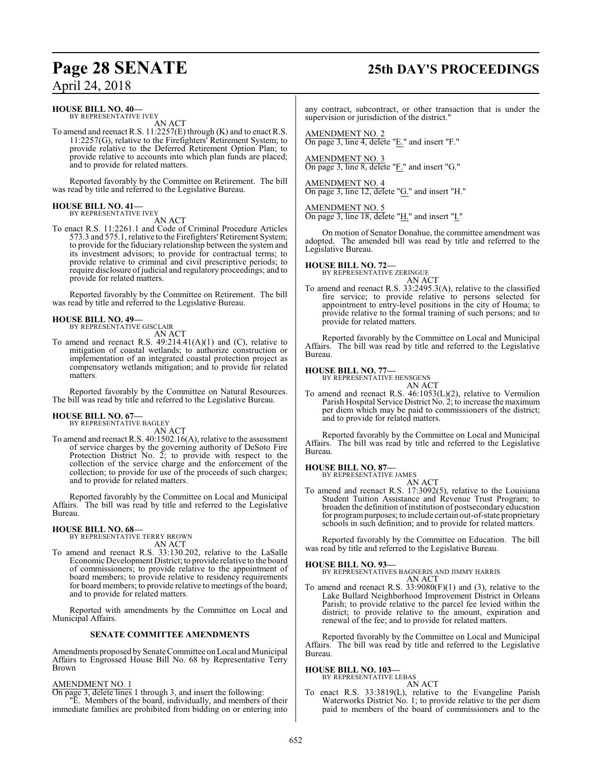**HOUSE BILL NO. 40—**
BY REPRESENTATIVE IVEY

AN ACT

To amend and reenact R.S. 11:2257(E) through (K) and to enact R.S. 11:2257(G), relative to the Firefighters' Retirement System; to provide relative to the Deferred Retirement Option Plan; to provide relative to accounts into which plan funds are placed; and to provide for related matters.

Reported favorably by the Committee on Retirement. The bill was read by title and referred to the Legislative Bureau.

**HOUSE BILL NO. 41—**
BY REPRESENTATIVE IVEY

AN ACT

To enact R.S. 11:2261.1 and Code of Criminal Procedure Articles 573.3 and 575.1, relative to the Firefighters' Retirement System; to provide for the fiduciary relationship between the system and its investment advisors; to provide for contractual terms; to provide relative to criminal and civil prescriptive periods; to require disclosure of judicial and regulatory proceedings; and to provide for related matters.

Reported favorably by the Committee on Retirement. The bill was read by title and referred to the Legislative Bureau.

**HOUSE BILL NO. 49—**
BY REPRESENTATIVE GISCLAIR

AN ACT

To amend and reenact R.S. 49:214.41(A)(1) and (C), relative to mitigation of coastal wetlands; to authorize construction or implementation of an integrated coastal protection project as compensatory wetlands mitigation; and to provide for related matters.

Reported favorably by the Committee on Natural Resources. The bill was read by title and referred to the Legislative Bureau.

**HOUSE BILL NO. 67—**
BY REPRESENTATIVE BAGLEY

AN ACT

To amend and reenact R.S. 40:1502.16(A), relative to the assessment of service charges by the governing authority of DeSoto Fire Protection District No. 2; to provide with respect to the collection of the service charge and the enforcement of the collection; to provide for use of the proceeds of such charges; and to provide for related matters.

Reported favorably by the Committee on Local and Municipal Affairs. The bill was read by title and referred to the Legislative Bureau.

**HOUSE BILL NO. 68—**
BY REPRESENTATIVE TERRY BROWN

AN ACT

To amend and reenact R.S. 33:130.202, relative to the LaSalle Economic Development District; to provide relative to the board of commissioners; to provide relative to the appointment of board members; to provide relative to residency requirements for board members; to provide relative to meetings of the board; and to provide for related matters.

Reported with amendments by the Committee on Local and Municipal Affairs.

**SENATE COMMITTEE AMENDMENTS**

Amendments proposed by Senate Committee on Local and Municipal Affairs to Engrossed House Bill No. 68 by Representative Terry Brown

AMENDMENT NO. 1

On page 3, delete lines 1 through 3, and insert the following:

"E. Members of the board, individually, and members of their immediate families are prohibited from bidding on or entering into any contract, subcontract, or other transaction that is under the supervision or jurisdiction of the district."

AMENDMENT NO. 2

On page 3, line 4, delete "E." and insert "F."

AMENDMENT NO. 3

On page 3, line 8, delete "F." and insert "G."

AMENDMENT NO. 4

On page 3, line 12, delete "G." and insert "H."

AMENDMENT NO. 5

On page 3, line 18, delete "H." and insert "I."

On motion of Senator Donahue, the committee amendment was adopted. The amended bill was read by title and referred to the Legislative Bureau.

**HOUSE BILL NO. 72—**
BY REPRESENTATIVE ZERINGUE

AN ACT

To amend and reenact R.S. 33:2495.3(A), relative to the classified fire service; to provide relative to persons selected for appointment to entry-level positions in the city of Houma; to provide relative to the formal training of such persons; and to provide for related matters.

Reported favorably by the Committee on Local and Municipal Affairs. The bill was read by title and referred to the Legislative Bureau.

**HOUSE BILL NO. 77—**
BY REPRESENTATIVE HENSGENS

AN ACT

To amend and reenact R.S. 46:1053(L)(2), relative to Vermilion Parish Hospital Service District No. 2; to increase the maximum per diem which may be paid to commissioners of the district; and to provide for related matters.

Reported favorably by the Committee on Local and Municipal Affairs. The bill was read by title and referred to the Legislative Bureau.

**HOUSE BILL NO. 87—**
BY REPRESENTATIVE JAMES

AN ACT

To amend and reenact R.S. 17:3092(5), relative to the Louisiana Student Tuition Assistance and Revenue Trust Program; to broaden the definition of institution of postsecondary education for program purposes; to include certain out-of-state proprietary schools in such definition; and to provide for related matters.

Reported favorably by the Committee on Education. The bill was read by title and referred to the Legislative Bureau.

**HOUSE BILL NO. 93—**
BY REPRESENTATIVES BAGNERIS AND JIMMY HARRIS

AN ACT

To amend and reenact R.S. 33:9080(F)(1) and (3), relative to the Lake Bullard Neighborhood Improvement District in Orleans Parish; to provide relative to the parcel fee levied within the district; to provide relative to the amount, expiration and renewal of the fee; and to provide for related matters.

Reported favorably by the Committee on Local and Municipal Affairs. The bill was read by title and referred to the Legislative Bureau.

**HOUSE BILL NO. 103—**
BY REPRESENTATIVE LEBAS

AN ACT

To enact R.S. 33:3819(L), relative to the Evangeline Parish Waterworks District No. 1; to provide relative to the per diem paid to members of the board of commissioners and to the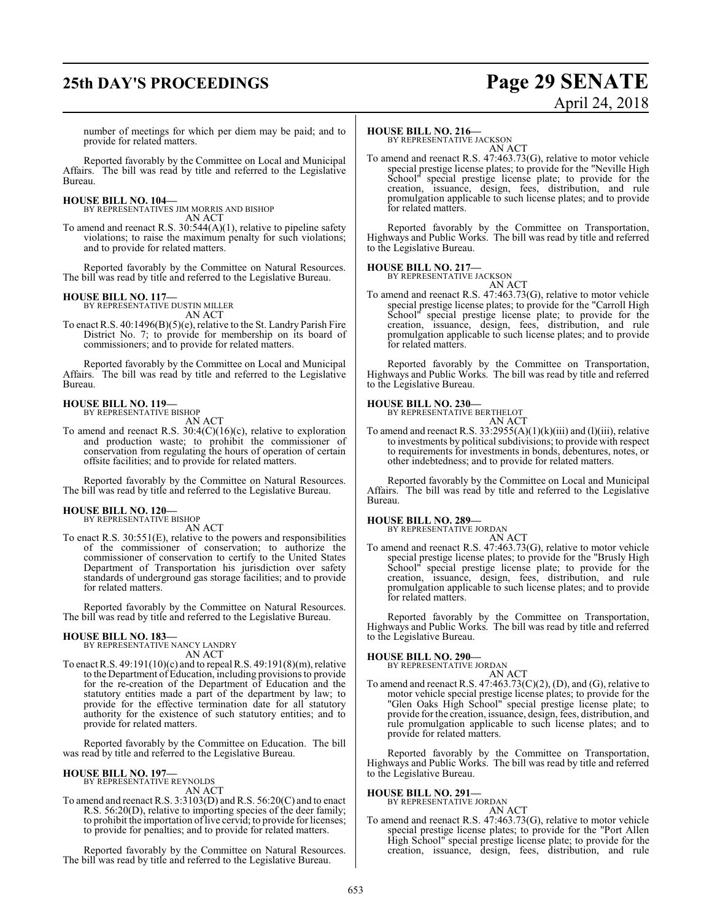number of meetings for which per diem may be paid; and to provide for related matters.

Reported favorably by the Committee on Local and Municipal Affairs. The bill was read by title and referred to the Legislative Bureau.

**HOUSE BILL NO. 104—**
BY REPRESENTATIVES JIM MORRIS AND BISHOP
AN ACT

To amend and reenact R.S. 30:544(A)(1), relative to pipeline safety violations; to raise the maximum penalty for such violations; and to provide for related matters.

Reported favorably by the Committee on Natural Resources. The bill was read by title and referred to the Legislative Bureau.

**HOUSE BILL NO. 117—**
BY REPRESENTATIVE DUSTIN MILLER
AN ACT

To enact R.S. 40:1496(B)(5)(e), relative to the St. Landry Parish Fire District No. 7; to provide for membership on its board of commissioners; and to provide for related matters.

Reported favorably by the Committee on Local and Municipal Affairs. The bill was read by title and referred to the Legislative Bureau.

**HOUSE BILL NO. 119—**
BY REPRESENTATIVE BISHOP
AN ACT

To amend and reenact R.S. 30:4(C)(16)(c), relative to exploration and production waste; to prohibit the commissioner of conservation from regulating the hours of operation of certain offsite facilities; and to provide for related matters.

Reported favorably by the Committee on Natural Resources. The bill was read by title and referred to the Legislative Bureau.

**HOUSE BILL NO. 120—**
BY REPRESENTATIVE BISHOP
AN ACT

To enact R.S. 30:551(E), relative to the powers and responsibilities of the commissioner of conservation; to authorize the commissioner of conservation to certify to the United States Department of Transportation his jurisdiction over safety standards of underground gas storage facilities; and to provide for related matters.

Reported favorably by the Committee on Natural Resources. The bill was read by title and referred to the Legislative Bureau.

**HOUSE BILL NO. 183—**
BY REPRESENTATIVE NANCY LANDRY
AN ACT

To enact R.S. 49:191(10)(c) and to repeal R.S. 49:191(8)(m), relative to the Department of Education, including provisions to provide for the re-creation of the Department of Education and the statutory entities made a part of the department by law; to provide for the effective termination date for all statutory authority for the existence of such statutory entities; and to provide for related matters.

Reported favorably by the Committee on Education. The bill was read by title and referred to the Legislative Bureau.

**HOUSE BILL NO. 197—**
BY REPRESENTATIVE REYNOLDS
AN ACT

To amend and reenact R.S. 3:3103(D) and R.S. 56:20(C) and to enact R.S. 56:20(D), relative to importing species of the deer family; to prohibit the importation of live cervid; to provide for licenses; to provide for penalties; and to provide for related matters.

Reported favorably by the Committee on Natural Resources. The bill was read by title and referred to the Legislative Bureau.

**HOUSE BILL NO. 216—**
BY REPRESENTATIVE JACKSON
AN ACT

To amend and reenact R.S. 47:463.73(G), relative to motor vehicle special prestige license plates; to provide for the "Neville High School" special prestige license plate; to provide for the creation, issuance, design, fees, distribution, and rule promulgation applicable to such license plates; and to provide for related matters.

Reported favorably by the Committee on Transportation, Highways and Public Works. The bill was read by title and referred to the Legislative Bureau.

**HOUSE BILL NO. 217—**
BY REPRESENTATIVE JACKSON
AN ACT

To amend and reenact R.S. 47:463.73(G), relative to motor vehicle special prestige license plates; to provide for the "Carroll High School" special prestige license plate; to provide for the creation, issuance, design, fees, distribution, and rule promulgation applicable to such license plates; and to provide for related matters.

Reported favorably by the Committee on Transportation, Highways and Public Works. The bill was read by title and referred to the Legislative Bureau.

**HOUSE BILL NO. 230—**
BY REPRESENTATIVE BERTHELOT
AN ACT

To amend and reenact R.S. 33:2955(A)(1)(k)(iii) and (l)(iii), relative to investments by political subdivisions; to provide with respect to requirements for investments in bonds, debentures, notes, or other indebtedness; and to provide for related matters.

Reported favorably by the Committee on Local and Municipal Affairs. The bill was read by title and referred to the Legislative Bureau.

**HOUSE BILL NO. 289—**
BY REPRESENTATIVE JORDAN
AN ACT

To amend and reenact R.S. 47:463.73(G), relative to motor vehicle special prestige license plates; to provide for the "Brusly High School" special prestige license plate; to provide for the creation, issuance, design, fees, distribution, and rule promulgation applicable to such license plates; and to provide for related matters.

Reported favorably by the Committee on Transportation, Highways and Public Works. The bill was read by title and referred to the Legislative Bureau.

**HOUSE BILL NO. 290—**
BY REPRESENTATIVE JORDAN
AN ACT

To amend and reenact R.S. 47:463.73(C)(2), (D), and (G), relative to motor vehicle special prestige license plates; to provide for the "Glen Oaks High School" special prestige license plate; to provide for the creation, issuance, design, fees, distribution, and rule promulgation applicable to such license plates; and to provide for related matters.

Reported favorably by the Committee on Transportation, Highways and Public Works. The bill was read by title and referred to the Legislative Bureau.

**HOUSE BILL NO. 291—**
BY REPRESENTATIVE JORDAN
AN ACT

To amend and reenact R.S. 47:463.73(G), relative to motor vehicle special prestige license plates; to provide for the "Port Allen High School" special prestige license plate; to provide for the creation, issuance, design, fees, distribution, and rule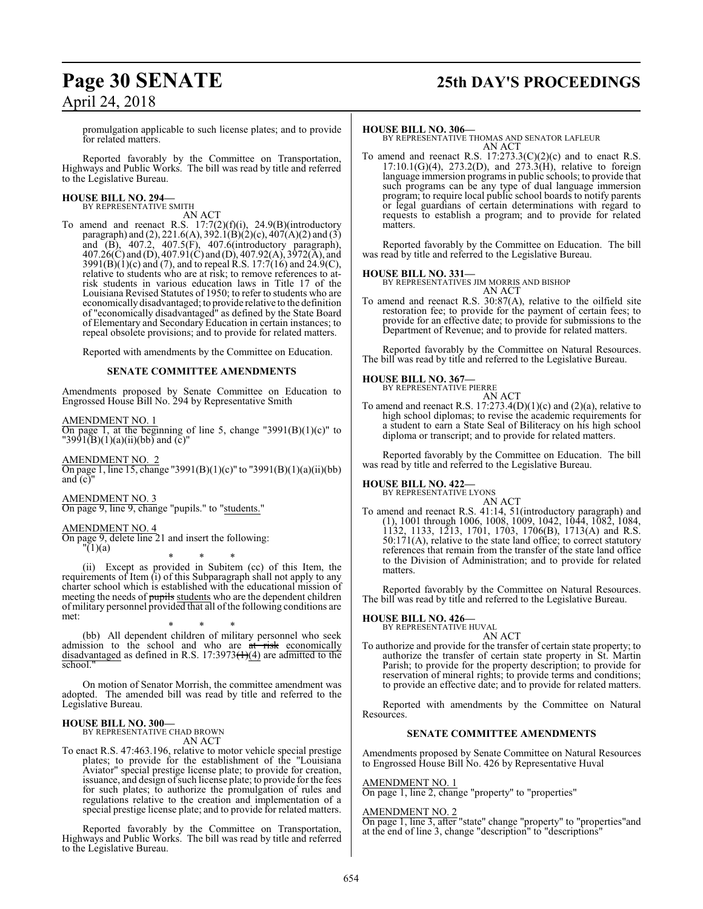promulgation applicable to such license plates; and to provide for related matters.

Reported favorably by the Committee on Transportation, Highways and Public Works. The bill was read by title and referred to the Legislative Bureau.

**HOUSE BILL NO. 294—**
BY REPRESENTATIVE SMITH
AN ACT

To amend and reenact R.S. 17:7(2)(f)(i), 24.9(B)(introductory paragraph) and (2), 221.6(A), 392.1(B)(2)(c), 407(A)(2) and (3) and (B), 407.2, 407.5(F), 407.6(introductory paragraph), 407.26(C) and (D), 407.91(C) and (D), 407.92(A), 3972(A), and 3991(B)(1)(c) and (7), and to repeal R.S. 17:7(16) and 24.9(C), relative to students who are at risk; to remove references to at-risk students in various education laws in Title 17 of the Louisiana Revised Statutes of 1950; to refer to students who are economically disadvantaged; to provide relative to the definition of "economically disadvantaged" as defined by the State Board of Elementary and Secondary Education in certain instances; to repeal obsolete provisions; and to provide for related matters.

Reported with amendments by the Committee on Education.

**SENATE COMMITTEE AMENDMENTS**

Amendments proposed by Senate Committee on Education to Engrossed House Bill No. 294 by Representative Smith

AMENDMENT NO. 1
On page 1, at the beginning of line 5, change "3991(B)(1)(c)" to "3991(B)(1)(a)(ii)(bb) and (c)"

AMENDMENT NO. 2
On page 1, line 15, change "3991(B)(1)(c)" to "3991(B)(1)(a)(ii)(bb) and (c)"

AMENDMENT NO. 3
On page 9, line 9, change "pupils." to "students."

AMENDMENT NO. 4
On page 9, delete line 21 and insert the following:
"(1)(a)

\* \* \*

(ii) Except as provided in Subitem (cc) of this Item, the requirements of Item (i) of this Subparagraph shall not apply to any charter school which is established with the educational mission of meeting the needs of ~~pupils~~ students who are the dependent children of military personnel provided that all of the following conditions are met:

\* \* \*

(bb) All dependent children of military personnel who seek admission to the school and who are ~~at risk~~ economically disadvantaged as defined in R.S. 17:3973~~(1)~~(4) are admitted to the school."

On motion of Senator Morrish, the committee amendment was adopted. The amended bill was read by title and referred to the Legislative Bureau.

**HOUSE BILL NO. 300—**
BY REPRESENTATIVE CHAD BROWN
AN ACT

To enact R.S. 47:463.196, relative to motor vehicle special prestige plates; to provide for the establishment of the "Louisiana Aviator" special prestige license plate; to provide for creation, issuance, and design of such license plate; to provide for the fees for such plates; to authorize the promulgation of rules and regulations relative to the creation and implementation of a special prestige license plate; and to provide for related matters.

Reported favorably by the Committee on Transportation, Highways and Public Works. The bill was read by title and referred to the Legislative Bureau.

**HOUSE BILL NO. 306—**
BY REPRESENTATIVE THOMAS AND SENATOR LAFLEUR
AN ACT

To amend and reenact R.S. 17:273.3(C)(2)(c) and to enact R.S. 17:10.1(G)(4), 273.2(D), and 273.3(H), relative to foreign language immersion programs in public schools; to provide that such programs can be any type of dual language immersion program; to require local public school boards to notify parents or legal guardians of certain determinations with regard to requests to establish a program; and to provide for related matters.

Reported favorably by the Committee on Education. The bill was read by title and referred to the Legislative Bureau.

**HOUSE BILL NO. 331—**
BY REPRESENTATIVES JIM MORRIS AND BISHOP
AN ACT

To amend and reenact R.S. 30:87(A), relative to the oilfield site restoration fee; to provide for the payment of certain fees; to provide for an effective date; to provide for submissions to the Department of Revenue; and to provide for related matters.

Reported favorably by the Committee on Natural Resources. The bill was read by title and referred to the Legislative Bureau.

**HOUSE BILL NO. 367—**
BY REPRESENTATIVE PIERRE
AN ACT

To amend and reenact R.S. 17:273.4(D)(1)(c) and (2)(a), relative to high school diplomas; to revise the academic requirements for a student to earn a State Seal of Biliteracy on his high school diploma or transcript; and to provide for related matters.

Reported favorably by the Committee on Education. The bill was read by title and referred to the Legislative Bureau.

**HOUSE BILL NO. 422—**
BY REPRESENTATIVE LYONS
AN ACT

To amend and reenact R.S. 41:14, 51(introductory paragraph) and (1), 1001 through 1006, 1008, 1009, 1042, 1044, 1082, 1084, 1132, 1133, 1213, 1701, 1703, 1706(B), 1713(A) and R.S. 50:171(A), relative to the state land office; to correct statutory references that remain from the transfer of the state land office to the Division of Administration; and to provide for related matters.

Reported favorably by the Committee on Natural Resources. The bill was read by title and referred to the Legislative Bureau.

**HOUSE BILL NO. 426—**
BY REPRESENTATIVE HUVAL
AN ACT

To authorize and provide for the transfer of certain state property; to authorize the transfer of certain state property in St. Martin Parish; to provide for the property description; to provide for reservation of mineral rights; to provide terms and conditions; to provide an effective date; and to provide for related matters.

Reported with amendments by the Committee on Natural Resources.

**SENATE COMMITTEE AMENDMENTS**

Amendments proposed by Senate Committee on Natural Resources to Engrossed House Bill No. 426 by Representative Huval

AMENDMENT NO. 1
On page 1, line 2, change "property" to "properties"

AMENDMENT NO. 2
On page 1, line 3, after "state" change "property" to "properties"and at the end of line 3, change "description" to "descriptions"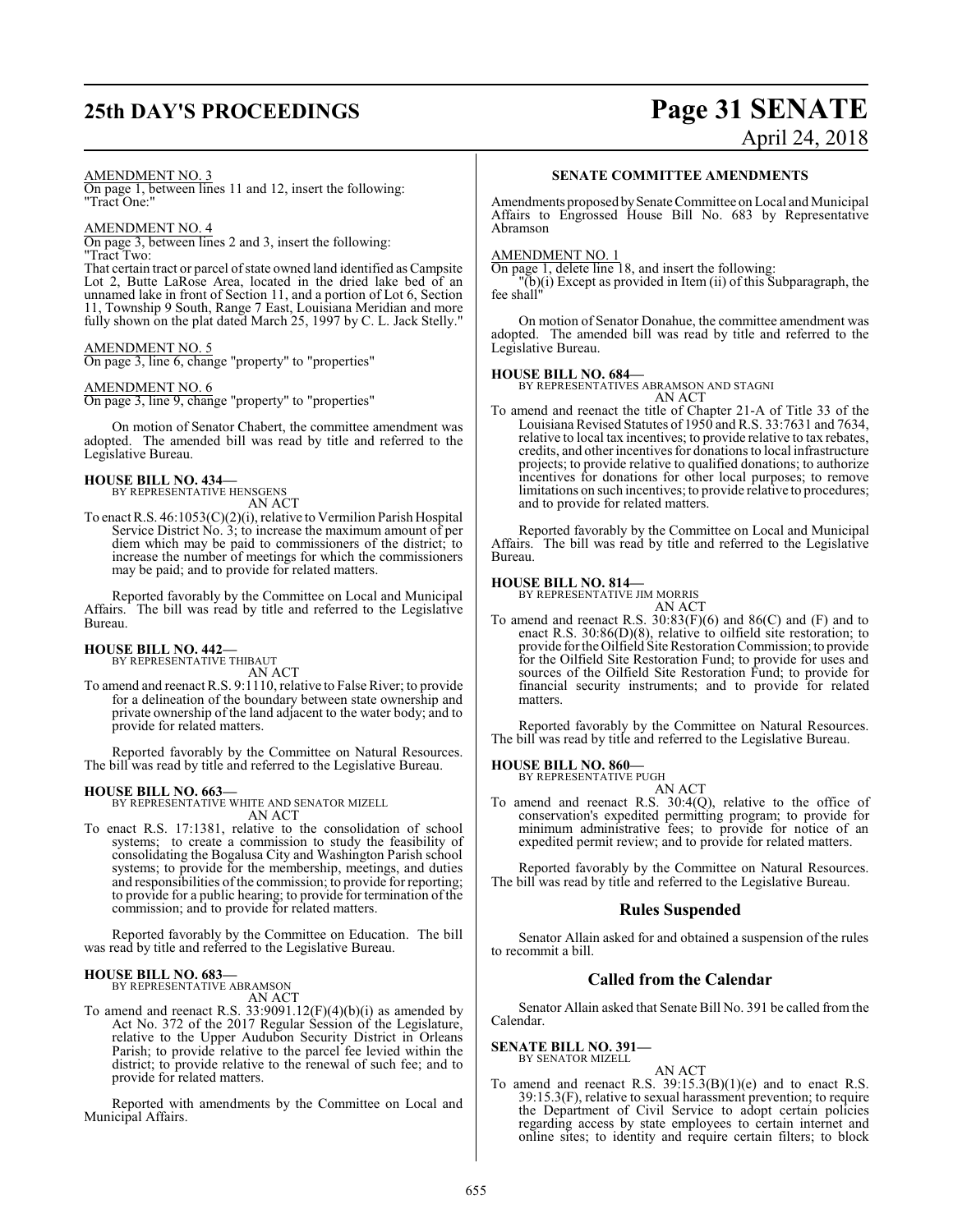AMENDMENT NO. 3

On page 1, between lines 11 and 12, insert the following: "Tract One:"

AMENDMENT NO. 4

On page 3, between lines 2 and 3, insert the following: "Tract Two:

That certain tract or parcel of state owned land identified as Campsite Lot 2, Butte LaRose Area, located in the dried lake bed of an unnamed lake in front of Section 11, and a portion of Lot 6, Section 11, Township 9 South, Range 7 East, Louisiana Meridian and more fully shown on the plat dated March 25, 1997 by C. L. Jack Stelly."

AMENDMENT NO. 5

On page 3, line 6, change "property" to "properties"

AMENDMENT NO. 6

On page 3, line 9, change "property" to "properties"

On motion of Senator Chabert, the committee amendment was adopted. The amended bill was read by title and referred to the Legislative Bureau.

**HOUSE BILL NO. 434—**
BY REPRESENTATIVE HENSGENS
AN ACT

To enact R.S. 46:1053(C)(2)(i), relative to Vermilion Parish Hospital Service District No. 3; to increase the maximum amount of per diem which may be paid to commissioners of the district; to increase the number of meetings for which the commissioners may be paid; and to provide for related matters.

Reported favorably by the Committee on Local and Municipal Affairs. The bill was read by title and referred to the Legislative Bureau.

**HOUSE BILL NO. 442—**
BY REPRESENTATIVE THIBAUT
AN ACT

To amend and reenact R.S. 9:1110, relative to False River; to provide for a delineation of the boundary between state ownership and private ownership of the land adjacent to the water body; and to provide for related matters.

Reported favorably by the Committee on Natural Resources. The bill was read by title and referred to the Legislative Bureau.

**HOUSE BILL NO. 663—**
BY REPRESENTATIVE WHITE AND SENATOR MIZELL
AN ACT

To enact R.S. 17:1381, relative to the consolidation of school systems; to create a commission to study the feasibility of consolidating the Bogalusa City and Washington Parish school systems; to provide for the membership, meetings, and duties and responsibilities of the commission; to provide for reporting; to provide for a public hearing; to provide for termination of the commission; and to provide for related matters.

Reported favorably by the Committee on Education. The bill was read by title and referred to the Legislative Bureau.

**HOUSE BILL NO. 683—**
BY REPRESENTATIVE ABRAMSON
AN ACT

To amend and reenact R.S. 33:9091.12(F)(4)(b)(i) as amended by Act No. 372 of the 2017 Regular Session of the Legislature, relative to the Upper Audubon Security District in Orleans Parish; to provide relative to the parcel fee levied within the district; to provide relative to the renewal of such fee; and to provide for related matters.

Reported with amendments by the Committee on Local and Municipal Affairs.

**SENATE COMMITTEE AMENDMENTS**

Amendments proposed by Senate Committee on Local and Municipal Affairs to Engrossed House Bill No. 683 by Representative Abramson

AMENDMENT NO. 1

On page 1, delete line 18, and insert the following:

"(b)(i) Except as provided in Item (ii) of this Subparagraph, the fee shall"

On motion of Senator Donahue, the committee amendment was adopted. The amended bill was read by title and referred to the Legislative Bureau.

**HOUSE BILL NO. 684—**
BY REPRESENTATIVES ABRAMSON AND STAGNI
AN ACT

To amend and reenact the title of Chapter 21-A of Title 33 of the Louisiana Revised Statutes of 1950 and R.S. 33:7631 and 7634, relative to local tax incentives; to provide relative to tax rebates, credits, and other incentives for donations to local infrastructure projects; to provide relative to qualified donations; to authorize incentives for donations for other local purposes; to remove limitations on such incentives; to provide relative to procedures; and to provide for related matters.

Reported favorably by the Committee on Local and Municipal Affairs. The bill was read by title and referred to the Legislative Bureau.

**HOUSE BILL NO. 814—**
BY REPRESENTATIVE JIM MORRIS
AN ACT

To amend and reenact R.S. 30:83(F)(6) and 86(C) and (F) and to enact R.S. 30:86(D)(8), relative to oilfield site restoration; to provide for the Oilfield Site Restoration Commission; to provide for the Oilfield Site Restoration Fund; to provide for uses and sources of the Oilfield Site Restoration Fund; to provide for financial security instruments; and to provide for related matters.

Reported favorably by the Committee on Natural Resources. The bill was read by title and referred to the Legislative Bureau.

**HOUSE BILL NO. 860—**
BY REPRESENTATIVE PUGH
AN ACT

To amend and reenact R.S. 30:4(Q), relative to the office of conservation's expedited permitting program; to provide for minimum administrative fees; to provide for notice of an expedited permit review; and to provide for related matters.

Reported favorably by the Committee on Natural Resources. The bill was read by title and referred to the Legislative Bureau.

## Rules Suspended

Senator Allain asked for and obtained a suspension of the rules to recommit a bill.

## Called from the Calendar

Senator Allain asked that Senate Bill No. 391 be called from the Calendar.

**SENATE BILL NO. 391—**
BY SENATOR MIZELL
AN ACT

To amend and reenact R.S. 39:15.3(B)(1)(e) and to enact R.S. 39:15.3(F), relative to sexual harassment prevention; to require the Department of Civil Service to adopt certain policies regarding access by state employees to certain internet and online sites; to identity and require certain filters; to block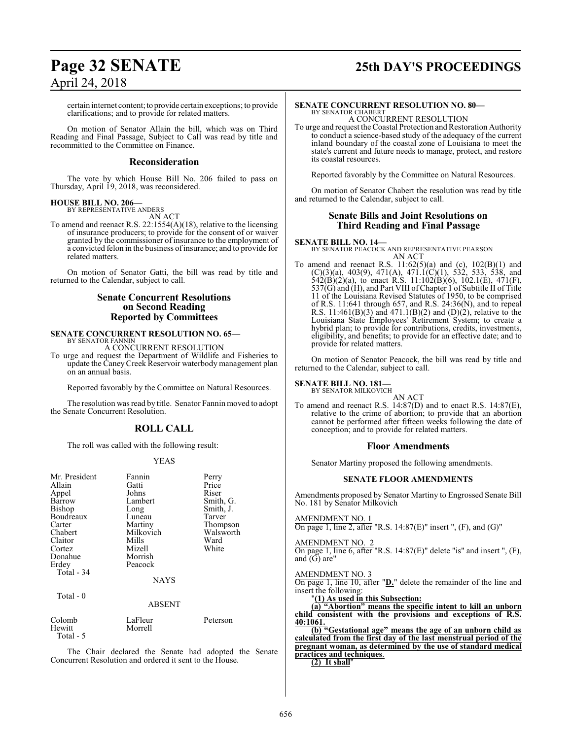certain internet content; to provide certain exceptions; to provide clarifications; and to provide for related matters.

On motion of Senator Allain the bill, which was on Third Reading and Final Passage, Subject to Call was read by title and recommitted to the Committee on Finance.

## Reconsideration

The vote by which House Bill No. 206 failed to pass on Thursday, April 19, 2018, was reconsidered.

**HOUSE BILL NO. 206—**
BY REPRESENTATIVE ANDERS
AN ACT

To amend and reenact R.S. 22:1554(A)(18), relative to the licensing of insurance producers; to provide for the consent of or waiver granted by the commissioner of insurance to the employment of a convicted felon in the business of insurance; and to provide for related matters.

On motion of Senator Gatti, the bill was read by title and returned to the Calendar, subject to call.

## Senate Concurrent Resolutions on Second Reading Reported by Committees

**SENATE CONCURRENT RESOLUTION NO. 65—**
BY SENATOR FANNIN
A CONCURRENT RESOLUTION

To urge and request the Department of Wildlife and Fisheries to update the Caney Creek Reservoir waterbody management plan on an annual basis.

Reported favorably by the Committee on Natural Resources.

The resolution was read by title. Senator Fannin moved to adopt the Senate Concurrent Resolution.

## ROLL CALL

The roll was called with the following result:

YEAS

| | | |
|---|---|---|
| Mr. President | Fannin | Perry |
| Allain | Gatti | Price |
| Appel | Johns | Riser |
| Barrow | Lambert | Smith, G. |
| Bishop | Long | Smith, J. |
| Boudreaux | Luneau | Tarver |
| Carter | Martiny | Thompson |
| Chabert | Milkovich | Walsworth |
| Claitor | Mills | Ward |
| Cortez | Mizell | White |
| Donahue | Morrish | |
| Erdey | Peacock | |

Total - 34

NAYS

Total - 0

ABSENT

| | | |
|---|---|---|
| Colomb | LaFleur | Peterson |
| Hewitt | Morrell | |

Total - 5

The Chair declared the Senate had adopted the Senate Concurrent Resolution and ordered it sent to the House.

**SENATE CONCURRENT RESOLUTION NO. 80—**
BY SENATOR CHABERT
A CONCURRENT RESOLUTION

To urge and request the Coastal Protection and Restoration Authority to conduct a science-based study of the adequacy of the current inland boundary of the coastal zone of Louisiana to meet the state's current and future needs to manage, protect, and restore its coastal resources.

Reported favorably by the Committee on Natural Resources.

On motion of Senator Chabert the resolution was read by title and returned to the Calendar, subject to call.

## Senate Bills and Joint Resolutions on Third Reading and Final Passage

**SENATE BILL NO. 14—**
BY SENATOR PEACOCK AND REPRESENTATIVE PEARSON
AN ACT

To amend and reenact R.S. 11:62(5)(a) and (c), 102(B)(1) and (C)(3)(a), 403(9), 471(A), 471.1(C)(1), 532, 533, 538, and 542(B)(2)(a), to enact R.S. 11:102(B)(6), 102.1(E), 471(F), 537(G) and (H), and Part VIII of Chapter 1 of Subtitle II of Title 11 of the Louisiana Revised Statutes of 1950, to be comprised of R.S. 11:641 through 657, and R.S. 24:36(N), and to repeal R.S. 11:461(B)(3) and 471.1(B)(2) and (D)(2), relative to the Louisiana State Employees' Retirement System; to create a hybrid plan; to provide for contributions, credits, investments, eligibility, and benefits; to provide for an effective date; and to provide for related matters.

On motion of Senator Peacock, the bill was read by title and returned to the Calendar, subject to call.

**SENATE BILL NO. 181—**
BY SENATOR MILKOVICH
AN ACT

To amend and reenact R.S. 14:87(D) and to enact R.S. 14:87(E), relative to the crime of abortion; to provide that an abortion cannot be performed after fifteen weeks following the date of conception; and to provide for related matters.

## Floor Amendments

Senator Martiny proposed the following amendments.

### SENATE FLOOR AMENDMENTS

Amendments proposed by Senator Martiny to Engrossed Senate Bill No. 181 by Senator Milkovich

AMENDMENT NO. 1
On page 1, line 2, after "R.S. 14:87(E)" insert ", (F), and (G)"

AMENDMENT NO. 2
On page 1, line 6, after "R.S. 14:87(E)" delete "is" and insert ", (F), and (G) are"

AMENDMENT NO. 3
On page 1, line 10, after "**D.**" delete the remainder of the line and insert the following:

"**(1) As used in this Subsection:**

**(a) "Abortion" means the specific intent to kill an unborn child consistent with the provisions and exceptions of R.S. 40:1061.**

**(b) "Gestational age" means the age of an unborn child as calculated from the first day of the last menstrual period of the pregnant woman, as determined by the use of standard medical practices and techniques**.

**(2) It shall**"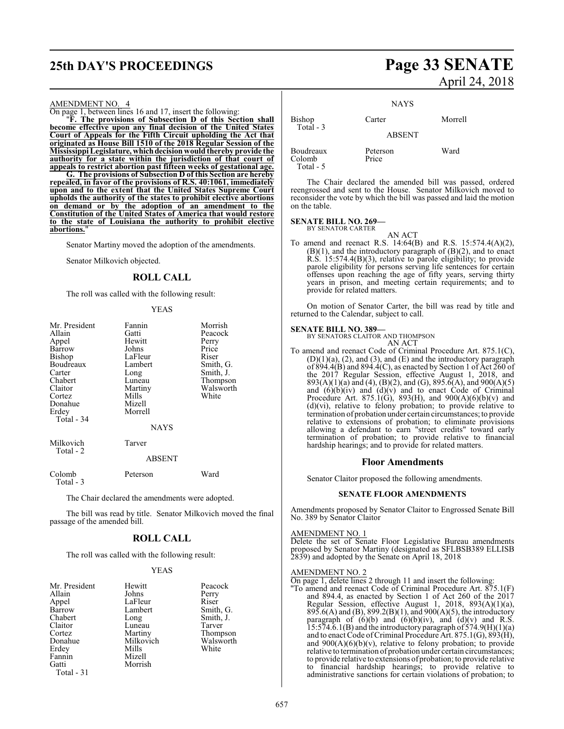AMENDMENT NO. 4

On page 1, between lines 16 and 17, insert the following:

"**F. The provisions of Subsection D of this Section shall become effective upon any final decision of the United States Court of Appeals for the Fifth Circuit upholding the Act that originated as House Bill 1510 of the 2018 Regular Session of the Mississippi Legislature, which decision would thereby provide the authority for a state within the jurisdiction of that court of appeals to restrict abortion past fifteen weeks of gestational age.**

**G. The provisions of Subsection D of this Section are hereby repealed, in favor of the provisions of R.S. 40:1061, immediately upon and to the extent that the United States Supreme Court upholds the authority of the states to prohibit elective abortions on demand or by the adoption of an amendment to the Constitution of the United States of America that would restore to the state of Louisiana the authority to prohibit elective abortions.**"

Senator Martiny moved the adoption of the amendments.

Senator Milkovich objected.

## ROLL CALL

The roll was called with the following result:

YEAS

| | | |
|---|---|---|
| Mr. President | Fannin | Morrish |
| Allain | Gatti | Peacock |
| Appel | Hewitt | Perry |
| Barrow | Johns | Price |
| Bishop | LaFleur | Riser |
| Boudreaux | Lambert | Smith, G. |
| Carter | Long | Smith, J. |
| Chabert | Luneau | Thompson |
| Claitor | Martiny | Walsworth |
| Cortez | Mills | White |
| Donahue | Mizell | |
| Erdey | Morrell | |
| Total - 34 | | |

NAYS

| | |
|---|---|
| Milkovich | Tarver |
| Total - 2 | |

ABSENT

| | | |
|---|---|---|
| Colomb | Peterson | Ward |
| Total - 3 | | |

The Chair declared the amendments were adopted.

The bill was read by title. Senator Milkovich moved the final passage of the amended bill.

## ROLL CALL

The roll was called with the following result:

YEAS

| | | |
|---|---|---|
| Mr. President | Hewitt | Peacock |
| Allain | Johns | Perry |
| Appel | LaFleur | Riser |
| Barrow | Lambert | Smith, G. |
| Chabert | Long | Smith, J. |
| Claitor | Luneau | Tarver |
| Cortez | Martiny | Thompson |
| Donahue | Milkovich | Walsworth |
| Erdey | Mills | White |
| Fannin | Mizell | |
| Gatti | Morrish | |
| Total - 31 | | |

NAYS

| | | |
|---|---|---|
| Bishop | Carter | Morrell |
| Total - 3 | | |

ABSENT

| | | |
|---|---|---|
| Boudreaux | Peterson | Ward |
| Colomb | Price | |
| Total - 5 | | |

The Chair declared the amended bill was passed, ordered reengrossed and sent to the House. Senator Milkovich moved to reconsider the vote by which the bill was passed and laid the motion on the table.

**SENATE BILL NO. 269—**
BY SENATOR CARTER

AN ACT

To amend and reenact R.S. 14:64(B) and R.S. 15:574.4(A)(2), (B)(1), and the introductory paragraph of (B)(2), and to enact R.S. 15:574.4(B)(3), relative to parole eligibility; to provide parole eligibility for persons serving life sentences for certain offenses upon reaching the age of fifty years, serving thirty years in prison, and meeting certain requirements; and to provide for related matters.

On motion of Senator Carter, the bill was read by title and returned to the Calendar, subject to call.

**SENATE BILL NO. 389—**
BY SENATORS CLAITOR AND THOMPSON

AN ACT

To amend and reenact Code of Criminal Procedure Art. 875.1(C), (D)(1)(a), (2), and (3), and (E) and the introductory paragraph of 894.4(B) and 894.4(C), as enacted by Section 1 of Act 260 of the 2017 Regular Session, effective August 1, 2018, and 893(A)(1)(a) and (4), (B)(2), and (G), 895.6(A), and 900(A)(5) and (6)(b)(iv) and (d)(v) and to enact Code of Criminal Procedure Art. 875.1(G), 893(H), and 900(A)(6)(b)(v) and (d)(vi), relative to felony probation; to provide relative to termination of probation under certain circumstances; to provide relative to extensions of probation; to eliminate provisions allowing a defendant to earn "street credits" toward early termination of probation; to provide relative to financial hardship hearings; and to provide for related matters.

## Floor Amendments

Senator Claitor proposed the following amendments.

### SENATE FLOOR AMENDMENTS

Amendments proposed by Senator Claitor to Engrossed Senate Bill No. 389 by Senator Claitor

AMENDMENT NO. 1

Delete the set of Senate Floor Legislative Bureau amendments proposed by Senator Martiny (designated as SFLBSB389 ELLISB 2839) and adopted by the Senate on April 18, 2018

AMENDMENT NO. 2

On page 1, delete lines 2 through 11 and insert the following:

"To amend and reenact Code of Criminal Procedure Art. 875.1(F) and 894.4, as enacted by Section 1 of Act 260 of the 2017 Regular Session, effective August 1, 2018, 893(A)(1)(a), 895.6(A) and (B), 899.2(B)(1), and 900(A)(5), the introductory paragraph of (6)(b) and (6)(b)(iv), and (d)(v) and R.S. 15:574.6.1(B) and the introductory paragraph of 574.9(H)(1)(a) and to enact Code of Criminal Procedure Art. 875.1(G), 893(H), and 900(A)(6)(b)(v), relative to felony probation; to provide relative to termination of probation under certain circumstances; to provide relative to extensions of probation; to provide relative to financial hardship hearings; to provide relative to administrative sanctions for certain violations of probation; to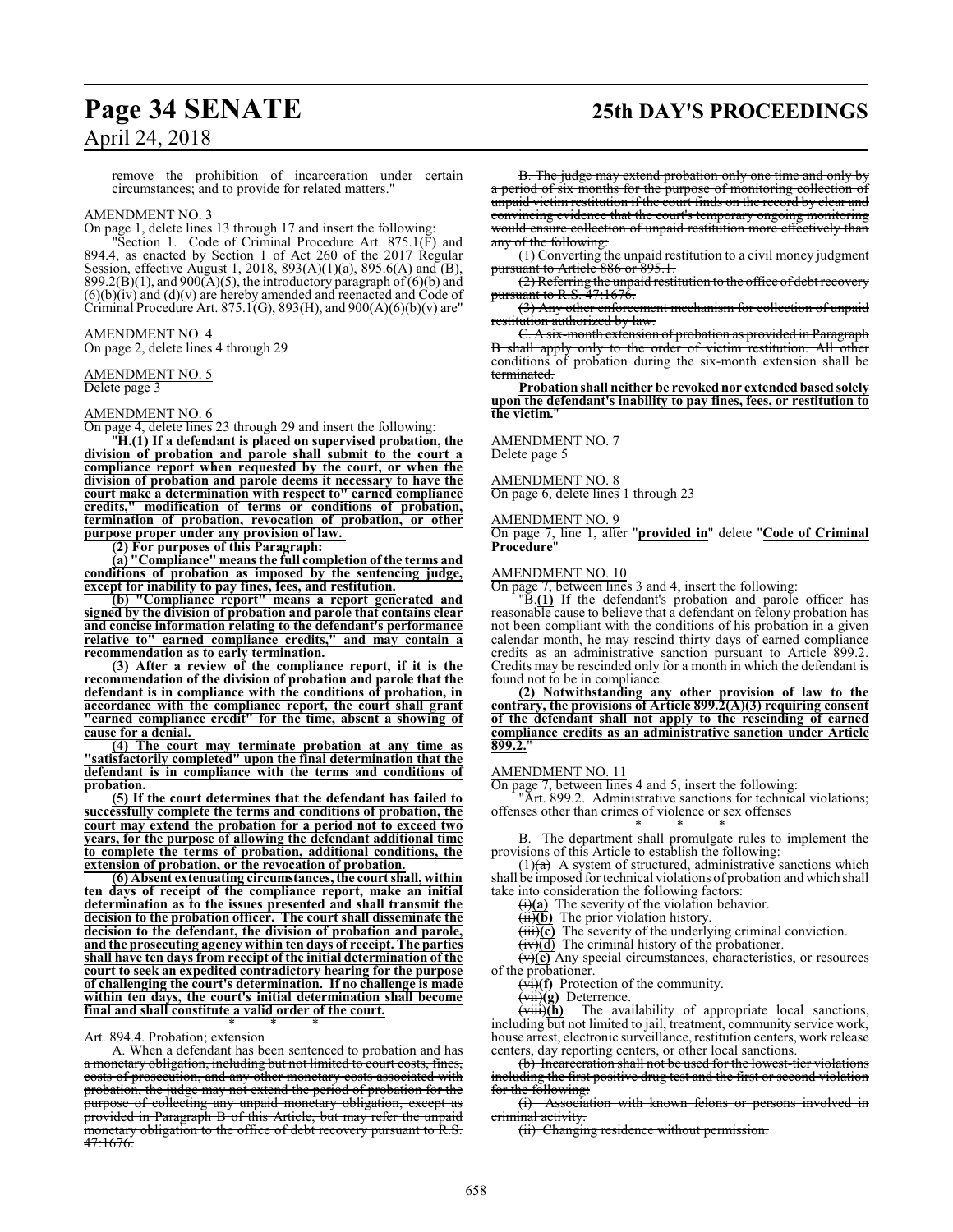remove the prohibition of incarceration under certain circumstances; and to provide for related matters."

AMENDMENT NO. 3

On page 1, delete lines 13 through 17 and insert the following:

"Section 1. Code of Criminal Procedure Art. 875.1(F) and 894.4, as enacted by Section 1 of Act 260 of the 2017 Regular Session, effective August 1, 2018, 893(A)(1)(a), 895.6(A) and (B), 899.2(B)(1), and 900(A)(5), the introductory paragraph of (6)(b) and (6)(b)(iv) and (d)(v) are hereby amended and reenacted and Code of Criminal Procedure Art. 875.1(G), 893(H), and 900(A)(6)(b)(v) are"

AMENDMENT NO. 4

On page 2, delete lines 4 through 29

AMENDMENT NO. 5

Delete page 3

AMENDMENT NO. 6

On page 4, delete lines 23 through 29 and insert the following:

"**H.(1) If a defendant is placed on supervised probation, the division of probation and parole shall submit to the court a compliance report when requested by the court, or when the division of probation and parole deems it necessary to have the court make a determination with respect to" earned compliance credits," modification of terms or conditions of probation, termination of probation, revocation of probation, or other purpose proper under any provision of law.**

**(2) For purposes of this Paragraph:**

**(a) "Compliance" means the full completion of the terms and conditions of probation as imposed by the sentencing judge, except for inability to pay fines, fees, and restitution.**

**(b) "Compliance report" means a report generated and signed by the division of probation and parole that contains clear and concise information relating to the defendant's performance relative to" earned compliance credits," and may contain a recommendation as to early termination.**

**(3) After a review of the compliance report, if it is the recommendation of the division of probation and parole that the defendant is in compliance with the conditions of probation, in accordance with the compliance report, the court shall grant "earned compliance credit" for the time, absent a showing of cause for a denial.**

**(4) The court may terminate probation at any time as "satisfactorily completed" upon the final determination that the defendant is in compliance with the terms and conditions of probation.**

**(5) If the court determines that the defendant has failed to successfully complete the terms and conditions of probation, the court may extend the probation for a period not to exceed two years, for the purpose of allowing the defendant additional time to complete the terms of probation, additional conditions, the extension of probation, or the revocation of probation.**

**(6) Absent extenuating circumstances, the court shall, within ten days of receipt of the compliance report, make an initial determination as to the issues presented and shall transmit the decision to the probation officer. The court shall disseminate the decision to the defendant, the division of probation and parole, and the prosecuting agency within ten days of receipt. The parties shall have ten days from receipt of the initial determination of the court to seek an expedited contradictory hearing for the purpose of challenging the court's determination. If no challenge is made within ten days, the court's initial determination shall become final and shall constitute a valid order of the court.**

\* \* \*

Art. 894.4. Probation; extension

~~A. When a defendant has been sentenced to probation and has a monetary obligation, including but not limited to court costs, fines, costs of prosecution, and any other monetary costs associated with probation, the judge may not extend the period of probation for the purpose of collecting any unpaid monetary obligation, except as provided in Paragraph B of this Article, but may refer the unpaid monetary obligation to the office of debt recovery pursuant to R.S. 47:1676.~~

~~B. The judge may extend probation only one time and only by a period of six months for the purpose of monitoring collection of unpaid victim restitution if the court finds on the record by clear and convincing evidence that the court's temporary ongoing monitoring would ensure collection of unpaid restitution more effectively than any of the following:~~

~~(1) Converting the unpaid restitution to a civil money judgment pursuant to Article 886 or 895.1.~~

~~(2) Referring the unpaid restitution to the office of debt recovery pursuant to R.S. 47:1676.~~

~~(3) Any other enforcement mechanism for collection of unpaid restitution authorized by law.~~

~~C. A six-month extension of probation as provided in Paragraph B shall apply only to the order of victim restitution. All other conditions of probation during the six-month extension shall be terminated.~~

**Probation shall neither be revoked nor extended based solely upon the defendant's inability to pay fines, fees, or restitution to the victim.**"

AMENDMENT NO. 7

Delete page 5

AMENDMENT NO. 8

On page 6, delete lines 1 through 23

AMENDMENT NO. 9

On page 7, line 1, after "**provided in**" delete "**Code of Criminal Procedure**"

AMENDMENT NO. 10

On page 7, between lines 3 and 4, insert the following:

"B.**(1)** If the defendant's probation and parole officer has reasonable cause to believe that a defendant on felony probation has not been compliant with the conditions of his probation in a given calendar month, he may rescind thirty days of earned compliance credits as an administrative sanction pursuant to Article 899.2. Credits may be rescinded only for a month in which the defendant is found not to be in compliance.

**(2) Notwithstanding any other provision of law to the contrary, the provisions of Article 899.2(A)(3) requiring consent of the defendant shall not apply to the rescinding of earned compliance credits as an administrative sanction under Article 899.2.**"

AMENDMENT NO. 11

On page 7, between lines 4 and 5, insert the following:

"Art. 899.2. Administrative sanctions for technical violations; offenses other than crimes of violence or sex offenses

\* \* \*

B. The department shall promulgate rules to implement the provisions of this Article to establish the following:

(1)~~(a)~~ A system of structured, administrative sanctions which shall be imposed for technical violations of probation and which shall take into consideration the following factors:

~~(i)~~**(a)** The severity of the violation behavior.

~~(ii)~~**(b)** The prior violation history.

~~(iii)~~**(c)** The severity of the underlying criminal conviction.

~~(iv)~~**(d)** The criminal history of the probationer.

~~(v)~~**(e)** Any special circumstances, characteristics, or resources of the probationer.

~~(vi)~~**(f)** Protection of the community.

~~(vii)~~**(g)** Deterrence.

~~(viii)~~**(h)** The availability of appropriate local sanctions, including but not limited to jail, treatment, community service work, house arrest, electronic surveillance, restitution centers, work release centers, day reporting centers, or other local sanctions.

~~(b) Incarceration shall not be used for the lowest-tier violations including the first positive drug test and the first or second violation for the following:~~

~~(i) Association with known felons or persons involved in criminal activity.~~

~~(ii) Changing residence without permission.~~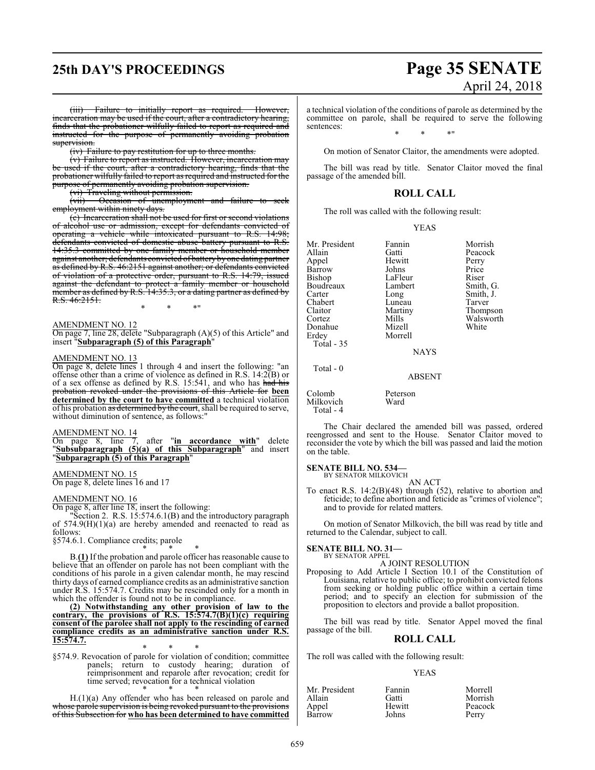(iii) Failure to initially report as required. However, incarceration may be used if the court, after a contradictory hearing, finds that the probationer wilfully failed to report as required and instructed for the purpose of permanently avoiding probation supervision.

(iv) Failure to pay restitution for up to three months.

(v) Failure to report as instructed. However, incarceration may be used if the court, after a contradictory hearing, finds that the probationer wilfully failed to report as required and instructed for the purpose of permanently avoiding probation supervision.

(vi) Traveling without permission.

(vii) Occasion of unemployment and failure to seek employment within ninety days.

(c) Incarceration shall not be used for first or second violations of alcohol use or admission, except for defendants convicted of operating a vehicle while intoxicated pursuant to R.S. 14:98; defendants convicted of domestic abuse battery pursuant to R.S. 14:35.3 committed by one family member or household member against another; defendants convicted of battery by one dating partner as defined by R.S. 46:2151 against another; or defendants convicted of violation of a protective order, pursuant to R.S. 14:79, issued against the defendant to protect a family member or household member as defined by R.S. 14:35.3, or a dating partner as defined by R.S. 46:2151.

\* \* \*"

AMENDMENT NO. 12
On page 7, line 28, delete "Subparagraph (A)(5) of this Article" and insert "**Subparagraph (5) of this Paragraph**"

AMENDMENT NO. 13
On page 8, delete lines 1 through 4 and insert the following: "an offense other than a crime of violence as defined in R.S. 14:2(B) or of a sex offense as defined by R.S. 15:541, and who has had his probation revoked under the provisions of this Article for **been determined by the court to have committed** a technical violation of his probation as determined by the court, shall be required to serve, without diminution of sentence, as follows:"

AMENDMENT NO. 14
On page 8, line 7, after "**in accordance with**" delete "**Subsubparagraph (5)(a) of this Subparagraph**" and insert "**Subparagraph (5) of this Paragraph**"

AMENDMENT NO. 15
On page 8, delete lines 16 and 17

AMENDMENT NO. 16
On page 8, after line 18, insert the following:

"Section 2. R.S. 15:574.6.1(B) and the introductory paragraph of 574.9(H)(1)(a) are hereby amended and reenacted to read as follows:

§574.6.1. Compliance credits; parole

\* \* \*

B.**(1)** If the probation and parole officer has reasonable cause to believe that an offender on parole has not been compliant with the conditions of his parole in a given calendar month, he may rescind thirty days of earned compliance credits as an administrative sanction under R.S. 15:574.7. Credits may be rescinded only for a month in which the offender is found not to be in compliance.

**(2) Notwithstanding any other provision of law to the contrary, the provisions of R.S. 15:574.7(B)(1)(c) requiring consent of the parolee shall not apply to the rescinding of earned compliance credits as an administrative sanction under R.S. 15:574.7.**

\* \* \*

§574.9. Revocation of parole for violation of condition; committee panels; return to custody hearing; duration of reimprisonment and reparole after revocation; credit for time served; revocation for a technical violation

\* \* \*

H.(1)(a) Any offender who has been released on parole and whose parole supervision is being revoked pursuant to the provisions of this Subsection for **who has been determined to have committed** a technical violation of the conditions of parole as determined by the committee on parole, shall be required to serve the following sentences:

\* \* \*"

On motion of Senator Claitor, the amendments were adopted.

The bill was read by title. Senator Claitor moved the final passage of the amended bill.

## ROLL CALL

The roll was called with the following result:

YEAS

| | | |
|---|---|---|
| Mr. President | Fannin | Morrish |
| Allain | Gatti | Peacock |
| Appel | Hewitt | Perry |
| Barrow | Johns | Price |
| Bishop | LaFleur | Riser |
| Boudreaux | Lambert | Smith, G. |
| Carter | Long | Smith, J. |
| Chabert | Luneau | Tarver |
| Claitor | Martiny | Thompson |
| Cortez | Mills | Walsworth |
| Donahue | Mizell | White |
| Erdey | Morrell | |

Total - 35

NAYS

Total - 0

ABSENT

| | |
|---|---|
| Colomb | Peterson |
| Milkovich | Ward |

Total - 4

The Chair declared the amended bill was passed, ordered reengrossed and sent to the House. Senator Claitor moved to reconsider the vote by which the bill was passed and laid the motion on the table.

**SENATE BILL NO. 534—**
BY SENATOR MILKOVICH

AN ACT

To enact R.S. 14:2(B)(48) through (52), relative to abortion and feticide; to define abortion and feticide as "crimes of violence"; and to provide for related matters.

On motion of Senator Milkovich, the bill was read by title and returned to the Calendar, subject to call.

**SENATE BILL NO. 31—**
BY SENATOR APPEL

A JOINT RESOLUTION

Proposing to Add Article I Section 10.1 of the Constitution of Louisiana, relative to public office; to prohibit convicted felons from seeking or holding public office within a certain time period; and to specify an election for submission of the proposition to electors and provide a ballot proposition.

The bill was read by title. Senator Appel moved the final passage of the bill.

## ROLL CALL

The roll was called with the following result:

YEAS

| | | |
|---|---|---|
| Mr. President | Fannin | Morrell |
| Allain | Gatti | Morrish |
| Appel | Hewitt | Peacock |
| Barrow | Johns | Perry |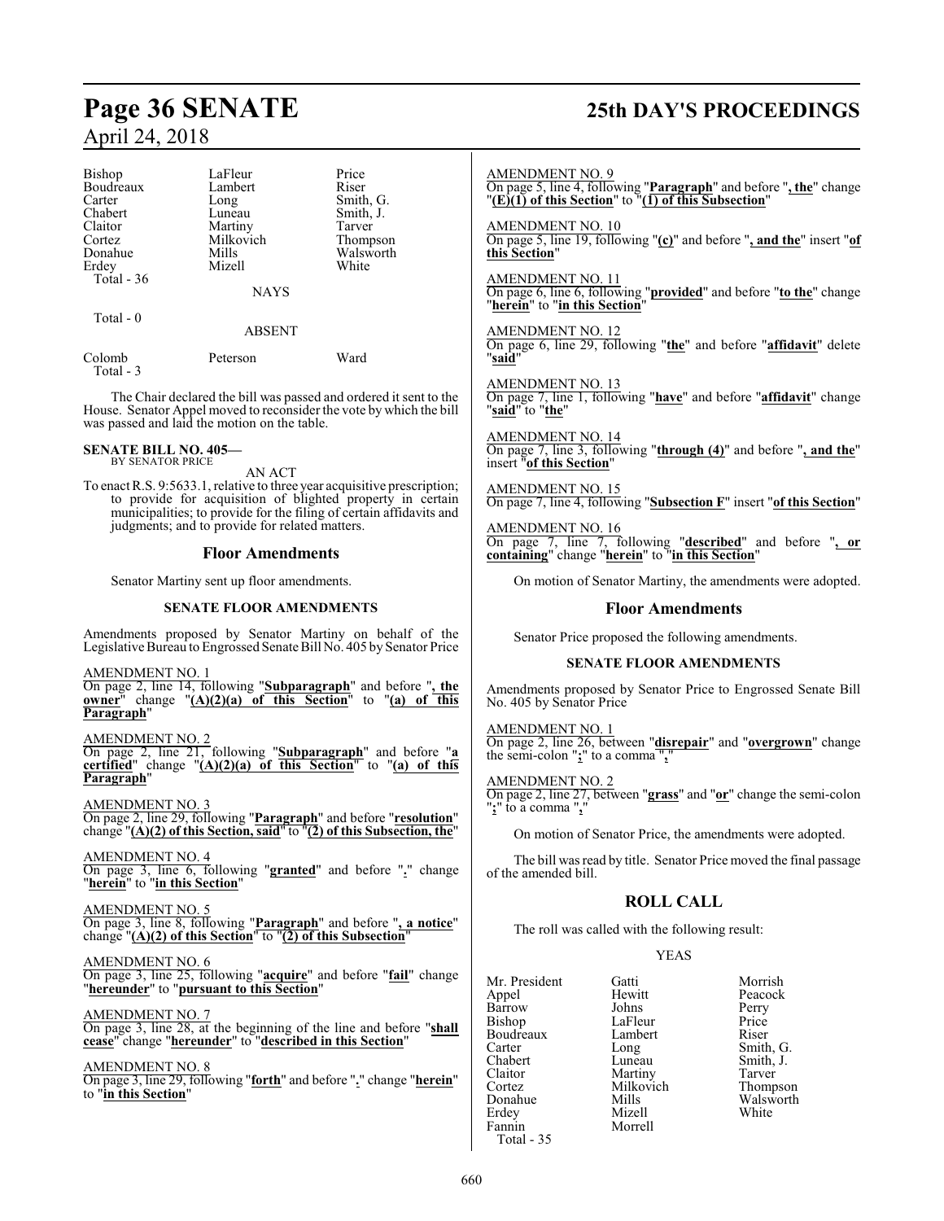| | | |
|---|---|---|
| Bishop | LaFleur | Price |
| Boudreaux | Lambert | Riser |
| Carter | Long | Smith, G. |
| Chabert | Luneau | Smith, J. |
| Claitor | Martiny | Tarver |
| Cortez | Milkovich | Thompson |
| Donahue | Mills | Walsworth |
| Erdey | Mizell | White |
| Total - 36 | | |

NAYS

Total - 0

ABSENT

| | | |
|---|---|---|
| Colomb | Peterson | Ward |
| Total - 3 | | |

The Chair declared the bill was passed and ordered it sent to the House. Senator Appel moved to reconsider the vote by which the bill was passed and laid the motion on the table.

**SENATE BILL NO. 405—**
BY SENATOR PRICE

AN ACT

To enact R.S. 9:5633.1, relative to three year acquisitive prescription; to provide for acquisition of blighted property in certain municipalities; to provide for the filing of certain affidavits and judgments; and to provide for related matters.

## Floor Amendments

Senator Martiny sent up floor amendments.

### SENATE FLOOR AMENDMENTS

Amendments proposed by Senator Martiny on behalf of the Legislative Bureau to Engrossed Senate Bill No. 405 by Senator Price

AMENDMENT NO. 1
On page 2, line 14, following "**Subparagraph**" and before "**, the owner**" change "**(A)(2)(a) of this Section**" to "**(a) of this Paragraph**"

AMENDMENT NO. 2
On page 2, line 21, following "**Subparagraph**" and before "**a certified**" change "**(A)(2)(a) of this Section**" to "**(a) of this Paragraph**"

AMENDMENT NO. 3
On page 2, line 29, following "**Paragraph**" and before "**resolution**" change "**(A)(2) of this Section, said**" to "**(2) of this Subsection, the**"

AMENDMENT NO. 4
On page 3, line 6, following "**granted**" and before "**.**" change "**herein**" to "**in this Section**"

AMENDMENT NO. 5
On page 3, line 8, following "**Paragraph**" and before "**, a notice**" change "**(A)(2) of this Section**" to "**(2) of this Subsection**"

AMENDMENT NO. 6
On page 3, line 25, following "**acquire**" and before "**fail**" change "**hereunder**" to "**pursuant to this Section**"

AMENDMENT NO. 7
On page 3, line 28, at the beginning of the line and before "**shall cease**" change "**hereunder**" to "**described in this Section**"

AMENDMENT NO. 8
On page 3, line 29, following "**forth**" and before "**.**" change "**herein**" to "**in this Section**"

AMENDMENT NO. 9
On page 5, line 4, following "**Paragraph**" and before "**, the**" change "**(E)(1) of this Section**" to "**(1) of this Subsection**"

AMENDMENT NO. 10
On page 5, line 19, following "**(c)**" and before "**, and the**" insert "**of this Section**"

AMENDMENT NO. 11
On page 6, line 6, following "**provided**" and before "**to the**" change "**herein**" to "**in this Section**"

AMENDMENT NO. 12
On page 6, line 29, following "**the**" and before "**affidavit**" delete "**said**"

AMENDMENT NO. 13
On page 7, line 1, following "**have**" and before "**affidavit**" change "**said**" to "**the**"

AMENDMENT NO. 14
On page 7, line 3, following "**through (4)**" and before "**, and the**" insert "**of this Section**"

AMENDMENT NO. 15
On page 7, line 4, following "**Subsection F**" insert "**of this Section**"

AMENDMENT NO. 16
On page 7, line 7, following "**described**" and before "**, or containing**" change "**herein**" to "**in this Section**"

On motion of Senator Martiny, the amendments were adopted.

## Floor Amendments

Senator Price proposed the following amendments.

### SENATE FLOOR AMENDMENTS

Amendments proposed by Senator Price to Engrossed Senate Bill No. 405 by Senator Price

AMENDMENT NO. 1
On page 2, line 26, between "**disrepair**" and "**overgrown**" change the semi-colon "**;**" to a comma "**,**"

AMENDMENT NO. 2
On page 2, line 27, between "**grass**" and "**or**" change the semi-colon "**;**" to a comma "**,**"

On motion of Senator Price, the amendments were adopted.

The bill was read by title. Senator Price moved the final passage of the amended bill.

## ROLL CALL

The roll was called with the following result:

YEAS

| | | |
|---|---|---|
| Mr. President | Gatti | Morrish |
| Appel | Hewitt | Peacock |
| Barrow | Johns | Perry |
| Bishop | LaFleur | Price |
| Boudreaux | Lambert | Riser |
| Carter | Long | Smith, G. |
| Chabert | Luneau | Smith, J. |
| Claitor | Martiny | Tarver |
| Cortez | Milkovich | Thompson |
| Donahue | Mills | Walsworth |
| Erdey | Mizell | White |
| Fannin | Morrell | |
| Total - 35 | | |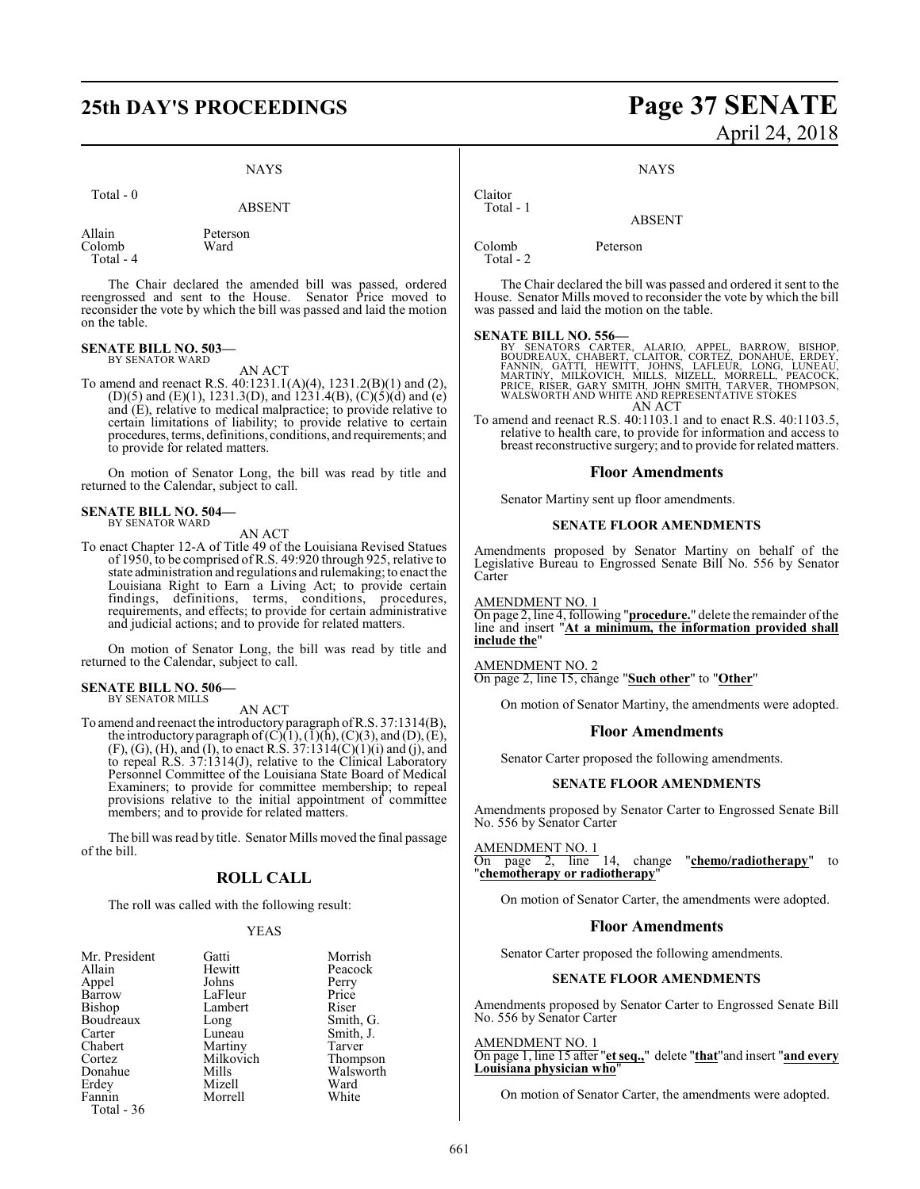NAYS

Total - 0

ABSENT

| | |
|---|---|
| Allain | Peterson |
| Colomb | Ward |

Total - 4

The Chair declared the amended bill was passed, ordered reengrossed and sent to the House. Senator Price moved to reconsider the vote by which the bill was passed and laid the motion on the table.

**SENATE BILL NO. 503—**
BY SENATOR WARD

AN ACT

To amend and reenact R.S. 40:1231.1(A)(4), 1231.2(B)(1) and (2), (D)(5) and (E)(1), 1231.3(D), and 1231.4(B), (C)(5)(d) and (e) and (E), relative to medical malpractice; to provide relative to certain limitations of liability; to provide relative to certain procedures, terms, definitions, conditions, and requirements; and to provide for related matters.

On motion of Senator Long, the bill was read by title and returned to the Calendar, subject to call.

**SENATE BILL NO. 504—**
BY SENATOR WARD

AN ACT

To enact Chapter 12-A of Title 49 of the Louisiana Revised Statues of 1950, to be comprised of R.S. 49:920 through 925, relative to state administration and regulations and rulemaking; to enact the Louisiana Right to Earn a Living Act; to provide certain findings, definitions, terms, conditions, procedures, requirements, and effects; to provide for certain administrative and judicial actions; and to provide for related matters.

On motion of Senator Long, the bill was read by title and returned to the Calendar, subject to call.

**SENATE BILL NO. 506—**
BY SENATOR MILLS

AN ACT

To amend and reenact the introductory paragraph of R.S. 37:1314(B), the introductory paragraph of (C)(1), (1)(h), (C)(3), and (D), (E), (F), (G), (H), and (I), to enact R.S. 37:1314(C)(1)(i) and (j), and to repeal R.S. 37:1314(J), relative to the Clinical Laboratory Personnel Committee of the Louisiana State Board of Medical Examiners; to provide for committee membership; to repeal provisions relative to the initial appointment of committee members; and to provide for related matters.

The bill was read by title. Senator Mills moved the final passage of the bill.

## ROLL CALL

The roll was called with the following result:

YEAS

| | | |
|---|---|---|
| Mr. President | Gatti | Morrish |
| Allain | Hewitt | Peacock |
| Appel | Johns | Perry |
| Barrow | LaFleur | Price |
| Bishop | Lambert | Riser |
| Boudreaux | Long | Smith, G. |
| Carter | Luneau | Smith, J. |
| Chabert | Martiny | Tarver |
| Cortez | Milkovich | Thompson |
| Donahue | Mills | Walsworth |
| Erdey | Mizell | Ward |
| Fannin | Morrell | White |

Total - 36

NAYS

Claitor

Total - 1

ABSENT

| | |
|---|---|
| Colomb | Peterson |

Total - 2

The Chair declared the bill was passed and ordered it sent to the House. Senator Mills moved to reconsider the vote by which the bill was passed and laid the motion on the table.

**SENATE BILL NO. 556—**
BY SENATORS CARTER, ALARIO, APPEL, BARROW, BISHOP, BOUDREAUX, CHABERT, CLAITOR, CORTEZ, DONAHUE, ERDEY, FANNIN, GATTI, HEWITT, JOHNS, LAFLEUR, LONG, LUNEAU, MARTINY, MILKOVICH, MILLS, MIZELL, MORRELL, PEACOCK, PRICE, RISER, GARY SMITH, JOHN SMITH, TARVER, THOMPSON, WALSWORTH AND WHITE AND REPRESENTATIVE STOKES

AN ACT

To amend and reenact R.S. 40:1103.1 and to enact R.S. 40:1103.5, relative to health care, to provide for information and access to breast reconstructive surgery; and to provide for related matters.

### Floor Amendments

Senator Martiny sent up floor amendments.

#### SENATE FLOOR AMENDMENTS

Amendments proposed by Senator Martiny on behalf of the Legislative Bureau to Engrossed Senate Bill No. 556 by Senator Carter

AMENDMENT NO. 1

On page 2, line 4, following "**procedure.**" delete the remainder of the line and insert "**At a minimum, the information provided shall include the**"

AMENDMENT NO. 2

On page 2, line 15, change "**Such other**" to "**Other**"

On motion of Senator Martiny, the amendments were adopted.

### Floor Amendments

Senator Carter proposed the following amendments.

#### SENATE FLOOR AMENDMENTS

Amendments proposed by Senator Carter to Engrossed Senate Bill No. 556 by Senator Carter

AMENDMENT NO. 1

On page 2, line 14, change "**chemo/radiotherapy**" to "**chemotherapy or radiotherapy**"

On motion of Senator Carter, the amendments were adopted.

### Floor Amendments

Senator Carter proposed the following amendments.

#### SENATE FLOOR AMENDMENTS

Amendments proposed by Senator Carter to Engrossed Senate Bill No. 556 by Senator Carter

AMENDMENT NO. 1

On page 1, line 15 after "**et seq.,**" delete "**that**" and insert "**and every Louisiana physician who**"

On motion of Senator Carter, the amendments were adopted.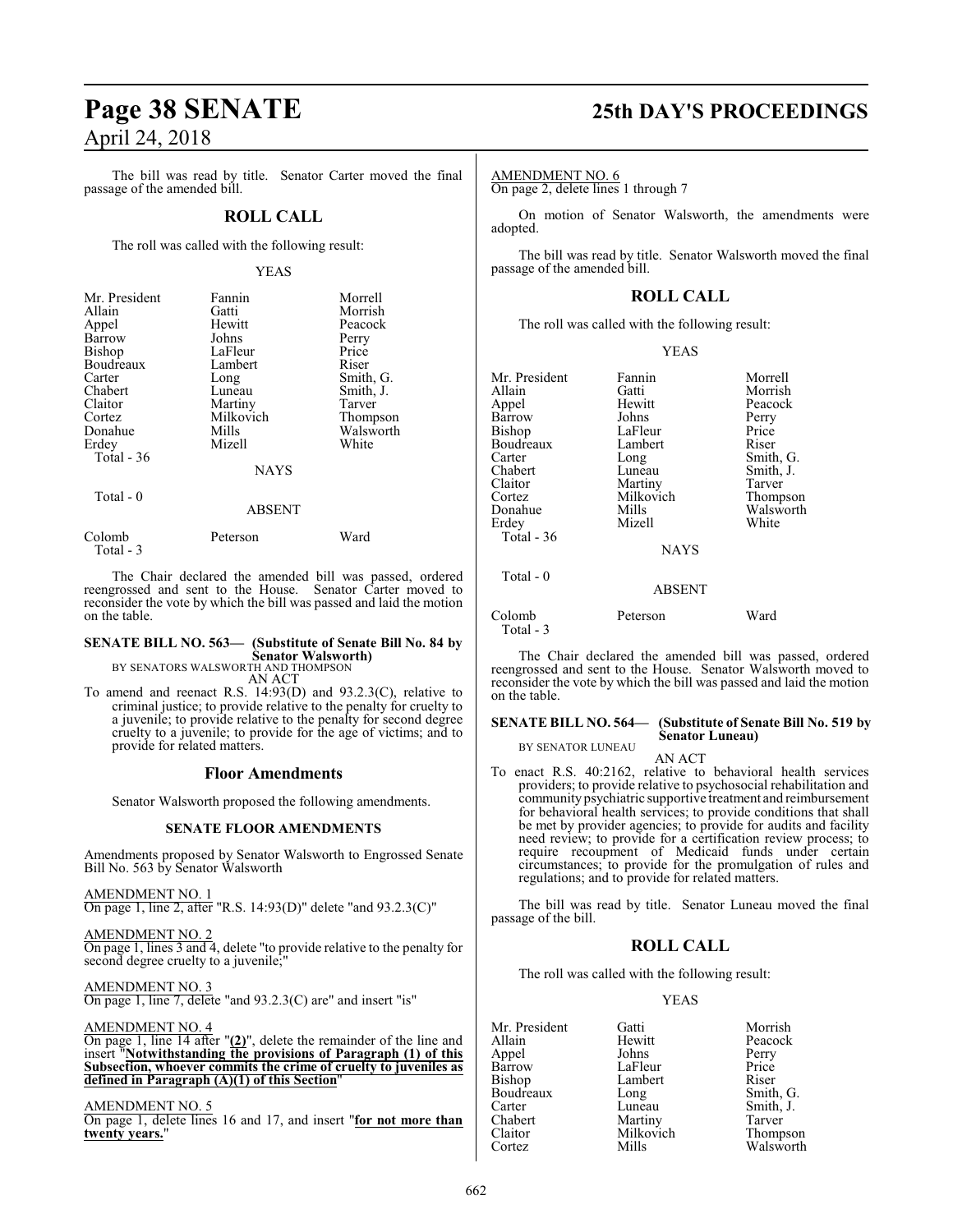The bill was read by title. Senator Carter moved the final passage of the amended bill.

## ROLL CALL

The roll was called with the following result:

YEAS

| | | |
|---|---|---|
| Mr. President | Fannin | Morrell |
| Allain | Gatti | Morrish |
| Appel | Hewitt | Peacock |
| Barrow | Johns | Perry |
| Bishop | LaFleur | Price |
| Boudreaux | Lambert | Riser |
| Carter | Long | Smith, G. |
| Chabert | Luneau | Smith, J. |
| Claitor | Martiny | Tarver |
| Cortez | Milkovich | Thompson |
| Donahue | Mills | Walsworth |
| Erdey | Mizell | White |
| Total - 36 | | |

NAYS

Total - 0

ABSENT

| | | |
|---|---|---|
| Colomb | Peterson | Ward |
| Total - 3 | | |

The Chair declared the amended bill was passed, ordered reengrossed and sent to the House. Senator Carter moved to reconsider the vote by which the bill was passed and laid the motion on the table.

**SENATE BILL NO. 563— (Substitute of Senate Bill No. 84 by Senator Walsworth)**
BY SENATORS WALSWORTH AND THOMPSON
AN ACT

To amend and reenact R.S. 14:93(D) and 93.2.3(C), relative to criminal justice; to provide relative to the penalty for cruelty to a juvenile; to provide relative to the penalty for second degree cruelty to a juvenile; to provide for the age of victims; and to provide for related matters.

## Floor Amendments

Senator Walsworth proposed the following amendments.

### SENATE FLOOR AMENDMENTS

Amendments proposed by Senator Walsworth to Engrossed Senate Bill No. 563 by Senator Walsworth

AMENDMENT NO. 1
On page 1, line 2, after "R.S. 14:93(D)" delete "and 93.2.3(C)"

AMENDMENT NO. 2
On page 1, lines 3 and 4, delete "to provide relative to the penalty for second degree cruelty to a juvenile;"

AMENDMENT NO. 3
On page 1, line 7, delete "and 93.2.3(C) are" and insert "is"

AMENDMENT NO. 4
On page 1, line 14 after "**(2)**", delete the remainder of the line and insert "**Notwithstanding the provisions of Paragraph (1) of this Subsection, whoever commits the crime of cruelty to juveniles as defined in Paragraph (A)(1) of this Section**"

AMENDMENT NO. 5
On page 1, delete lines 16 and 17, and insert "**for not more than twenty years.**"

AMENDMENT NO. 6
On page 2, delete lines 1 through 7

On motion of Senator Walsworth, the amendments were adopted.

The bill was read by title. Senator Walsworth moved the final passage of the amended bill.

## ROLL CALL

The roll was called with the following result:

YEAS

| | | |
|---|---|---|
| Mr. President | Fannin | Morrell |
| Allain | Gatti | Morrish |
| Appel | Hewitt | Peacock |
| Barrow | Johns | Perry |
| Bishop | LaFleur | Price |
| Boudreaux | Lambert | Riser |
| Carter | Long | Smith, G. |
| Chabert | Luneau | Smith, J. |
| Claitor | Martiny | Tarver |
| Cortez | Milkovich | Thompson |
| Donahue | Mills | Walsworth |
| Erdey | Mizell | White |
| Total - 36 | | |

NAYS

Total - 0

ABSENT

| | | |
|---|---|---|
| Colomb | Peterson | Ward |
| Total - 3 | | |

The Chair declared the amended bill was passed, ordered reengrossed and sent to the House. Senator Walsworth moved to reconsider the vote by which the bill was passed and laid the motion on the table.

**SENATE BILL NO. 564— (Substitute of Senate Bill No. 519 by Senator Luneau)**
BY SENATOR LUNEAU
AN ACT

To enact R.S. 40:2162, relative to behavioral health services providers; to provide relative to psychosocial rehabilitation and community psychiatric supportive treatment and reimbursement for behavioral health services; to provide conditions that shall be met by provider agencies; to provide for audits and facility need review; to provide for a certification review process; to require recoupment of Medicaid funds under certain circumstances; to provide for the promulgation of rules and regulations; and to provide for related matters.

The bill was read by title. Senator Luneau moved the final passage of the bill.

## ROLL CALL

The roll was called with the following result:

YEAS

| | | |
|---|---|---|
| Mr. President | Gatti | Morrish |
| Allain | Hewitt | Peacock |
| Appel | Johns | Perry |
| Barrow | LaFleur | Price |
| Bishop | Lambert | Riser |
| Boudreaux | Long | Smith, G. |
| Carter | Luneau | Smith, J. |
| Chabert | Martiny | Tarver |
| Claitor | Milkovich | Thompson |
| Cortez | Mills | Walsworth |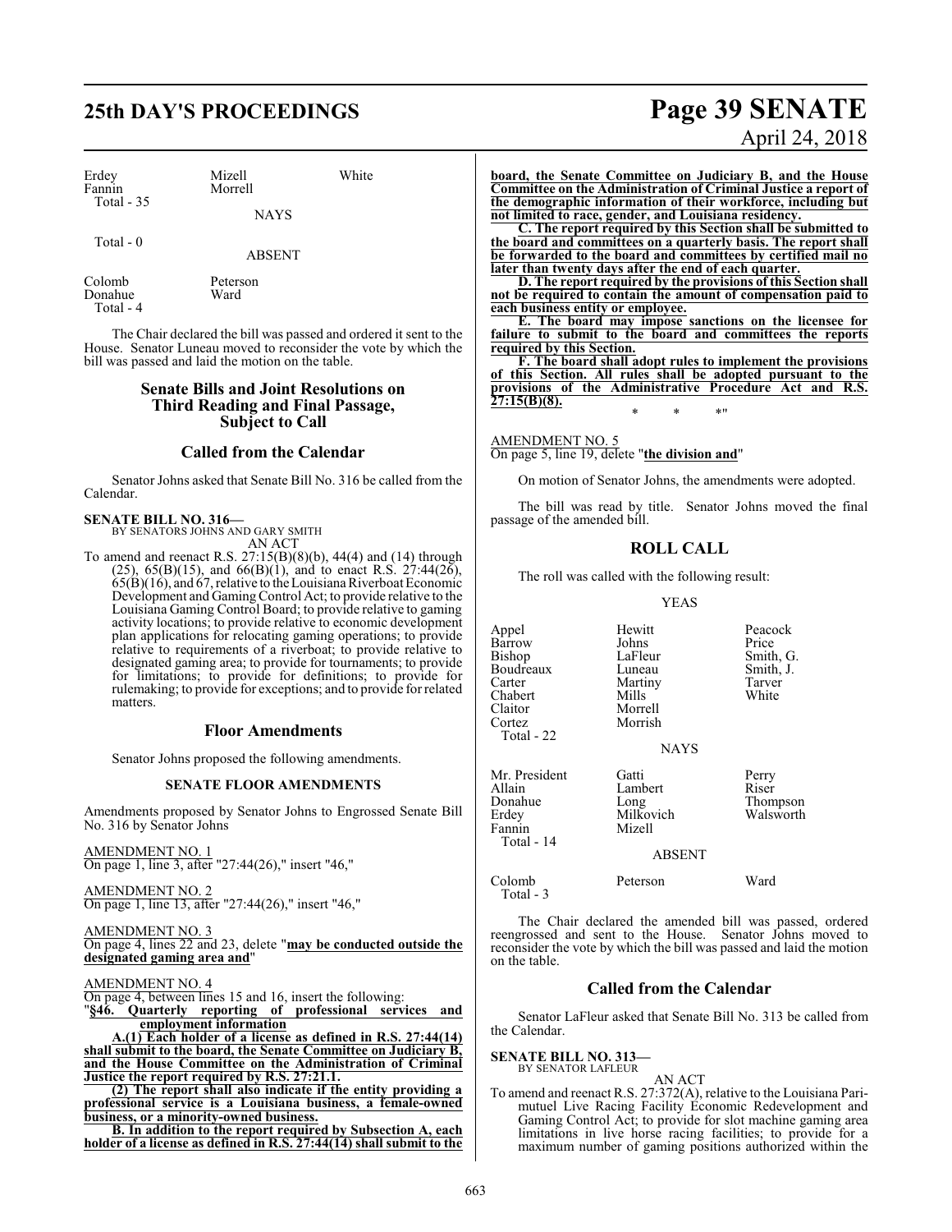| | | |
|---|---|---|
| Erdey | Mizell | White |
| Fannin | Morrell | |
| Total - 35 | | |

NAYS

Total - 0

ABSENT

| | |
|---|---|
| Colomb | Peterson |
| Donahue | Ward |
| Total - 4 | |

The Chair declared the bill was passed and ordered it sent to the House. Senator Luneau moved to reconsider the vote by which the bill was passed and laid the motion on the table.

## Senate Bills and Joint Resolutions on Third Reading and Final Passage, Subject to Call

### Called from the Calendar

Senator Johns asked that Senate Bill No. 316 be called from the Calendar.

**SENATE BILL NO. 316—**
BY SENATORS JOHNS AND GARY SMITH

AN ACT

To amend and reenact R.S. 27:15(B)(8)(b), 44(4) and (14) through (25), 65(B)(15), and 66(B)(1), and to enact R.S. 27:44(26), 65(B)(16), and 67, relative to the Louisiana Riverboat Economic Development and Gaming Control Act; to provide relative to the Louisiana Gaming Control Board; to provide relative to gaming activity locations; to provide relative to economic development plan applications for relocating gaming operations; to provide relative to requirements of a riverboat; to provide relative to designated gaming area; to provide for tournaments; to provide for limitations; to provide for definitions; to provide for rulemaking; to provide for exceptions; and to provide for related matters.

### Floor Amendments

Senator Johns proposed the following amendments.

#### SENATE FLOOR AMENDMENTS

Amendments proposed by Senator Johns to Engrossed Senate Bill No. 316 by Senator Johns

AMENDMENT NO. 1
On page 1, line 3, after "27:44(26)," insert "46,"

AMENDMENT NO. 2
On page 1, line 13, after "27:44(26)," insert "46,"

AMENDMENT NO. 3
On page 4, lines 22 and 23, delete "**may be conducted outside the designated gaming area and**"

AMENDMENT NO. 4
On page 4, between lines 15 and 16, insert the following:

"**§46. Quarterly reporting of professional services and employment information**

**A.(1) Each holder of a license as defined in R.S. 27:44(14) shall submit to the board, the Senate Committee on Judiciary B, and the House Committee on the Administration of Criminal Justice the report required by R.S. 27:21.1.**

**(2) The report shall also indicate if the entity providing a professional service is a Louisiana business, a female-owned business, or a minority-owned business.**

**B. In addition to the report required by Subsection A, each holder of a license as defined in R.S. 27:44(14) shall submit to the board, the Senate Committee on Judiciary B, and the House Committee on the Administration of Criminal Justice a report of the demographic information of their workforce, including but not limited to race, gender, and Louisiana residency.**

**C. The report required by this Section shall be submitted to the board and committees on a quarterly basis. The report shall be forwarded to the board and committees by certified mail no later than twenty days after the end of each quarter.**

**D. The report required by the provisions of this Section shall not be required to contain the amount of compensation paid to each business entity or employee.**

**E. The board may impose sanctions on the licensee for failure to submit to the board and committees the reports required by this Section.**

**F. The board shall adopt rules to implement the provisions of this Section. All rules shall be adopted pursuant to the provisions of the Administrative Procedure Act and R.S. 27:15(B)(8).**

\* \* \*"

AMENDMENT NO. 5
On page 5, line 19, delete "**the division and**"

On motion of Senator Johns, the amendments were adopted.

The bill was read by title. Senator Johns moved the final passage of the amended bill.

### ROLL CALL

The roll was called with the following result:

YEAS

| | | |
|---|---|---|
| Appel | Hewitt | Peacock |
| Barrow | Johns | Price |
| Bishop | LaFleur | Smith, G. |
| Boudreaux | Luneau | Smith, J. |
| Carter | Martiny | Tarver |
| Chabert | Mills | White |
| Claitor | Morrell | |
| Cortez | Morrish | |
| Total - 22 | | |

NAYS

| | | |
|---|---|---|
| Mr. President | Gatti | Perry |
| Allain | Lambert | Riser |
| Donahue | Long | Thompson |
| Erdey | Milkovich | Walsworth |
| Fannin | Mizell | |
| Total - 14 | | |

ABSENT

| | | |
|---|---|---|
| Colomb | Peterson | Ward |
| Total - 3 | | |

The Chair declared the amended bill was passed, ordered reengrossed and sent to the House. Senator Johns moved to reconsider the vote by which the bill was passed and laid the motion on the table.

### Called from the Calendar

Senator LaFleur asked that Senate Bill No. 313 be called from the Calendar.

**SENATE BILL NO. 313—**
BY SENATOR LAFLEUR

AN ACT

To amend and reenact R.S. 27:372(A), relative to the Louisiana Pari-mutuel Live Racing Facility Economic Redevelopment and Gaming Control Act; to provide for slot machine gaming area limitations in live horse racing facilities; to provide for a maximum number of gaming positions authorized within the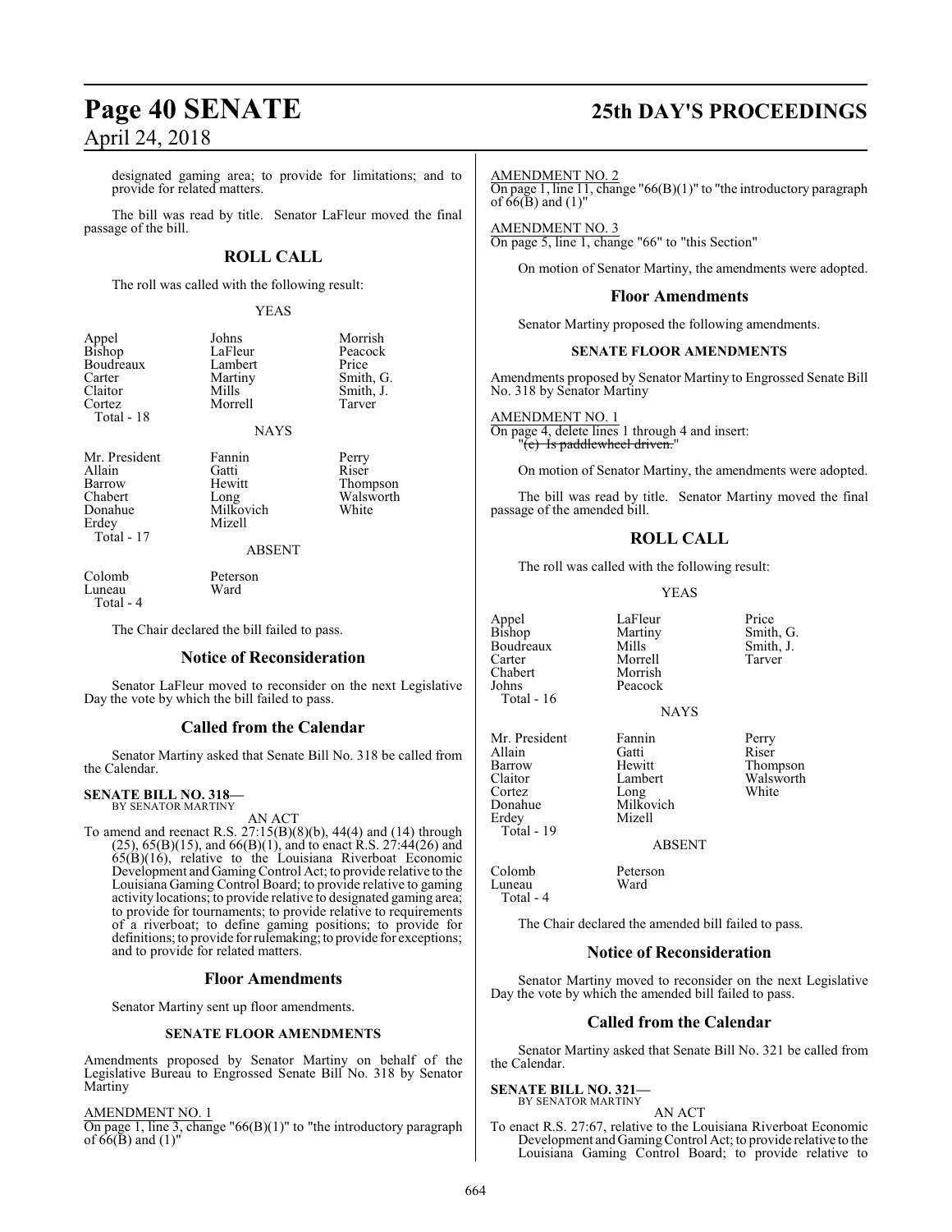designated gaming area; to provide for limitations; and to provide for related matters.

The bill was read by title. Senator LaFleur moved the final passage of the bill.

## ROLL CALL

The roll was called with the following result:

YEAS

| | | |
|---|---|---|
| Appel | Johns | Morrish |
| Bishop | LaFleur | Peacock |
| Boudreaux | Lambert | Price |
| Carter | Martiny | Smith, G. |
| Claitor | Mills | Smith, J. |
| Cortez | Morrell | Tarver |
| Total - 18 | | |

NAYS

| | | |
|---|---|---|
| Mr. President | Fannin | Perry |
| Allain | Gatti | Riser |
| Barrow | Hewitt | Thompson |
| Chabert | Long | Walsworth |
| Donahue | Milkovich | White |
| Erdey | Mizell | |
| Total - 17 | | |

ABSENT

| | |
|---|---|
| Colomb | Peterson |
| Luneau | Ward |
| Total - 4 | |

The Chair declared the bill failed to pass.

## Notice of Reconsideration

Senator LaFleur moved to reconsider on the next Legislative Day the vote by which the bill failed to pass.

## Called from the Calendar

Senator Martiny asked that Senate Bill No. 318 be called from the Calendar.

**SENATE BILL NO. 318—**
BY SENATOR MARTINY

AN ACT

To amend and reenact R.S. 27:15(B)(8)(b), 44(4) and (14) through (25), 65(B)(15), and 66(B)(1), and to enact R.S. 27:44(26) and 65(B)(16), relative to the Louisiana Riverboat Economic Development and Gaming Control Act; to provide relative to the Louisiana Gaming Control Board; to provide relative to gaming activity locations; to provide relative to designated gaming area; to provide for tournaments; to provide relative to requirements of a riverboat; to define gaming positions; to provide for definitions; to provide for rulemaking; to provide for exceptions; and to provide for related matters.

## Floor Amendments

Senator Martiny sent up floor amendments.

### SENATE FLOOR AMENDMENTS

Amendments proposed by Senator Martiny on behalf of the Legislative Bureau to Engrossed Senate Bill No. 318 by Senator Martiny

AMENDMENT NO. 1
On page 1, line 3, change "66(B)(1)" to "the introductory paragraph of 66(B) and (1)"

AMENDMENT NO. 2
On page 1, line 11, change "66(B)(1)" to "the introductory paragraph of 66(B) and (1)"

AMENDMENT NO. 3
On page 5, line 1, change "66" to "this Section"

On motion of Senator Martiny, the amendments were adopted.

## Floor Amendments

Senator Martiny proposed the following amendments.

### SENATE FLOOR AMENDMENTS

Amendments proposed by Senator Martiny to Engrossed Senate Bill No. 318 by Senator Martiny

AMENDMENT NO. 1
On page 4, delete lines 1 through 4 and insert:
"~~(c) Is paddlewheel driven.~~"

On motion of Senator Martiny, the amendments were adopted.

The bill was read by title. Senator Martiny moved the final passage of the amended bill.

## ROLL CALL

The roll was called with the following result:

YEAS

| | | |
|---|---|---|
| Appel | LaFleur | Price |
| Bishop | Martiny | Smith, G. |
| Boudreaux | Mills | Smith, J. |
| Carter | Morrell | Tarver |
| Chabert | Morrish | |
| Johns | Peacock | |
| Total - 16 | | |

NAYS

| | | |
|---|---|---|
| Mr. President | Fannin | Perry |
| Allain | Gatti | Riser |
| Barrow | Hewitt | Thompson |
| Claitor | Lambert | Walsworth |
| Cortez | Long | White |
| Donahue | Milkovich | |
| Erdey | Mizell | |
| Total - 19 | | |

ABSENT

| | |
|---|---|
| Colomb | Peterson |
| Luneau | Ward |
| Total - 4 | |

The Chair declared the amended bill failed to pass.

## Notice of Reconsideration

Senator Martiny moved to reconsider on the next Legislative Day the vote by which the amended bill failed to pass.

## Called from the Calendar

Senator Martiny asked that Senate Bill No. 321 be called from the Calendar.

**SENATE BILL NO. 321—**
BY SENATOR MARTINY

AN ACT

To enact R.S. 27:67, relative to the Louisiana Riverboat Economic Development and Gaming Control Act; to provide relative to the Louisiana Gaming Control Board; to provide relative to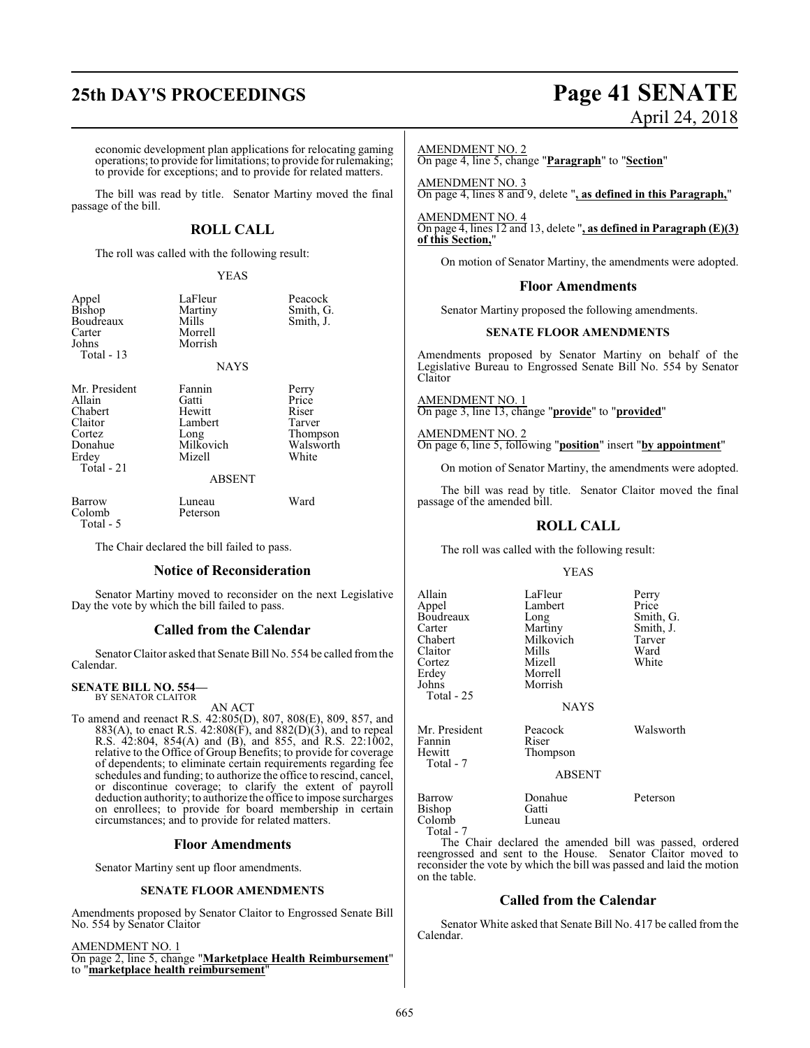economic development plan applications for relocating gaming operations; to provide for limitations; to provide for rulemaking; to provide for exceptions; and to provide for related matters.

The bill was read by title. Senator Martiny moved the final passage of the bill.

## ROLL CALL

The roll was called with the following result:

YEAS

| | | |
|---|---|---|
| Appel | LaFleur | Peacock |
| Bishop | Martiny | Smith, G. |
| Boudreaux | Mills | Smith, J. |
| Carter | Morrell | |
| Johns | Morrish | |
| Total - 13 | | |

NAYS

| | | |
|---|---|---|
| Mr. President | Fannin | Perry |
| Allain | Gatti | Price |
| Chabert | Hewitt | Riser |
| Claitor | Lambert | Tarver |
| Cortez | Long | Thompson |
| Donahue | Milkovich | Walsworth |
| Erdey | Mizell | White |
| Total - 21 | | |

ABSENT

| | | |
|---|---|---|
| Barrow | Luneau | Ward |
| Colomb | Peterson | |
| Total - 5 | | |

The Chair declared the bill failed to pass.

## Notice of Reconsideration

Senator Martiny moved to reconsider on the next Legislative Day the vote by which the bill failed to pass.

## Called from the Calendar

Senator Claitor asked that Senate Bill No. 554 be called from the Calendar.

**SENATE BILL NO. 554—**
BY SENATOR CLAITOR

AN ACT

To amend and reenact R.S. 42:805(D), 807, 808(E), 809, 857, and 883(A), to enact R.S. 42:808(F), and 882(D)(3), and to repeal R.S. 42:804, 854(A) and (B), and 855, and R.S. 22:1002, relative to the Office of Group Benefits; to provide for coverage of dependents; to eliminate certain requirements regarding fee schedules and funding; to authorize the office to rescind, cancel, or discontinue coverage; to clarify the extent of payroll deduction authority; to authorize the office to impose surcharges on enrollees; to provide for board membership in certain circumstances; and to provide for related matters.

## Floor Amendments

Senator Martiny sent up floor amendments.

### SENATE FLOOR AMENDMENTS

Amendments proposed by Senator Claitor to Engrossed Senate Bill No. 554 by Senator Claitor

AMENDMENT NO. 1
On page 2, line 5, change "**Marketplace Health Reimbursement**" to "**marketplace health reimbursement**"

AMENDMENT NO. 2
On page 4, line 5, change "**Paragraph**" to "**Section**"

AMENDMENT NO. 3
On page 4, lines 8 and 9, delete "**, as defined in this Paragraph,**"

AMENDMENT NO. 4
On page 4, lines 12 and 13, delete "**, as defined in Paragraph (E)(3) of this Section,**"

On motion of Senator Martiny, the amendments were adopted.

## Floor Amendments

Senator Martiny proposed the following amendments.

### SENATE FLOOR AMENDMENTS

Amendments proposed by Senator Martiny on behalf of the Legislative Bureau to Engrossed Senate Bill No. 554 by Senator Claitor

AMENDMENT NO. 1
On page 3, line 13, change "**provide**" to "**provided**"

AMENDMENT NO. 2
On page 6, line 5, following "**position**" insert "**by appointment**"

On motion of Senator Martiny, the amendments were adopted.

The bill was read by title. Senator Claitor moved the final passage of the amended bill.

## ROLL CALL

The roll was called with the following result:

YEAS

| | | |
|---|---|---|
| Allain | LaFleur | Perry |
| Appel | Lambert | Price |
| Boudreaux | Long | Smith, G. |
| Carter | Martiny | Smith, J. |
| Chabert | Milkovich | Tarver |
| Claitor | Mills | Ward |
| Cortez | Mizell | White |
| Erdey | Morrell | |
| Johns | Morrish | |
| Total - 25 | | |

NAYS

| | | |
|---|---|---|
| Mr. President | Peacock | Walsworth |
| Fannin | Riser | |
| Hewitt | Thompson | |
| Total - 7 | | |

ABSENT

| | | |
|---|---|---|
| Barrow | Donahue | Peterson |
| Bishop | Gatti | |
| Colomb | Luneau | |
| Total - 7 | | |

The Chair declared the amended bill was passed, ordered reengrossed and sent to the House. Senator Claitor moved to reconsider the vote by which the bill was passed and laid the motion on the table.

## Called from the Calendar

Senator White asked that Senate Bill No. 417 be called from the Calendar.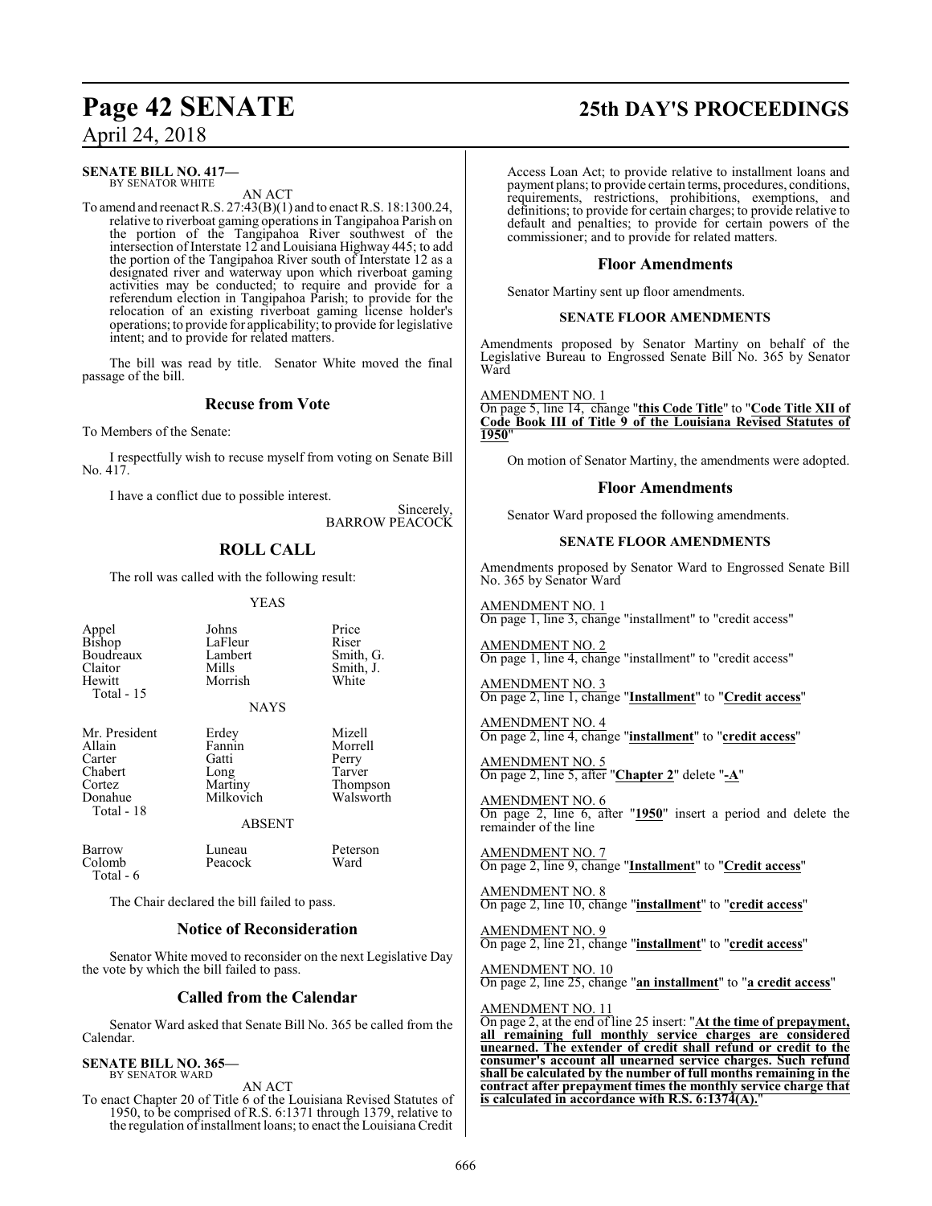**SENATE BILL NO. 417—**
BY SENATOR WHITE

AN ACT

To amend and reenact R.S. 27:43(B)(1) and to enact R.S. 18:1300.24, relative to riverboat gaming operations in Tangipahoa Parish on the portion of the Tangipahoa River southwest of the intersection of Interstate 12 and Louisiana Highway 445; to add the portion of the Tangipahoa River south of Interstate 12 as a designated river and waterway upon which riverboat gaming activities may be conducted; to require and provide for a referendum election in Tangipahoa Parish; to provide for the relocation of an existing riverboat gaming license holder's operations; to provide for applicability; to provide for legislative intent; and to provide for related matters.

The bill was read by title. Senator White moved the final passage of the bill.

## Recuse from Vote

To Members of the Senate:

I respectfully wish to recuse myself from voting on Senate Bill No. 417.

I have a conflict due to possible interest.

Sincerely,
BARROW PEACOCK

## ROLL CALL

The roll was called with the following result:

YEAS

| | | |
|---|---|---|
| Appel | Johns | Price |
| Bishop | LaFleur | Riser |
| Boudreaux | Lambert | Smith, G. |
| Claitor | Mills | Smith, J. |
| Hewitt | Morrish | White |
| Total - 15 | | |

NAYS

| | | |
|---|---|---|
| Mr. President | Erdey | Mizell |
| Allain | Fannin | Morrell |
| Carter | Gatti | Perry |
| Chabert | Long | Tarver |
| Cortez | Martiny | Thompson |
| Donahue | Milkovich | Walsworth |
| Total - 18 | | |

ABSENT

| | | |
|---|---|---|
| Barrow | Luneau | Peterson |
| Colomb | Peacock | Ward |
| Total - 6 | | |

The Chair declared the bill failed to pass.

## Notice of Reconsideration

Senator White moved to reconsider on the next Legislative Day the vote by which the bill failed to pass.

## Called from the Calendar

Senator Ward asked that Senate Bill No. 365 be called from the Calendar.

**SENATE BILL NO. 365—**
BY SENATOR WARD

AN ACT

To enact Chapter 20 of Title 6 of the Louisiana Revised Statutes of 1950, to be comprised of R.S. 6:1371 through 1379, relative to the regulation of installment loans; to enact the Louisiana Credit Access Loan Act; to provide relative to installment loans and payment plans; to provide certain terms, procedures, conditions, requirements, restrictions, prohibitions, exemptions, and definitions; to provide for certain charges; to provide relative to default and penalties; to provide for certain powers of the commissioner; and to provide for related matters.

## Floor Amendments

Senator Martiny sent up floor amendments.

### SENATE FLOOR AMENDMENTS

Amendments proposed by Senator Martiny on behalf of the Legislative Bureau to Engrossed Senate Bill No. 365 by Senator Ward

AMENDMENT NO. 1
On page 5, line 14, change "**this Code Title**" to "**Code Title XII of Code Book III of Title 9 of the Louisiana Revised Statutes of 1950**"

On motion of Senator Martiny, the amendments were adopted.

## Floor Amendments

Senator Ward proposed the following amendments.

### SENATE FLOOR AMENDMENTS

Amendments proposed by Senator Ward to Engrossed Senate Bill No. 365 by Senator Ward

AMENDMENT NO. 1
On page 1, line 3, change "installment" to "credit access"

AMENDMENT NO. 2
On page 1, line 4, change "installment" to "credit access"

AMENDMENT NO. 3
On page 2, line 1, change "**Installment**" to "**Credit access**"

AMENDMENT NO. 4
On page 2, line 4, change "**installment**" to "**credit access**"

AMENDMENT NO. 5
On page 2, line 5, after "**Chapter 2**" delete "**-A**"

AMENDMENT NO. 6
On page 2, line 6, after "**1950**" insert a period and delete the remainder of the line

AMENDMENT NO. 7
On page 2, line 9, change "**Installment**" to "**Credit access**"

AMENDMENT NO. 8
On page 2, line 10, change "**installment**" to "**credit access**"

AMENDMENT NO. 9
On page 2, line 21, change "**installment**" to "**credit access**"

AMENDMENT NO. 10
On page 2, line 25, change "**an installment**" to "**a credit access**"

AMENDMENT NO. 11
On page 2, at the end of line 25 insert: "**At the time of prepayment, all remaining full monthly service charges are considered unearned. The extender of credit shall refund or credit to the consumer's account all unearned service charges. Such refund shall be calculated by the number of full months remaining in the contract after prepayment times the monthly service charge that is calculated in accordance with R.S. 6:1374(A).**"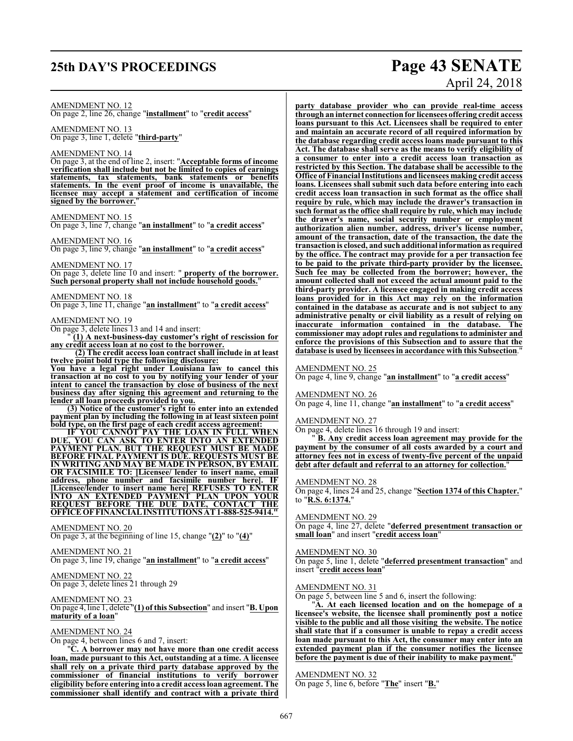AMENDMENT NO. 12

On page 2, line 26, change "**installment**" to "**credit access**"

AMENDMENT NO. 13

On page 3, line 1, delete "**third-party**"

AMENDMENT NO. 14

On page 3, at the end of line 2, insert: "**Acceptable forms of income verification shall include but not be limited to copies of earnings statements, tax statements, bank statements or benefits statements. In the event proof of income is unavailable, the licensee may accept a statement and certification of income signed by the borrower.**"

AMENDMENT NO. 15

On page 3, line 7, change "**an installment**" to "**a credit access**"

AMENDMENT NO. 16

On page 3, line 9, change "**an installment**" to "**a credit access**"

AMENDMENT NO. 17

On page 3, delete line 10 and insert: " **property of the borrower. Such personal property shall not include household goods.**"

AMENDMENT NO. 18

On page 3, line 11, change "**an installment**" to "**a credit access**"

AMENDMENT NO. 19

On page 3, delete lines 13 and 14 and insert:

" **(1) A next-business-day customer's right of rescission for any credit access loan at no cost to the borrower.**

**(2) The credit access loan contract shall include in at least twelve point bold type the following disclosure:**

**You have a legal right under Louisiana law to cancel this transaction at no cost to you by notifying your lender of your intent to cancel the transaction by close of business of the next business day after signing this agreement and returning to the lender all loan proceeds provided to you.**

**(3) Notice of the customer's right to enter into an extended payment plan by including the following in at least sixteen point bold type, on the first page of each credit access agreement:**

**IF YOU CANNOT PAY THE LOAN IN FULL WHEN DUE, YOU CAN ASK TO ENTER INTO AN EXTENDED PAYMENT PLAN. BUT THE REQUEST MUST BE MADE BEFORE FINAL PAYMENT IS DUE. REQUESTS MUST BE IN WRITING AND MAY BE MADE IN PERSON, BY EMAIL OR FACSIMILE TO: [Licensee/ lender to insert name, email address, phone number and facsimile number here]. IF [Licensee/lender to insert name here] REFUSES TO ENTER INTO AN EXTENDED PAYMENT PLAN UPON YOUR REQUEST BEFORE THE DUE DATE, CONTACT THE OFFICE OF FINANCIAL INSTITUTIONS AT 1-888-525-9414."**

AMENDMENT NO. 20

On page 3, at the beginning of line 15, change "**(2)**" to "**(4)**"

AMENDMENT NO. 21

On page 3, line 19, change "**an installment**" to "**a credit access**"

AMENDMENT NO. 22

On page 3, delete lines 21 through 29

AMENDMENT NO. 23

On page 4, line 1, delete "**(1) of this Subsection**" and insert "**B. Upon maturity of a loan**"

AMENDMENT NO. 24

On page 4, between lines 6 and 7, insert:

"**C. A borrower may not have more than one credit access loan, made pursuant to this Act, outstanding at a time. A licensee shall rely on a private third party database approved by the commissioner of financial institutions to verify borrower eligibility before entering into a credit access loan agreement. The commissioner shall identify and contract with a private third party database provider who can provide real-time access through an internet connection for licensees offering credit access loans pursuant to this Act. Licensees shall be required to enter and maintain an accurate record of all required information by the database regarding credit access loans made pursuant to this Act. The database shall serve as the means to verify eligibility of a consumer to enter into a credit access loan transaction as restricted by this Section. The database shall be accessible to the Office of Financial Institutions and licensees making credit access loans. Licensees shall submit such data before entering into each credit access loan transaction in such format as the office shall require by rule, which may include the drawer's transaction in such format as the office shall require by rule, which may include the drawer's name, social security number or employment authorization alien number, address, driver's license number, amount of the transaction, date of the transaction, the date the transaction is closed, and such additional information as required by the office. The contract may provide for a per transaction fee to be paid to the private third-party provider by the licensee. Such fee may be collected from the borrower; however, the amount collected shall not exceed the actual amount paid to the third-party provider. A licensee engaged in making credit access loans provided for in this Act may rely on the information contained in the database as accurate and is not subject to any administrative penalty or civil liability as a result of relying on inaccurate information contained in the database. The commissioner may adopt rules and regulations to administer and enforce the provisions of this Subsection and to assure that the database is used by licensees in accordance with this Subsection**."

AMENDMENT NO. 25

On page 4, line 9, change "**an installment**" to "**a credit access**"

AMENDMENT NO. 26

On page 4, line 11, change "**an installment**" to "**a credit access**"

AMENDMENT NO. 27

On page 4, delete lines 16 through 19 and insert:

" **B. Any credit access loan agreement may provide for the payment by the consumer of all costs awarded by a court and attorney fees not in excess of twenty-five percent of the unpaid debt after default and referral to an attorney for collection.**"

AMENDMENT NO. 28

On page 4, lines 24 and 25, change "**Section 1374 of this Chapter.**" to "**R.S. 6:1374.**"

AMENDMENT NO. 29

On page 4, line 27, delete "**deferred presentment transaction or small loan**" and insert "**credit access loan**"

AMENDMENT NO. 30

On page 5, line 1, delete "**deferred presentment transaction**" and insert "**credit access loan**"

AMENDMENT NO. 31

On page 5, between line 5 and 6, insert the following:

"**A. At each licensed location and on the homepage of a licensee's website, the licensee shall prominently post a notice visible to the public and all those visiting the website. The notice shall state that if a consumer is unable to repay a credit access loan made pursuant to this Act, the consumer may enter into an extended payment plan if the consumer notifies the licensee before the payment is due of their inability to make payment.**"

AMENDMENT NO. 32

On page 5, line 6, before "**The**" insert "**B.**"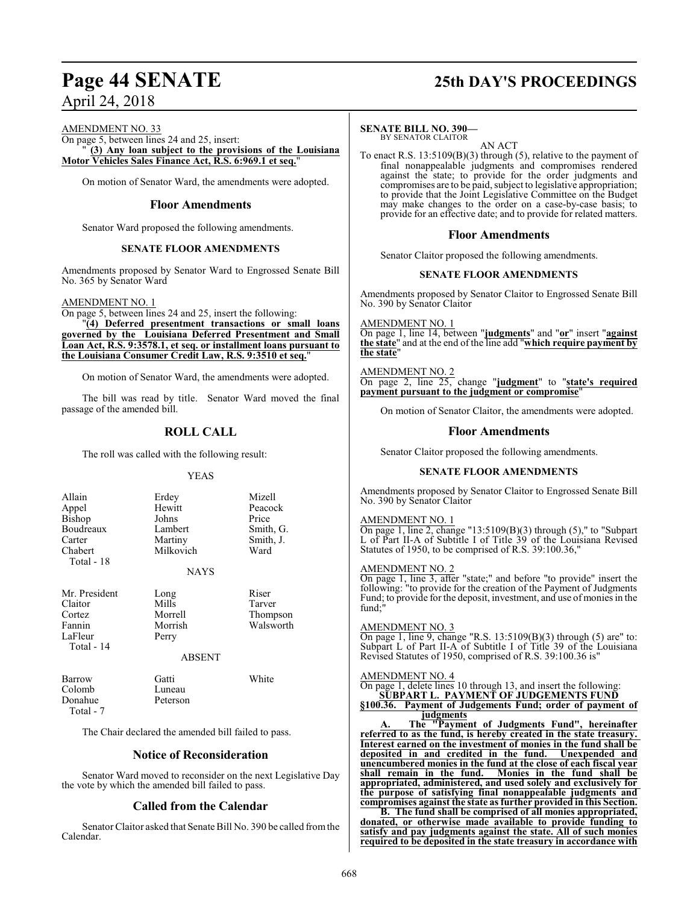AMENDMENT NO. 33

On page 5, between lines 24 and 25, insert:

" **(3) Any loan subject to the provisions of the Louisiana Motor Vehicles Sales Finance Act, R.S. 6:969.1 et seq.**"

On motion of Senator Ward, the amendments were adopted.

## Floor Amendments

Senator Ward proposed the following amendments.

### SENATE FLOOR AMENDMENTS

Amendments proposed by Senator Ward to Engrossed Senate Bill No. 365 by Senator Ward

AMENDMENT NO. 1

On page 5, between lines 24 and 25, insert the following:

"**(4) Deferred presentment transactions or small loans governed by the Louisiana Deferred Presentment and Small Loan Act, R.S. 9:3578.1, et seq. or installment loans pursuant to the Louisiana Consumer Credit Law, R.S. 9:3510 et seq.**"

On motion of Senator Ward, the amendments were adopted.

The bill was read by title. Senator Ward moved the final passage of the amended bill.

## ROLL CALL

The roll was called with the following result:

YEAS

| | | |
|---|---|---|
| Allain | Erdey | Mizell |
| Appel | Hewitt | Peacock |
| Bishop | Johns | Price |
| Boudreaux | Lambert | Smith, G. |
| Carter | Martiny | Smith, J. |
| Chabert | Milkovich | Ward |
| Total - 18 | | |

NAYS

| | | |
|---|---|---|
| Mr. President | Long | Riser |
| Claitor | Mills | Tarver |
| Cortez | Morrell | Thompson |
| Fannin | Morrish | Walsworth |
| LaFleur | Perry | |
| Total - 14 | | |

ABSENT

| | | |
|---|---|---|
| Barrow | Gatti | White |
| Colomb | Luneau | |
| Donahue | Peterson | |
| Total - 7 | | |

The Chair declared the amended bill failed to pass.

## Notice of Reconsideration

Senator Ward moved to reconsider on the next Legislative Day the vote by which the amended bill failed to pass.

## Called from the Calendar

Senator Claitor asked that Senate Bill No. 390 be called from the Calendar.

**SENATE BILL NO. 390—**
BY SENATOR CLAITOR

AN ACT

To enact R.S. 13:5109(B)(3) through (5), relative to the payment of final nonappealable judgments and compromises rendered against the state; to provide for the order judgments and compromises are to be paid, subject to legislative appropriation; to provide that the Joint Legislative Committee on the Budget may make changes to the order on a case-by-case basis; to provide for an effective date; and to provide for related matters.

## Floor Amendments

Senator Claitor proposed the following amendments.

### SENATE FLOOR AMENDMENTS

Amendments proposed by Senator Claitor to Engrossed Senate Bill No. 390 by Senator Claitor

AMENDMENT NO. 1

On page 1, line 14, between "**judgments**" and "**or**" insert "**against the state**" and at the end of the line add "**which require payment by the state**"

AMENDMENT NO. 2

On page 2, line 25, change "**judgment**" to "**state's required payment pursuant to the judgment or compromise**"

On motion of Senator Claitor, the amendments were adopted.

## Floor Amendments

Senator Claitor proposed the following amendments.

### SENATE FLOOR AMENDMENTS

Amendments proposed by Senator Claitor to Engrossed Senate Bill No. 390 by Senator Claitor

AMENDMENT NO. 1

On page 1, line 2, change "13:5109(B)(3) through (5)," to "Subpart L of Part II-A of Subtitle I of Title 39 of the Louisiana Revised Statutes of 1950, to be comprised of R.S. 39:100.36,"

AMENDMENT NO. 2

On page 1, line 3, after "state;" and before "to provide" insert the following: "to provide for the creation of the Payment of Judgments Fund; to provide for the deposit, investment, and use of monies in the fund;"

AMENDMENT NO. 3

On page 1, line 9, change "R.S. 13:5109(B)(3) through (5) are" to: Subpart L of Part II-A of Subtitle I of Title 39 of the Louisiana Revised Statutes of 1950, comprised of R.S. 39:100.36 is"

AMENDMENT NO. 4

On page 1, delete lines 10 through 13, and insert the following:

**SUBPART L. PAYMENT OF JUDGEMENTS FUND**

**§100.36. Payment of Judgements Fund; order of payment of judgments**

**A. The "Payment of Judgments Fund", hereinafter referred to as the fund, is hereby created in the state treasury. Interest earned on the investment of monies in the fund shall be deposited in and credited in the fund. Unexpended and unencumbered monies in the fund at the close of each fiscal year shall remain in the fund. Monies in the fund shall be appropriated, administered, and used solely and exclusively for the purpose of satisfying final nonappealable judgments and compromises against the state as further provided in this Section.**

**B. The fund shall be comprised of all monies appropriated, donated, or otherwise made available to provide funding to satisfy and pay judgments against the state. All of such monies required to be deposited in the state treasury in accordance with**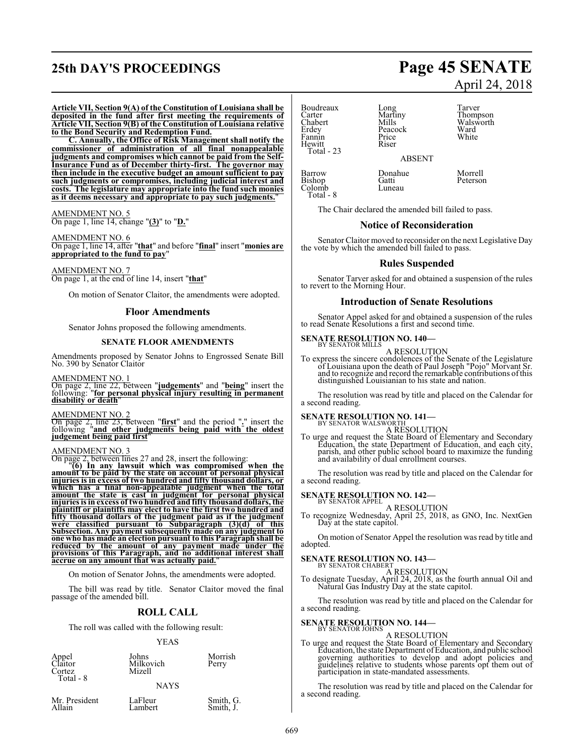**Article VII, Section 9(A) of the Constitution of Louisiana shall be deposited in the fund after first meeting the requirements of Article VII, Section 9(B) of the Constitution of Louisiana relative to the Bond Security and Redemption Fund.**

**C. Annually, the Office of Risk Management shall notify the commissioner of administration of all final nonappealable judgments and compromises which cannot be paid from the Self-Insurance Fund as of December thirty-first. The governor may then include in the executive budget an amount sufficient to pay such judgments or compromises, including judicial interest and costs. The legislature may appropriate into the fund such monies as it deems necessary and appropriate to pay such judgments.**"

AMENDMENT NO. 5
On page 1, line 14, change "**(3)**" to "**D.**"

AMENDMENT NO. 6
On page 1, line 14, after "**that**" and before "**final**" insert "**monies are appropriated to the fund to pay**"

AMENDMENT NO. 7
On page 1, at the end of line 14, insert "**that**"

On motion of Senator Claitor, the amendments were adopted.

## Floor Amendments

Senator Johns proposed the following amendments.

### SENATE FLOOR AMENDMENTS

Amendments proposed by Senator Johns to Engrossed Senate Bill No. 390 by Senator Claitor

AMENDMENT NO. 1
On page 2, line 22, between "**judgements**" and "**being**" insert the following: "**for personal physical injury resulting in permanent disability or death**"

AMENDMENT NO. 2
On page 2, line 23, between "**first**" and the period "**.**" insert the following "**and other judgments being paid with the oldest judgement being paid first**"

AMENDMENT NO. 3
On page 2, between lines 27 and 28, insert the following:
"**(6) In any lawsuit which was compromised when the amount to be paid by the state on account of personal physical injuries is in excess of two hundred and fifty thousand dollars, or which has a final non-appealable judgment when the total amount the state is cast in judgment for personal physical injuries is in excess of two hundred and fifty thousand dollars, the plaintiff or plaintiffs may elect to have the first two hundred and fifty thousand dollars of the judgment paid as if the judgment were classified pursuant to Subparagraph (3)(d) of this Subsection. Any payment subsequently made on any judgment to one who has made an election pursuant to this Paragraph shall be reduced by the amount of any payment made under the provisions of this Paragraph, and no additional interest shall accrue on any amount that was actually paid.**"

On motion of Senator Johns, the amendments were adopted.

The bill was read by title. Senator Claitor moved the final passage of the amended bill.

## ROLL CALL

The roll was called with the following result:

YEAS

| | | |
|---|---|---|
| Appel | Johns | Morrish |
| Claitor | Milkovich | Perry |
| Cortez | Mizell | |
| Total - 8 | | |

NAYS

| | | |
|---|---|---|
| Mr. President | LaFleur | Smith, G. |
| Allain | Lambert | Smith, J. |
| Boudreaux | Long | Tarver |
| Carter | Martiny | Thompson |
| Chabert | Mills | Walsworth |
| Erdey | Peacock | Ward |
| Fannin | Price | White |
| Hewitt | Riser | |
| Total - 23 | | |

ABSENT

| | | |
|---|---|---|
| Barrow | Donahue | Morrell |
| Bishop | Gatti | Peterson |
| Colomb | Luneau | |
| Total - 8 | | |

The Chair declared the amended bill failed to pass.

## Notice of Reconsideration

Senator Claitor moved to reconsider on the next Legislative Day the vote by which the amended bill failed to pass.

## Rules Suspended

Senator Tarver asked for and obtained a suspension of the rules to revert to the Morning Hour.

## Introduction of Senate Resolutions

Senator Appel asked for and obtained a suspension of the rules to read Senate Resolutions a first and second time.

**SENATE RESOLUTION NO. 140—**
BY SENATOR MILLS

A RESOLUTION

To express the sincere condolences of the Senate of the Legislature of Louisiana upon the death of Paul Joseph "Pojo" Morvant Sr. and to recognize and record the remarkable contributions of this distinguished Louisianian to his state and nation.

The resolution was read by title and placed on the Calendar for a second reading.

**SENATE RESOLUTION NO. 141—**
BY SENATOR WALSWORTH

A RESOLUTION

To urge and request the State Board of Elementary and Secondary Education, the state Department of Education, and each city, parish, and other public school board to maximize the funding and availability of dual enrollment courses.

The resolution was read by title and placed on the Calendar for a second reading.

**SENATE RESOLUTION NO. 142—**
BY SENATOR APPEL

A RESOLUTION

To recognize Wednesday, April 25, 2018, as GNO, Inc. NextGen Day at the state capitol.

On motion of Senator Appel the resolution was read by title and adopted.

**SENATE RESOLUTION NO. 143—**
BY SENATOR CHABERT

A RESOLUTION

To designate Tuesday, April 24, 2018, as the fourth annual Oil and Natural Gas Industry Day at the state capitol.

The resolution was read by title and placed on the Calendar for a second reading.

**SENATE RESOLUTION NO. 144—**
BY SENATOR JOHNS

A RESOLUTION

To urge and request the State Board of Elementary and Secondary Education, the state Department of Education, and public school governing authorities to develop and adopt policies and guidelines relative to students whose parents opt them out of participation in state-mandated assessments.

The resolution was read by title and placed on the Calendar for a second reading.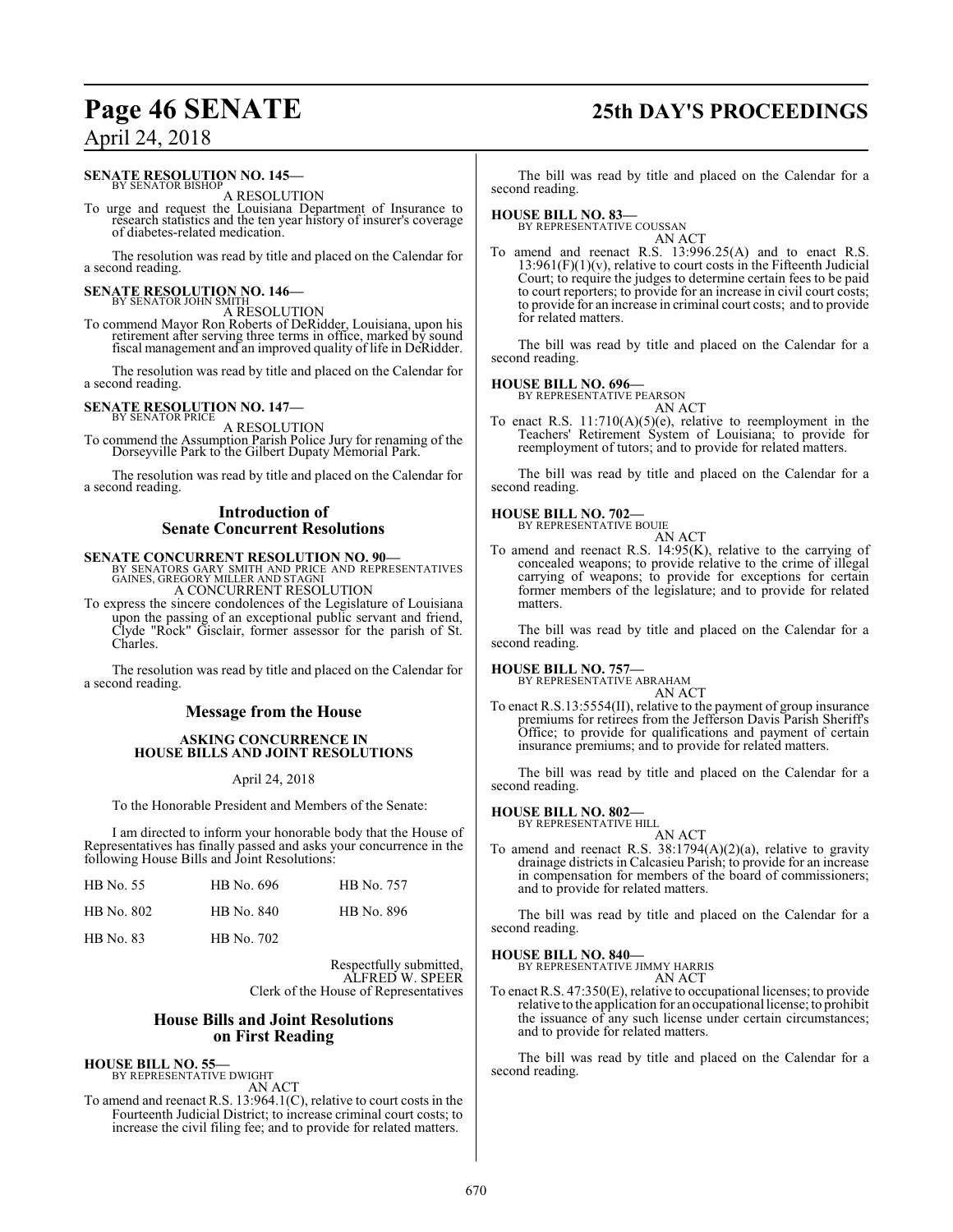**SENATE RESOLUTION NO. 145—**
BY SENATOR BISHOP

A RESOLUTION

To urge and request the Louisiana Department of Insurance to research statistics and the ten year history of insurer's coverage of diabetes-related medication.

The resolution was read by title and placed on the Calendar for a second reading.

**SENATE RESOLUTION NO. 146—**
BY SENATOR JOHN SMITH

A RESOLUTION

To commend Mayor Ron Roberts of DeRidder, Louisiana, upon his retirement after serving three terms in office, marked by sound fiscal management and an improved quality of life in DeRidder.

The resolution was read by title and placed on the Calendar for a second reading.

**SENATE RESOLUTION NO. 147—**
BY SENATOR PRICE

A RESOLUTION

To commend the Assumption Parish Police Jury for renaming of the Dorseyville Park to the Gilbert Dupaty Memorial Park.

The resolution was read by title and placed on the Calendar for a second reading.

## Introduction of Senate Concurrent Resolutions

**SENATE CONCURRENT RESOLUTION NO. 90—**
BY SENATORS GARY SMITH AND PRICE AND REPRESENTATIVES GAINES, GREGORY MILLER AND STAGNI

A CONCURRENT RESOLUTION

To express the sincere condolences of the Legislature of Louisiana upon the passing of an exceptional public servant and friend, Clyde "Rock" Gisclair, former assessor for the parish of St. Charles.

The resolution was read by title and placed on the Calendar for a second reading.

## Message from the House

**ASKING CONCURRENCE IN HOUSE BILLS AND JOINT RESOLUTIONS**

April 24, 2018

To the Honorable President and Members of the Senate:

I am directed to inform your honorable body that the House of Representatives has finally passed and asks your concurrence in the following House Bills and Joint Resolutions:

| | | |
|---|---|---|
| HB No. 55 | HB No. 696 | HB No. 757 |
| HB No. 802 | HB No. 840 | HB No. 896 |
| HB No. 83 | HB No. 702 | |

Respectfully submitted,
ALFRED W. SPEER
Clerk of the House of Representatives

## House Bills and Joint Resolutions on First Reading

**HOUSE BILL NO. 55—**
BY REPRESENTATIVE DWIGHT

AN ACT

To amend and reenact R.S. 13:964.1(C), relative to court costs in the Fourteenth Judicial District; to increase criminal court costs; to increase the civil filing fee; and to provide for related matters.

The bill was read by title and placed on the Calendar for a second reading.

**HOUSE BILL NO. 83—**
BY REPRESENTATIVE COUSSAN

AN ACT

To amend and reenact R.S. 13:996.25(A) and to enact R.S. 13:961(F)(1)(v), relative to court costs in the Fifteenth Judicial Court; to require the judges to determine certain fees to be paid to court reporters; to provide for an increase in civil court costs; to provide for an increase in criminal court costs; and to provide for related matters.

The bill was read by title and placed on the Calendar for a second reading.

**HOUSE BILL NO. 696—**
BY REPRESENTATIVE PEARSON

AN ACT

To enact R.S. 11:710(A)(5)(e), relative to reemployment in the Teachers' Retirement System of Louisiana; to provide for reemployment of tutors; and to provide for related matters.

The bill was read by title and placed on the Calendar for a second reading.

**HOUSE BILL NO. 702—**
BY REPRESENTATIVE BOUIE

AN ACT

To amend and reenact R.S. 14:95(K), relative to the carrying of concealed weapons; to provide relative to the crime of illegal carrying of weapons; to provide for exceptions for certain former members of the legislature; and to provide for related matters.

The bill was read by title and placed on the Calendar for a second reading.

**HOUSE BILL NO. 757—**
BY REPRESENTATIVE ABRAHAM

AN ACT

To enact R.S.13:5554(II), relative to the payment of group insurance premiums for retirees from the Jefferson Davis Parish Sheriff's Office; to provide for qualifications and payment of certain insurance premiums; and to provide for related matters.

The bill was read by title and placed on the Calendar for a second reading.

**HOUSE BILL NO. 802—**
BY REPRESENTATIVE HILL

AN ACT

To amend and reenact R.S. 38:1794(A)(2)(a), relative to gravity drainage districts in Calcasieu Parish; to provide for an increase in compensation for members of the board of commissioners; and to provide for related matters.

The bill was read by title and placed on the Calendar for a second reading.

**HOUSE BILL NO. 840—**
BY REPRESENTATIVE JIMMY HARRIS

AN ACT

To enact R.S. 47:350(E), relative to occupational licenses; to provide relative to the application for an occupational license; to prohibit the issuance of any such license under certain circumstances; and to provide for related matters.

The bill was read by title and placed on the Calendar for a second reading.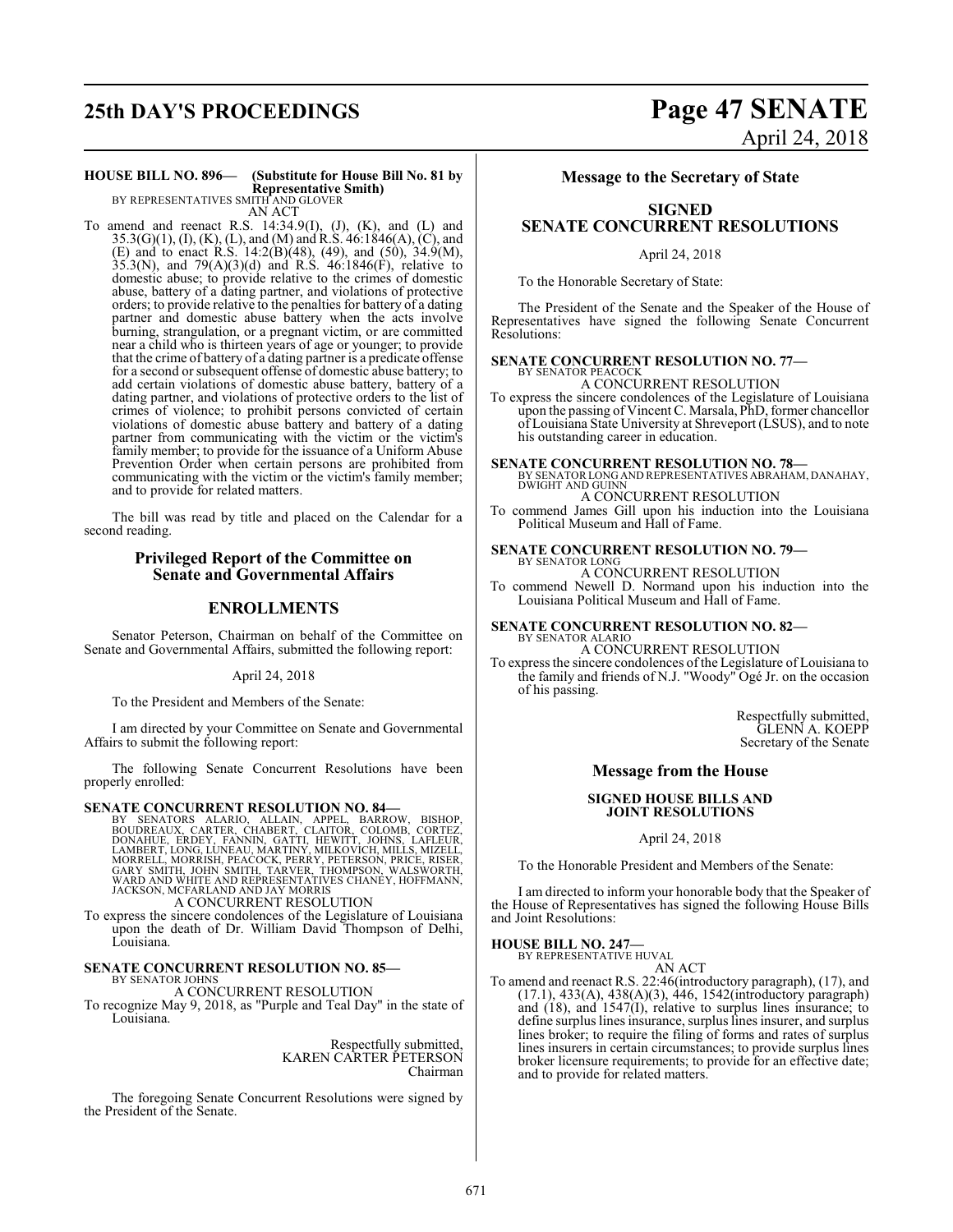**HOUSE BILL NO. 896— (Substitute for House Bill No. 81 by Representative Smith)**
BY REPRESENTATIVES SMITH AND GLOVER

AN ACT

To amend and reenact R.S. 14:34.9(I), (J), (K), and (L) and 35.3(G)(1), (I), (K), (L), and (M) and R.S. 46:1846(A), (C), and (E) and to enact R.S. 14:2(B)(48), (49), and (50), 34.9(M), 35.3(N), and 79(A)(3)(d) and R.S. 46:1846(F), relative to domestic abuse; to provide relative to the crimes of domestic abuse, battery of a dating partner, and violations of protective orders; to provide relative to the penalties for battery of a dating partner and domestic abuse battery when the acts involve burning, strangulation, or a pregnant victim, or are committed near a child who is thirteen years of age or younger; to provide that the crime of battery of a dating partner is a predicate offense for a second or subsequent offense of domestic abuse battery; to add certain violations of domestic abuse battery, battery of a dating partner, and violations of protective orders to the list of crimes of violence; to prohibit persons convicted of certain violations of domestic abuse battery and battery of a dating partner from communicating with the victim or the victim's family member; to provide for the issuance of a Uniform Abuse Prevention Order when certain persons are prohibited from communicating with the victim or the victim's family member; and to provide for related matters.

The bill was read by title and placed on the Calendar for a second reading.

## Privileged Report of the Committee on Senate and Governmental Affairs

## ENROLLMENTS

Senator Peterson, Chairman on behalf of the Committee on Senate and Governmental Affairs, submitted the following report:

April 24, 2018

To the President and Members of the Senate:

I am directed by your Committee on Senate and Governmental Affairs to submit the following report:

The following Senate Concurrent Resolutions have been properly enrolled:

**SENATE CONCURRENT RESOLUTION NO. 84—**
BY SENATORS ALARIO, ALLAIN, APPEL, BARROW, BISHOP, BOUDREAUX, CARTER, CHABERT, CLAITOR, COLOMB, CORTEZ, DONAHUE, ERDEY, FANNIN, GATTI, HEWITT, JOHNS, LAFLEUR, LAMBERT, LONG, LUNEAU, MARTINY, MILKOVICH, MILLS, MIZELL, MORRELL, MORRISH, PEACOCK, PERRY, PETERSON, PRICE, RISER, GARY SMITH, JOHN SMITH, TARVER, THOMPSON, WALSWORTH, WARD AND WHITE AND REPRESENTATIVES CHANEY, HOFFMANN, JACKSON, MCFARLAND AND JAY MORRIS

A CONCURRENT RESOLUTION

To express the sincere condolences of the Legislature of Louisiana upon the death of Dr. William David Thompson of Delhi, Louisiana.

**SENATE CONCURRENT RESOLUTION NO. 85—**
BY SENATOR JOHNS

A CONCURRENT RESOLUTION

To recognize May 9, 2018, as "Purple and Teal Day" in the state of Louisiana.

Respectfully submitted,
KAREN CARTER PETERSON
Chairman

The foregoing Senate Concurrent Resolutions were signed by the President of the Senate.

## Message to the Secretary of State

## SIGNED SENATE CONCURRENT RESOLUTIONS

April 24, 2018

To the Honorable Secretary of State:

The President of the Senate and the Speaker of the House of Representatives have signed the following Senate Concurrent Resolutions:

**SENATE CONCURRENT RESOLUTION NO. 77—**
BY SENATOR PEACOCK

A CONCURRENT RESOLUTION

To express the sincere condolences of the Legislature of Louisiana upon the passing of Vincent C. Marsala, PhD, former chancellor of Louisiana State University at Shreveport (LSUS), and to note his outstanding career in education.

**SENATE CONCURRENT RESOLUTION NO. 78—**
BY SENATOR LONG AND REPRESENTATIVES ABRAHAM, DANAHAY, DWIGHT AND GUINN

A CONCURRENT RESOLUTION

To commend James Gill upon his induction into the Louisiana Political Museum and Hall of Fame.

**SENATE CONCURRENT RESOLUTION NO. 79—**
BY SENATOR LONG

A CONCURRENT RESOLUTION

To commend Newell D. Normand upon his induction into the Louisiana Political Museum and Hall of Fame.

**SENATE CONCURRENT RESOLUTION NO. 82—**
BY SENATOR ALARIO

A CONCURRENT RESOLUTION

To express the sincere condolences of the Legislature of Louisiana to the family and friends of N.J. "Woody" Ogé Jr. on the occasion of his passing.

Respectfully submitted,
GLENN A. KOEPP
Secretary of the Senate

## Message from the House

## SIGNED HOUSE BILLS AND JOINT RESOLUTIONS

April 24, 2018

To the Honorable President and Members of the Senate:

I am directed to inform your honorable body that the Speaker of the House of Representatives has signed the following House Bills and Joint Resolutions:

**HOUSE BILL NO. 247—**
BY REPRESENTATIVE HUVAL

AN ACT

To amend and reenact R.S. 22:46(introductory paragraph), (17), and (17.1), 433(A), 438(A)(3), 446, 1542(introductory paragraph) and (18), and 1547(I), relative to surplus lines insurance; to define surplus lines insurance, surplus lines insurer, and surplus lines broker; to require the filing of forms and rates of surplus lines insurers in certain circumstances; to provide surplus lines broker licensure requirements; to provide for an effective date; and to provide for related matters.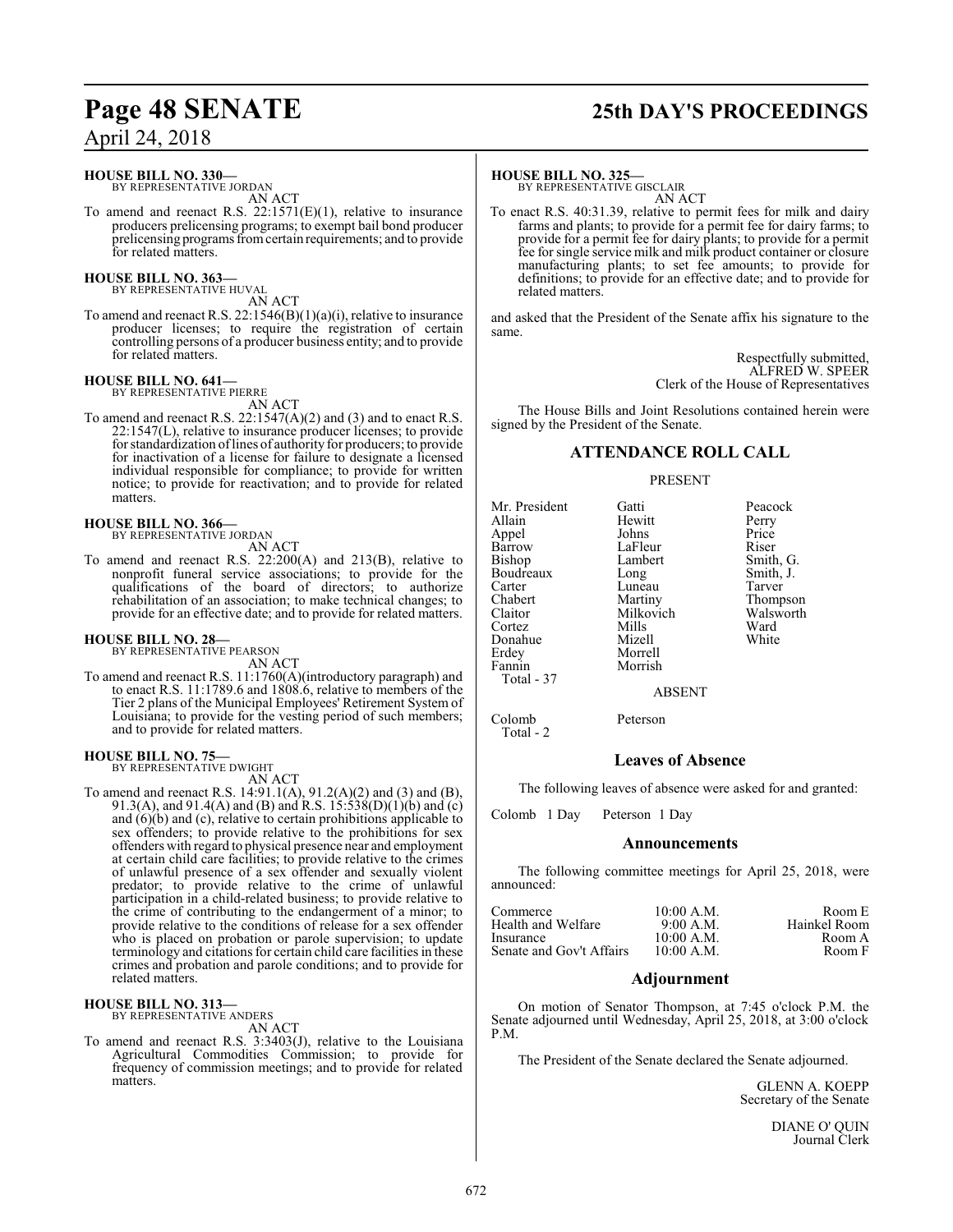**HOUSE BILL NO. 330—**
BY REPRESENTATIVE JORDAN
AN ACT

To amend and reenact R.S. 22:1571(E)(1), relative to insurance producers prelicensing programs; to exempt bail bond producer prelicensing programs from certain requirements; and to provide for related matters.

**HOUSE BILL NO. 363—**
BY REPRESENTATIVE HUVAL
AN ACT

To amend and reenact R.S. 22:1546(B)(1)(a)(i), relative to insurance producer licenses; to require the registration of certain controlling persons of a producer business entity; and to provide for related matters.

**HOUSE BILL NO. 641—**
BY REPRESENTATIVE PIERRE
AN ACT

To amend and reenact R.S. 22:1547(A)(2) and (3) and to enact R.S. 22:1547(L), relative to insurance producer licenses; to provide for standardization of lines of authority for producers; to provide for inactivation of a license for failure to designate a licensed individual responsible for compliance; to provide for written notice; to provide for reactivation; and to provide for related matters.

**HOUSE BILL NO. 366—**
BY REPRESENTATIVE JORDAN
AN ACT

To amend and reenact R.S. 22:200(A) and 213(B), relative to nonprofit funeral service associations; to provide for the qualifications of the board of directors; to authorize rehabilitation of an association; to make technical changes; to provide for an effective date; and to provide for related matters.

**HOUSE BILL NO. 28—**
BY REPRESENTATIVE PEARSON
AN ACT

To amend and reenact R.S. 11:1760(A)(introductory paragraph) and to enact R.S. 11:1789.6 and 1808.6, relative to members of the Tier 2 plans of the Municipal Employees' Retirement System of Louisiana; to provide for the vesting period of such members; and to provide for related matters.

**HOUSE BILL NO. 75—**
BY REPRESENTATIVE DWIGHT
AN ACT

To amend and reenact R.S. 14:91.1(A), 91.2(A)(2) and (3) and (B), 91.3(A), and 91.4(A) and (B) and R.S. 15:538(D)(1)(b) and (c) and (6)(b) and (c), relative to certain prohibitions applicable to sex offenders; to provide relative to the prohibitions for sex offenders with regard to physical presence near and employment at certain child care facilities; to provide relative to the crimes of unlawful presence of a sex offender and sexually violent predator; to provide relative to the crime of unlawful participation in a child-related business; to provide relative to the crime of contributing to the endangerment of a minor; to provide relative to the conditions of release for a sex offender who is placed on probation or parole supervision; to update terminology and citations for certain child care facilities in these crimes and probation and parole conditions; and to provide for related matters.

**HOUSE BILL NO. 313—**
BY REPRESENTATIVE ANDERS
AN ACT

To amend and reenact R.S. 3:3403(J), relative to the Louisiana Agricultural Commodities Commission; to provide for frequency of commission meetings; and to provide for related matters.

**HOUSE BILL NO. 325—**
BY REPRESENTATIVE GISCLAIR
AN ACT

To enact R.S. 40:31.39, relative to permit fees for milk and dairy farms and plants; to provide for a permit fee for dairy farms; to provide for a permit fee for dairy plants; to provide for a permit fee for single service milk and milk product container or closure manufacturing plants; to set fee amounts; to provide for definitions; to provide for an effective date; and to provide for related matters.

and asked that the President of the Senate affix his signature to the same.

Respectfully submitted,
ALFRED W. SPEER
Clerk of the House of Representatives

The House Bills and Joint Resolutions contained herein were signed by the President of the Senate.

## ATTENDANCE ROLL CALL

PRESENT

| | | |
|---|---|---|
| Mr. President | Gatti | Peacock |
| Allain | Hewitt | Perry |
| Appel | Johns | Price |
| Barrow | LaFleur | Riser |
| Bishop | Lambert | Smith, G. |
| Boudreaux | Long | Smith, J. |
| Carter | Luneau | Tarver |
| Chabert | Martiny | Thompson |
| Claitor | Milkovich | Walsworth |
| Cortez | Mills | Ward |
| Donahue | Mizell | White |
| Erdey | Morrell | |
| Fannin | Morrish | |
| Total - 37 | | |

ABSENT

| | |
|---|---|
| Colomb | Peterson |
| Total - 2 | |

## Leaves of Absence

The following leaves of absence were asked for and granted:

Colomb 1 Day Peterson 1 Day

## Announcements

The following committee meetings for April 25, 2018, were announced:

| | | |
|---|---|---|
| Commerce | 10:00 A.M. | Room E |
| Health and Welfare | 9:00 A.M. | Hainkel Room |
| Insurance | 10:00 A.M. | Room A |
| Senate and Gov't Affairs | 10:00 A.M. | Room F |

## Adjournment

On motion of Senator Thompson, at 7:45 o'clock P.M. the Senate adjourned until Wednesday, April 25, 2018, at 3:00 o'clock P.M.

The President of the Senate declared the Senate adjourned.

GLENN A. KOEPP
Secretary of the Senate

DIANE O' QUIN
Journal Clerk